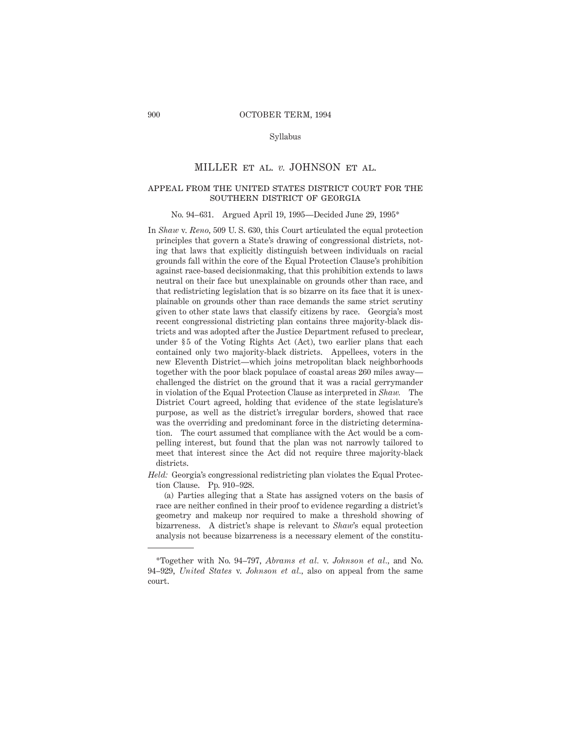Syllabus

# MILLER ET AL. *v.* JOHNSON ET AL.

## APPEAL FROM THE UNITED STATES DISTRICT COURT FOR THE SOUTHERN DISTRICT OF GEORGIA

No. 94–631. Argued April 19, 1995—Decided June 29, 1995*

In *Shaw* v. *Reno*, 509 U. S. 630, this Court articulated the equal protection principles that govern a State's drawing of congressional districts, noting that laws that explicitly distinguish between individuals on racial grounds fall within the core of the Equal Protection Clause's prohibition against race-based decisionmaking, that this prohibition extends to laws neutral on their face but unexplainable on grounds other than race, and that redistricting legislation that is so bizarre on its face that it is unexplainable on grounds other than race demands the same strict scrutiny given to other state laws that classify citizens by race. Georgia's most recent congressional districting plan contains three majority-black districts and was adopted after the Justice Department refused to preclear, under § 5 of the Voting Rights Act (Act), two earlier plans that each contained only two majority-black districts. Appellees, voters in the new Eleventh District—which joins metropolitan black neighborhoods together with the poor black populace of coastal areas 260 miles away—challenged the district on the ground that it was a racial gerrymander in violation of the Equal Protection Clause as interpreted in *Shaw.* The District Court agreed, holding that evidence of the state legislature's purpose, as well as the district's irregular borders, showed that race was the overriding and predominant force in the districting determination. The court assumed that compliance with the Act would be a compelling interest, but found that the plan was not narrowly tailored to meet that interest since the Act did not require three majority-black districts.

*Held:* Georgia's congressional redistricting plan violates the Equal Protection Clause. Pp. 910–928.

(a) Parties alleging that a State has assigned voters on the basis of race are neither confined in their proof to evidence regarding a district's geometry and makeup nor required to make a threshold showing of bizarreness. A district's shape is relevant to *Shaw*'s equal protection analysis not because bizarreness is a necessary element of the constitu-

---

*Together with No. 94–797, *Abrams et al.* v. *Johnson et al.*, and No. 94–929, *United States* v. *Johnson et al.*, also on appeal from the same court.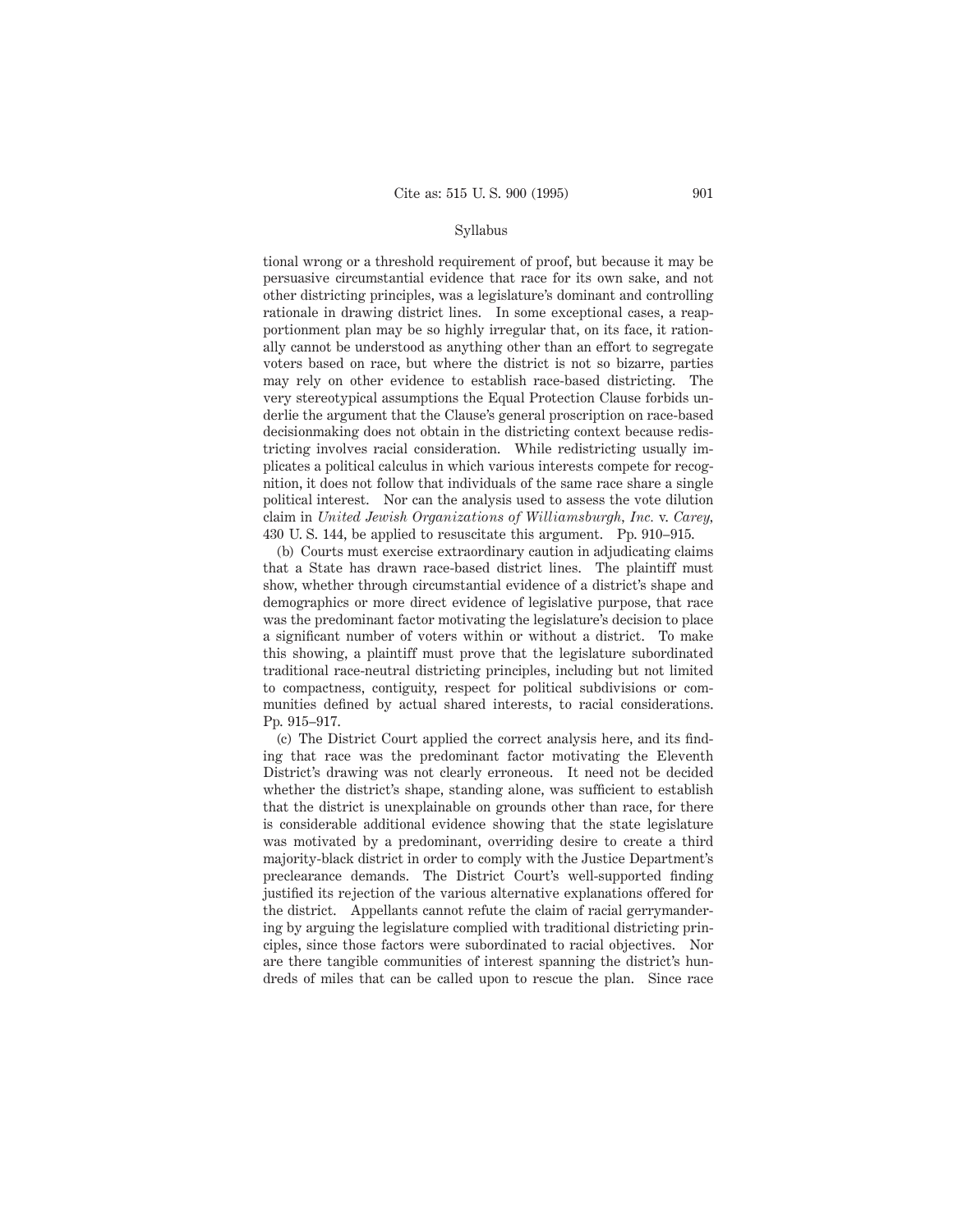tional wrong or a threshold requirement of proof, but because it may be persuasive circumstantial evidence that race for its own sake, and not other districting principles, was a legislature's dominant and controlling rationale in drawing district lines. In some exceptional cases, a reapportionment plan may be so highly irregular that, on its face, it rationally cannot be understood as anything other than an effort to segregate voters based on race, but where the district is not so bizarre, parties may rely on other evidence to establish race-based districting. The very stereotypical assumptions the Equal Protection Clause forbids underlie the argument that the Clause's general proscription on race-based decisionmaking does not obtain in the districting context because redistricting involves racial consideration. While redistricting usually implicates a political calculus in which various interests compete for recognition, it does not follow that individuals of the same race share a single political interest. Nor can the analysis used to assess the vote dilution claim in *United Jewish Organizations of Williamsburgh, Inc.* v. *Carey,* 430 U. S. 144, be applied to resuscitate this argument. Pp. 910–915.

(b) Courts must exercise extraordinary caution in adjudicating claims that a State has drawn race-based district lines. The plaintiff must show, whether through circumstantial evidence of a district's shape and demographics or more direct evidence of legislative purpose, that race was the predominant factor motivating the legislature's decision to place a significant number of voters within or without a district. To make this showing, a plaintiff must prove that the legislature subordinated traditional race-neutral districting principles, including but not limited to compactness, contiguity, respect for political subdivisions or communities defined by actual shared interests, to racial considerations. Pp. 915–917.

(c) The District Court applied the correct analysis here, and its finding that race was the predominant factor motivating the Eleventh District's drawing was not clearly erroneous. It need not be decided whether the district's shape, standing alone, was sufficient to establish that the district is unexplainable on grounds other than race, for there is considerable additional evidence showing that the state legislature was motivated by a predominant, overriding desire to create a third majority-black district in order to comply with the Justice Department's preclearance demands. The District Court's well-supported finding justified its rejection of the various alternative explanations offered for the district. Appellants cannot refute the claim of racial gerrymandering by arguing the legislature complied with traditional districting principles, since those factors were subordinated to racial objectives. Nor are there tangible communities of interest spanning the district's hundreds of miles that can be called upon to rescue the plan. Since race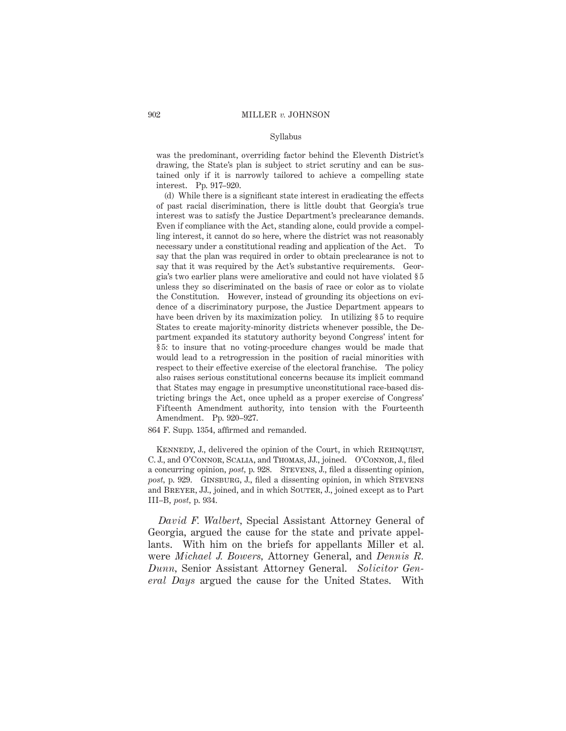Syllabus

was the predominant, overriding factor behind the Eleventh District's drawing, the State's plan is subject to strict scrutiny and can be sustained only if it is narrowly tailored to achieve a compelling state interest. Pp. 917–920.

(d) While there is a significant state interest in eradicating the effects of past racial discrimination, there is little doubt that Georgia's true interest was to satisfy the Justice Department's preclearance demands. Even if compliance with the Act, standing alone, could provide a compelling interest, it cannot do so here, where the district was not reasonably necessary under a constitutional reading and application of the Act. To say that the plan was required in order to obtain preclearance is not to say that it was required by the Act's substantive requirements. Georgia's two earlier plans were ameliorative and could not have violated § 5 unless they so discriminated on the basis of race or color as to violate the Constitution. However, instead of grounding its objections on evidence of a discriminatory purpose, the Justice Department appears to have been driven by its maximization policy. In utilizing § 5 to require States to create majority-minority districts whenever possible, the Department expanded its statutory authority beyond Congress' intent for § 5: to insure that no voting-procedure changes would be made that would lead to a retrogression in the position of racial minorities with respect to their effective exercise of the electoral franchise. The policy also raises serious constitutional concerns because its implicit command that States may engage in presumptive unconstitutional race-based districting brings the Act, once upheld as a proper exercise of Congress' Fifteenth Amendment authority, into tension with the Fourteenth Amendment. Pp. 920–927.

864 F. Supp. 1354, affirmed and remanded.

Kennedy, J., delivered the opinion of the Court, in which Rehnquist, C. J., and O'Connor, Scalia, and Thomas, JJ., joined. O'Connor, J., filed a concurring opinion, *post*, p. 928. Stevens, J., filed a dissenting opinion, *post*, p. 929. Ginsburg, J., filed a dissenting opinion, in which Stevens and Breyer, JJ., joined, and in which Souter, J., joined except as to Part III–B, *post*, p. 934.

*David F. Walbert*, Special Assistant Attorney General of Georgia, argued the cause for the state and private appellants. With him on the briefs for appellants Miller et al. were *Michael J. Bowers*, Attorney General, and *Dennis R. Dunn*, Senior Assistant Attorney General. *Solicitor General Days* argued the cause for the United States. With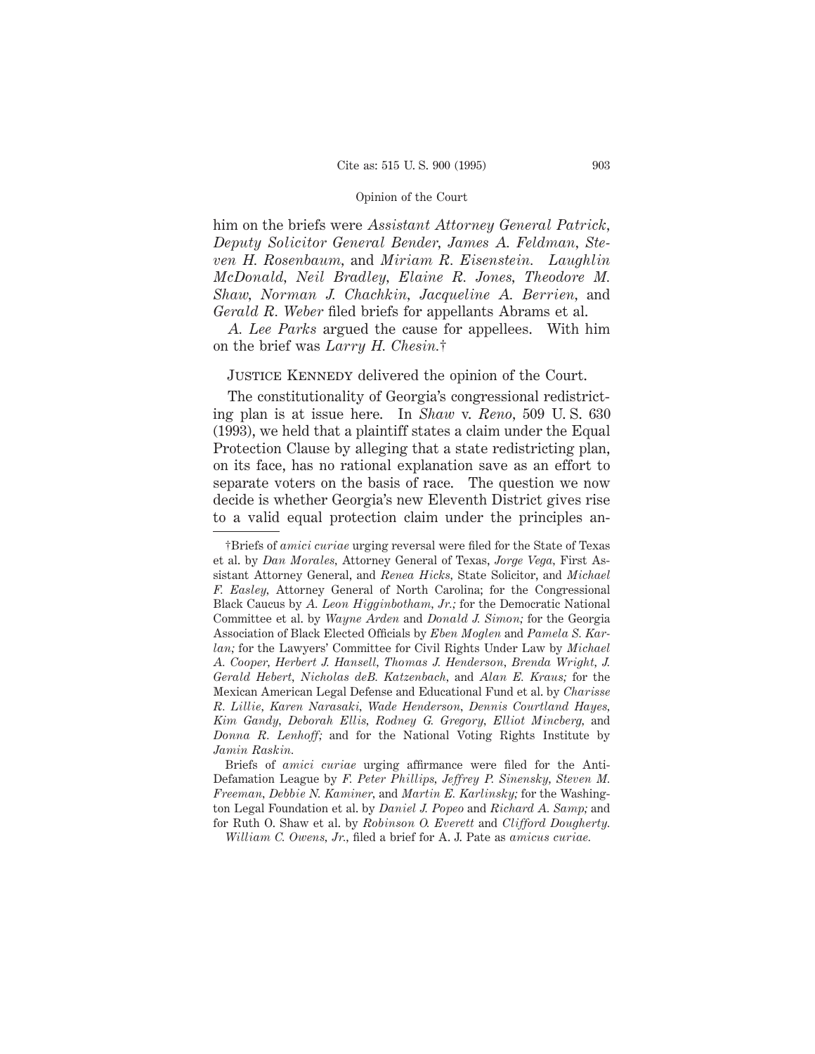him on the briefs were *Assistant Attorney General Patrick*, *Deputy Solicitor General Bender*, *James A. Feldman*, *Steven H. Rosenbaum*, and *Miriam R. Eisenstein*. *Laughlin McDonald*, *Neil Bradley*, *Elaine R. Jones*, *Theodore M. Shaw*, *Norman J. Chachkin*, *Jacqueline A. Berrien*, and *Gerald R. Weber* filed briefs for appellants Abrams et al.

*A. Lee Parks* argued the cause for appellees. With him on the brief was *Larry H. Chesin.*†

Justice Kennedy delivered the opinion of the Court.

The constitutionality of Georgia's congressional redistricting plan is at issue here. In *Shaw* v. *Reno*, 509 U. S. 630 (1993), we held that a plaintiff states a claim under the Equal Protection Clause by alleging that a state redistricting plan, on its face, has no rational explanation save as an effort to separate voters on the basis of race. The question we now decide is whether Georgia's new Eleventh District gives rise to a valid equal protection claim under the principles an-

---

†Briefs of *amici curiae* urging reversal were filed for the State of Texas et al. by *Dan Morales*, Attorney General of Texas, *Jorge Vega*, First Assistant Attorney General, and *Renea Hicks*, State Solicitor, and *Michael F. Easley*, Attorney General of North Carolina; for the Congressional Black Caucus by *A. Leon Higginbotham, Jr.;* for the Democratic National Committee et al. by *Wayne Arden* and *Donald J. Simon;* for the Georgia Association of Black Elected Officials by *Eben Moglen* and *Pamela S. Karlan;* for the Lawyers' Committee for Civil Rights Under Law by *Michael A. Cooper*, *Herbert J. Hansell*, *Thomas J. Henderson*, *Brenda Wright*, *J. Gerald Hebert*, *Nicholas deB. Katzenbach*, and *Alan E. Kraus;* for the Mexican American Legal Defense and Educational Fund et al. by *Charisse R. Lillie*, *Karen Narasaki*, *Wade Henderson*, *Dennis Courtland Hayes*, *Kim Gandy*, *Deborah Ellis*, *Rodney G. Gregory*, *Elliot Mincberg*, and *Donna R. Lenhoff;* and for the National Voting Rights Institute by *Jamin Raskin*.

Briefs of *amici curiae* urging affirmance were filed for the Anti-Defamation League by *F. Peter Phillips*, *Jeffrey P. Sinensky*, *Steven M. Freeman*, *Debbie N. Kaminer*, and *Martin E. Karlinsky;* for the Washington Legal Foundation et al. by *Daniel J. Popeo* and *Richard A. Samp;* and for Ruth O. Shaw et al. by *Robinson O. Everett* and *Clifford Dougherty*.

*William C. Owens, Jr.*, filed a brief for A. J. Pate as *amicus curiae*.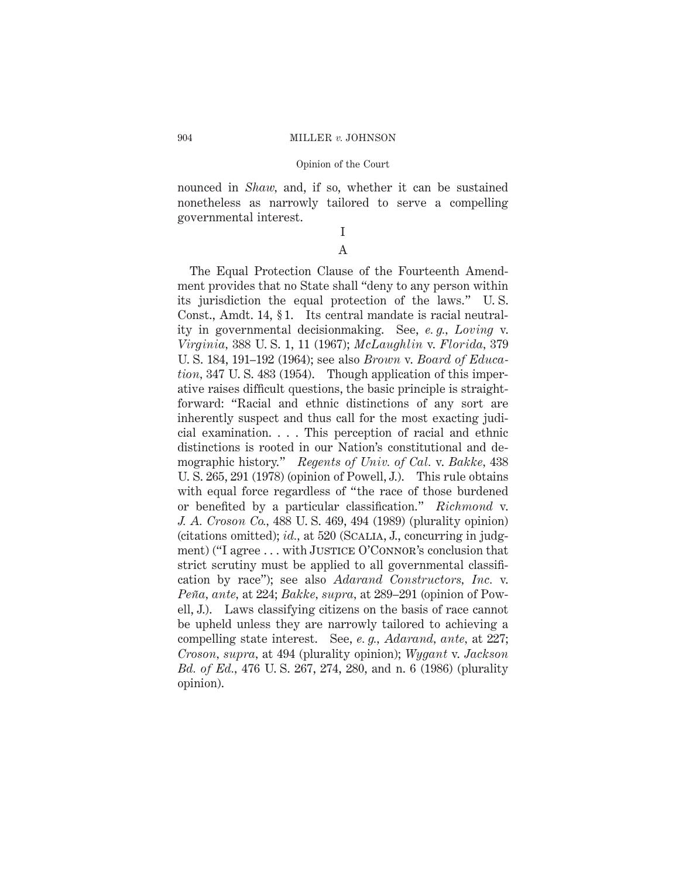nounced in *Shaw,* and, if so, whether it can be sustained nonetheless as narrowly tailored to serve a compelling governmental interest.

## I

### A

The Equal Protection Clause of the Fourteenth Amendment provides that no State shall "deny to any person within its jurisdiction the equal protection of the laws." U. S. Const., Amdt. 14, § 1. Its central mandate is racial neutrality in governmental decisionmaking. See, *e. g., Loving* v. *Virginia,* 388 U. S. 1, 11 (1967); *McLaughlin* v. *Florida,* 379 U. S. 184, 191–192 (1964); see also *Brown* v. *Board of Education,* 347 U. S. 483 (1954). Though application of this imperative raises difficult questions, the basic principle is straightforward: "Racial and ethnic distinctions of any sort are inherently suspect and thus call for the most exacting judicial examination. . . . This perception of racial and ethnic distinctions is rooted in our Nation's constitutional and demographic history." *Regents of Univ. of Cal.* v. *Bakke,* 438 U. S. 265, 291 (1978) (opinion of Powell, J.). This rule obtains with equal force regardless of "the race of those burdened or benefited by a particular classification." *Richmond* v. *J. A. Croson Co.,* 488 U. S. 469, 494 (1989) (plurality opinion) (citations omitted); *id.,* at 520 (Scalia, J., concurring in judgment) ("I agree . . . with Justice O'Connor's conclusion that strict scrutiny must be applied to all governmental classification by race"); see also *Adarand Constructors, Inc.* v. *Peña, ante,* at 224; *Bakke, supra,* at 289–291 (opinion of Powell, J.). Laws classifying citizens on the basis of race cannot be upheld unless they are narrowly tailored to achieving a compelling state interest. See, *e. g., Adarand, ante,* at 227; *Croson, supra,* at 494 (plurality opinion); *Wygant* v. *Jackson Bd. of Ed.,* 476 U. S. 267, 274, 280, and n. 6 (1986) (plurality opinion).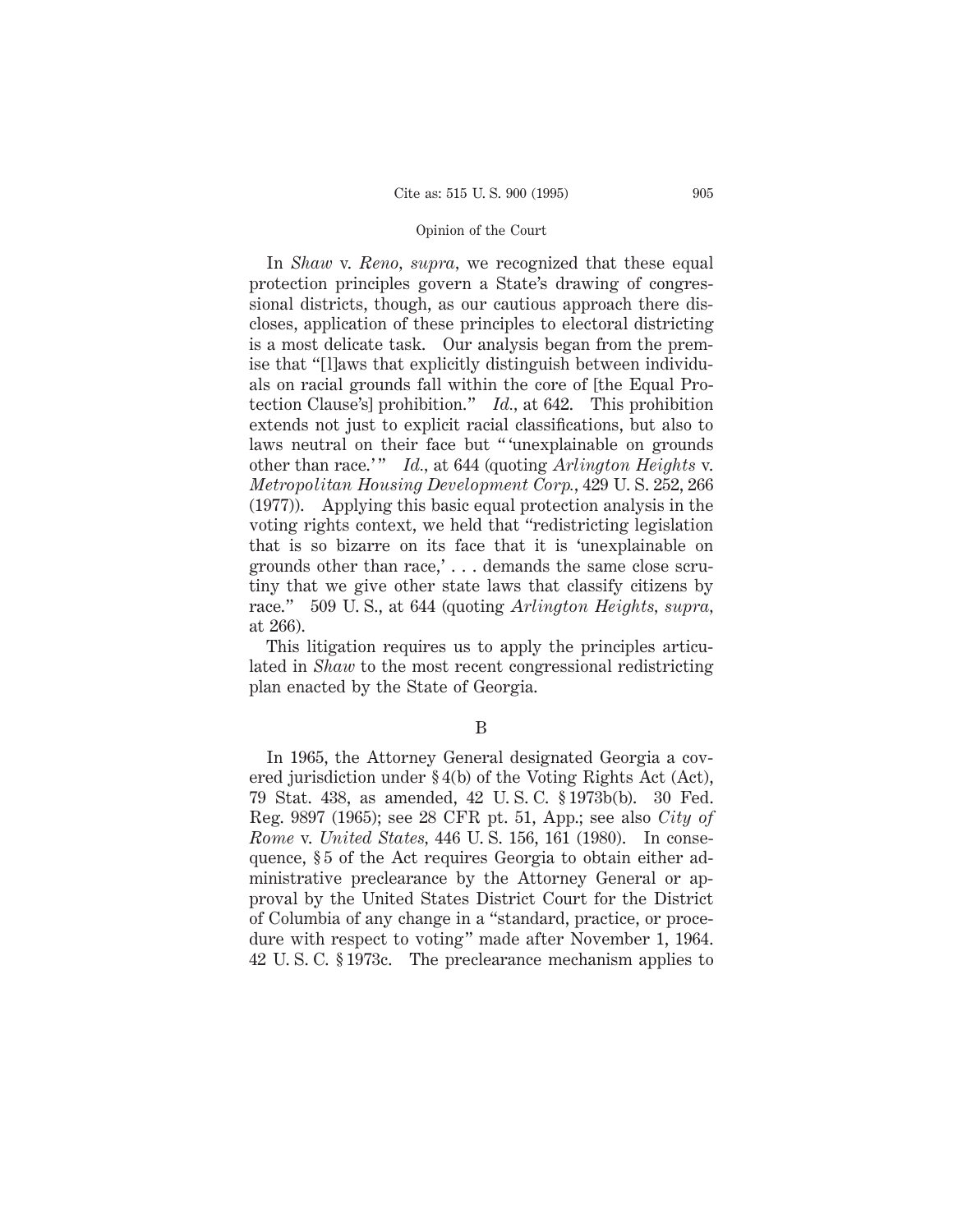In *Shaw* v. *Reno*, *supra*, we recognized that these equal protection principles govern a State's drawing of congressional districts, though, as our cautious approach there discloses, application of these principles to electoral districting is a most delicate task. Our analysis began from the premise that "[l]aws that explicitly distinguish between individuals on racial grounds fall within the core of [the Equal Protection Clause's] prohibition." *Id.*, at 642. This prohibition extends not just to explicit racial classifications, but also to laws neutral on their face but " 'unexplainable on grounds other than race.' " *Id.*, at 644 (quoting *Arlington Heights* v. *Metropolitan Housing Development Corp.*, 429 U. S. 252, 266 (1977)). Applying this basic equal protection analysis in the voting rights context, we held that "redistricting legislation that is so bizarre on its face that it is 'unexplainable on grounds other than race,' . . . demands the same close scrutiny that we give other state laws that classify citizens by race." 509 U. S., at 644 (quoting *Arlington Heights*, *supra*, at 266).

This litigation requires us to apply the principles articulated in *Shaw* to the most recent congressional redistricting plan enacted by the State of Georgia.

B

In 1965, the Attorney General designated Georgia a covered jurisdiction under § 4(b) of the Voting Rights Act (Act), 79 Stat. 438, as amended, 42 U. S. C. § 1973b(b). 30 Fed. Reg. 9897 (1965); see 28 CFR pt. 51, App.; see also *City of Rome* v. *United States*, 446 U. S. 156, 161 (1980). In consequence, § 5 of the Act requires Georgia to obtain either administrative preclearance by the Attorney General or approval by the United States District Court for the District of Columbia of any change in a "standard, practice, or procedure with respect to voting" made after November 1, 1964. 42 U. S. C. § 1973c. The preclearance mechanism applies to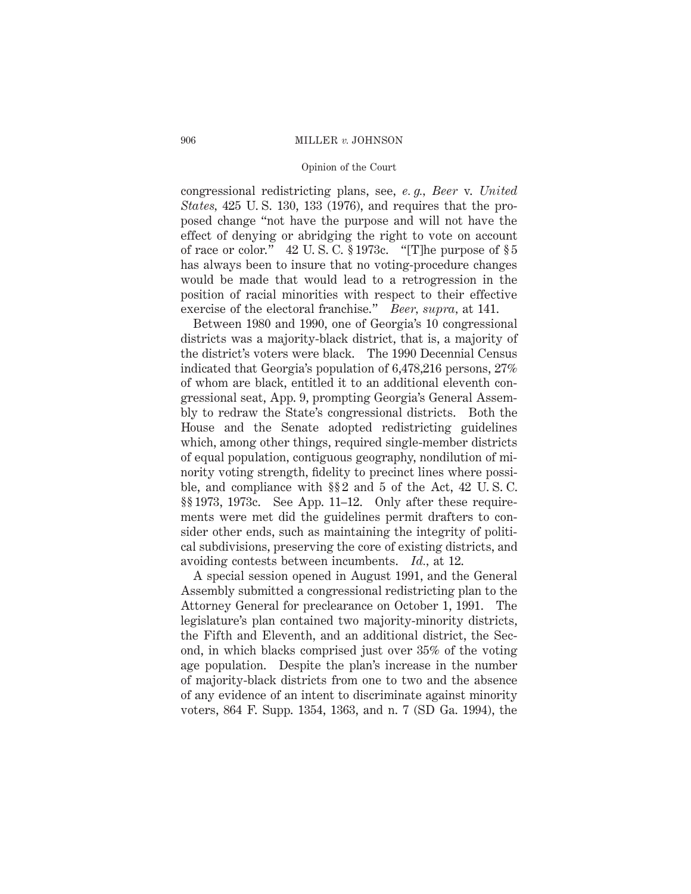congressional redistricting plans, see, *e. g., Beer* v. *United States*, 425 U. S. 130, 133 (1976), and requires that the proposed change "not have the purpose and will not have the effect of denying or abridging the right to vote on account of race or color." 42 U. S. C. § 1973c. "[T]he purpose of § 5 has always been to insure that no voting-procedure changes would be made that would lead to a retrogression in the position of racial minorities with respect to their effective exercise of the electoral franchise." *Beer, supra*, at 141.

Between 1980 and 1990, one of Georgia's 10 congressional districts was a majority-black district, that is, a majority of the district's voters were black. The 1990 Decennial Census indicated that Georgia's population of 6,478,216 persons, 27% of whom are black, entitled it to an additional eleventh congressional seat, App. 9, prompting Georgia's General Assembly to redraw the State's congressional districts. Both the House and the Senate adopted redistricting guidelines which, among other things, required single-member districts of equal population, contiguous geography, nondilution of minority voting strength, fidelity to precinct lines where possible, and compliance with §§ 2 and 5 of the Act, 42 U. S. C. §§ 1973, 1973c. See App. 11–12. Only after these requirements were met did the guidelines permit drafters to consider other ends, such as maintaining the integrity of political subdivisions, preserving the core of existing districts, and avoiding contests between incumbents. *Id.*, at 12.

A special session opened in August 1991, and the General Assembly submitted a congressional redistricting plan to the Attorney General for preclearance on October 1, 1991. The legislature's plan contained two majority-minority districts, the Fifth and Eleventh, and an additional district, the Second, in which blacks comprised just over 35% of the voting age population. Despite the plan's increase in the number of majority-black districts from one to two and the absence of any evidence of an intent to discriminate against minority voters, 864 F. Supp. 1354, 1363, and n. 7 (SD Ga. 1994), the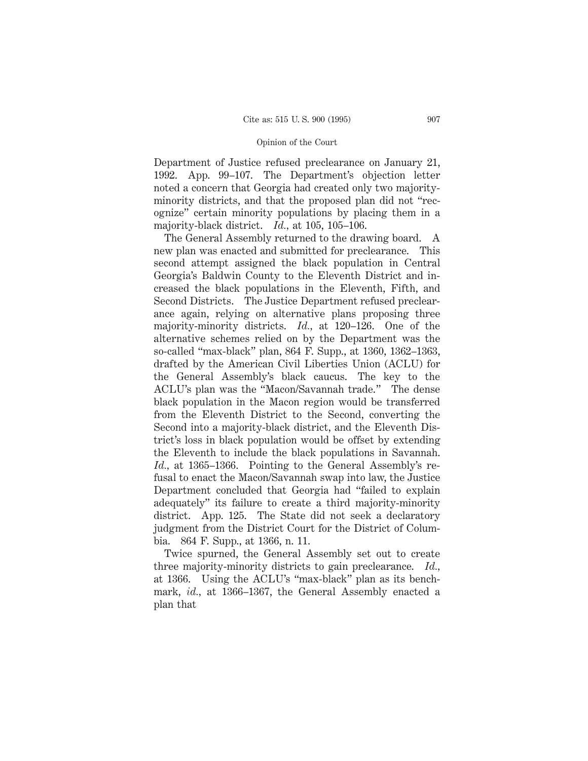Department of Justice refused preclearance on January 21, 1992. App. 99–107. The Department's objection letter noted a concern that Georgia had created only two majority-minority districts, and that the proposed plan did not "recognize" certain minority populations by placing them in a majority-black district. *Id.*, at 105, 105–106.

The General Assembly returned to the drawing board. A new plan was enacted and submitted for preclearance. This second attempt assigned the black population in Central Georgia's Baldwin County to the Eleventh District and increased the black populations in the Eleventh, Fifth, and Second Districts. The Justice Department refused preclearance again, relying on alternative plans proposing three majority-minority districts. *Id.*, at 120–126. One of the alternative schemes relied on by the Department was the so-called "max-black" plan, 864 F. Supp., at 1360, 1362–1363, drafted by the American Civil Liberties Union (ACLU) for the General Assembly's black caucus. The key to the ACLU's plan was the "Macon/Savannah trade." The dense black population in the Macon region would be transferred from the Eleventh District to the Second, converting the Second into a majority-black district, and the Eleventh District's loss in black population would be offset by extending the Eleventh to include the black populations in Savannah. *Id.*, at 1365–1366. Pointing to the General Assembly's refusal to enact the Macon/Savannah swap into law, the Justice Department concluded that Georgia had "failed to explain adequately" its failure to create a third majority-minority district. App. 125. The State did not seek a declaratory judgment from the District Court for the District of Columbia. 864 F. Supp., at 1366, n. 11.

Twice spurned, the General Assembly set out to create three majority-minority districts to gain preclearance. *Id.*, at 1366. Using the ACLU's "max-black" plan as its benchmark, *id.*, at 1366–1367, the General Assembly enacted a plan that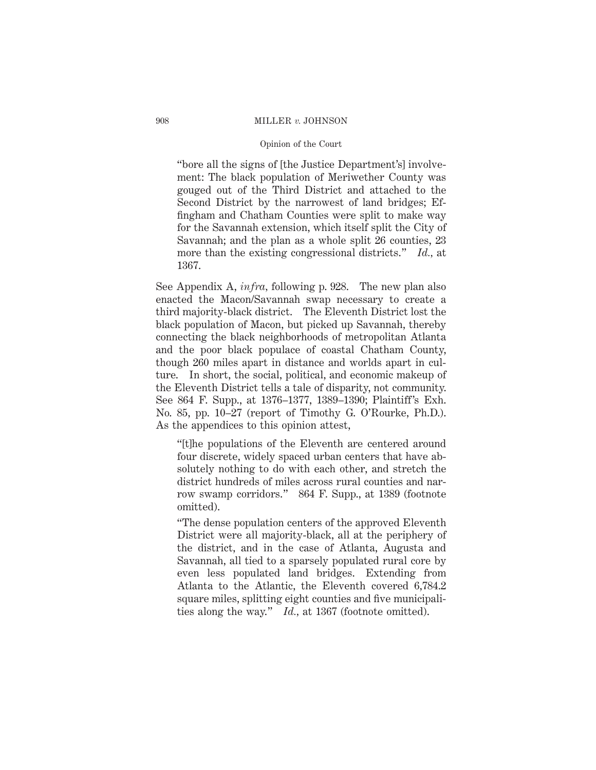> "bore all the signs of [the Justice Department's] involvement: The black population of Meriwether County was gouged out of the Third District and attached to the Second District by the narrowest of land bridges; Effingham and Chatham Counties were split to make way for the Savannah extension, which itself split the City of Savannah; and the plan as a whole split 26 counties, 23 more than the existing congressional districts." *Id.,* at 1367.

See Appendix A, *infra,* following p. 928. The new plan also enacted the Macon/Savannah swap necessary to create a third majority-black district. The Eleventh District lost the black population of Macon, but picked up Savannah, thereby connecting the black neighborhoods of metropolitan Atlanta and the poor black populace of coastal Chatham County, though 260 miles apart in distance and worlds apart in culture. In short, the social, political, and economic makeup of the Eleventh District tells a tale of disparity, not community. See 864 F. Supp., at 1376–1377, 1389–1390; Plaintiff's Exh. No. 85, pp. 10–27 (report of Timothy G. O'Rourke, Ph.D.). As the appendices to this opinion attest,

> "[t]he populations of the Eleventh are centered around four discrete, widely spaced urban centers that have absolutely nothing to do with each other, and stretch the district hundreds of miles across rural counties and narrow swamp corridors." 864 F. Supp., at 1389 (footnote omitted).
>
> "The dense population centers of the approved Eleventh District were all majority-black, all at the periphery of the district, and in the case of Atlanta, Augusta and Savannah, all tied to a sparsely populated rural core by even less populated land bridges. Extending from Atlanta to the Atlantic, the Eleventh covered 6,784.2 square miles, splitting eight counties and five municipalities along the way." *Id.*, at 1367 (footnote omitted).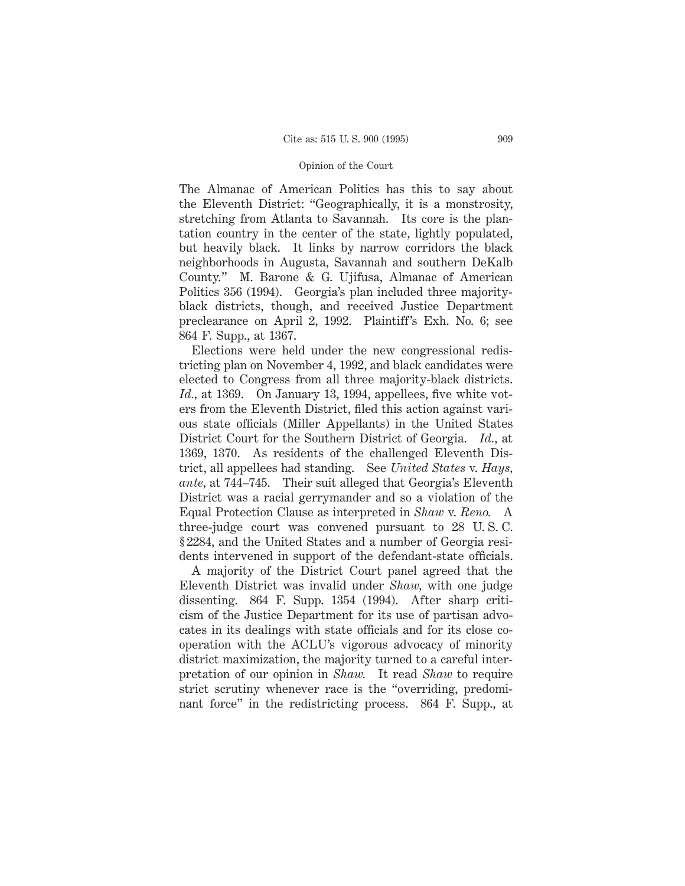The Almanac of American Politics has this to say about the Eleventh District: "Geographically, it is a monstrosity, stretching from Atlanta to Savannah. Its core is the plantation country in the center of the state, lightly populated, but heavily black. It links by narrow corridors the black neighborhoods in Augusta, Savannah and southern DeKalb County." M. Barone & G. Ujifusa, Almanac of American Politics 356 (1994). Georgia's plan included three majority-black districts, though, and received Justice Department preclearance on April 2, 1992. Plaintiff's Exh. No. 6; see 864 F. Supp., at 1367.

Elections were held under the new congressional redistricting plan on November 4, 1992, and black candidates were elected to Congress from all three majority-black districts. *Id.*, at 1369. On January 13, 1994, appellees, five white voters from the Eleventh District, filed this action against various state officials (Miller Appellants) in the United States District Court for the Southern District of Georgia. *Id.*, at 1369, 1370. As residents of the challenged Eleventh District, all appellees had standing. See *United States* v. *Hays*, *ante*, at 744–745. Their suit alleged that Georgia's Eleventh District was a racial gerrymander and so a violation of the Equal Protection Clause as interpreted in *Shaw* v. *Reno*. A three-judge court was convened pursuant to 28 U. S. C. § 2284, and the United States and a number of Georgia residents intervened in support of the defendant-state officials.

A majority of the District Court panel agreed that the Eleventh District was invalid under *Shaw*, with one judge dissenting. 864 F. Supp. 1354 (1994). After sharp criticism of the Justice Department for its use of partisan advocates in its dealings with state officials and for its close cooperation with the ACLU's vigorous advocacy of minority district maximization, the majority turned to a careful interpretation of our opinion in *Shaw*. It read *Shaw* to require strict scrutiny whenever race is the "overriding, predominant force" in the redistricting process. 864 F. Supp., at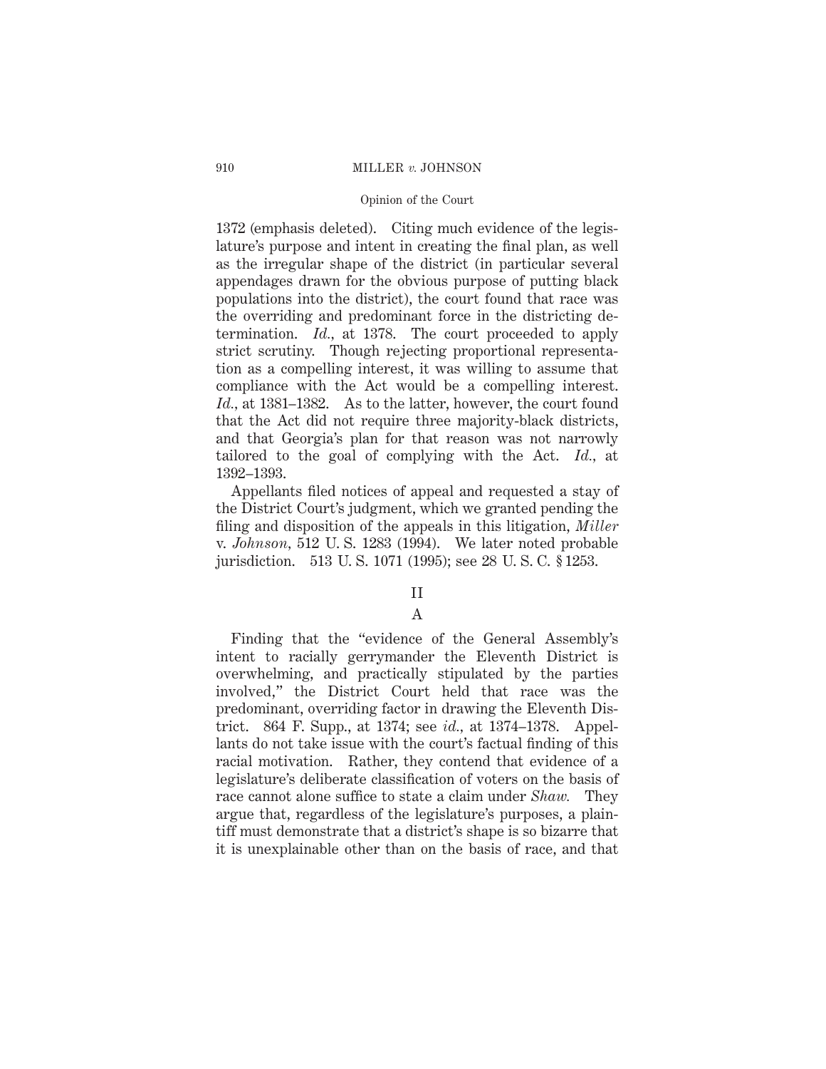1372 (emphasis deleted). Citing much evidence of the legislature's purpose and intent in creating the final plan, as well as the irregular shape of the district (in particular several appendages drawn for the obvious purpose of putting black populations into the district), the court found that race was the overriding and predominant force in the districting determination. *Id.*, at 1378. The court proceeded to apply strict scrutiny. Though rejecting proportional representation as a compelling interest, it was willing to assume that compliance with the Act would be a compelling interest. *Id.*, at 1381–1382. As to the latter, however, the court found that the Act did not require three majority-black districts, and that Georgia's plan for that reason was not narrowly tailored to the goal of complying with the Act. *Id.*, at 1392–1393.

Appellants filed notices of appeal and requested a stay of the District Court's judgment, which we granted pending the filing and disposition of the appeals in this litigation, *Miller* v. *Johnson*, 512 U. S. 1283 (1994). We later noted probable jurisdiction. 513 U. S. 1071 (1995); see 28 U. S. C. § 1253.

## II

### A

Finding that the "evidence of the General Assembly's intent to racially gerrymander the Eleventh District is overwhelming, and practically stipulated by the parties involved," the District Court held that race was the predominant, overriding factor in drawing the Eleventh District. 864 F. Supp., at 1374; see *id.*, at 1374–1378. Appellants do not take issue with the court's factual finding of this racial motivation. Rather, they contend that evidence of a legislature's deliberate classification of voters on the basis of race cannot alone suffice to state a claim under *Shaw.* They argue that, regardless of the legislature's purposes, a plaintiff must demonstrate that a district's shape is so bizarre that it is unexplainable other than on the basis of race, and that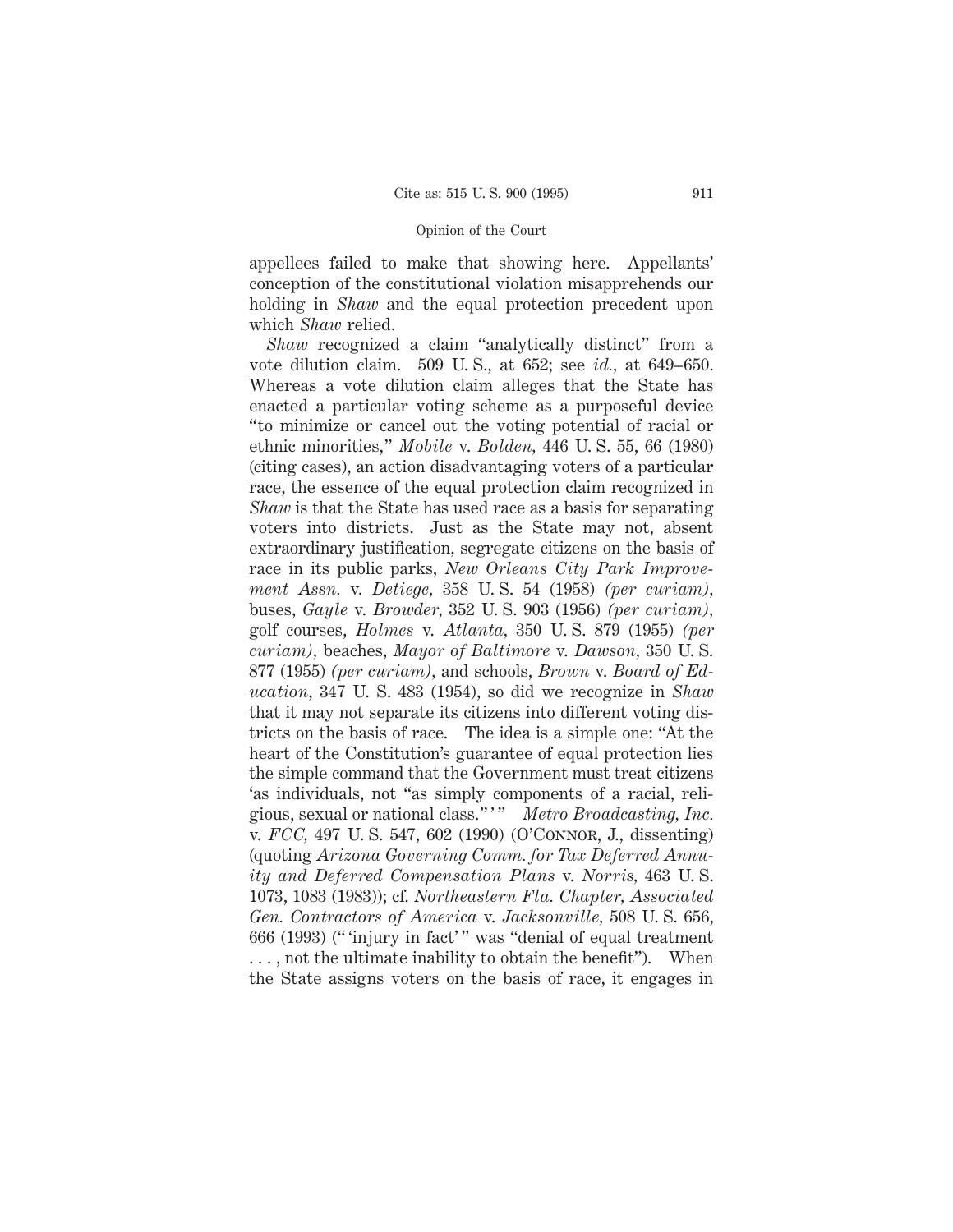appellees failed to make that showing here. Appellants' conception of the constitutional violation misapprehends our holding in *Shaw* and the equal protection precedent upon which *Shaw* relied.

*Shaw* recognized a claim "analytically distinct" from a vote dilution claim. 509 U. S., at 652; see *id.*, at 649–650. Whereas a vote dilution claim alleges that the State has enacted a particular voting scheme as a purposeful device "to minimize or cancel out the voting potential of racial or ethnic minorities," *Mobile* v. *Bolden*, 446 U. S. 55, 66 (1980) (citing cases), an action disadvantaging voters of a particular race, the essence of the equal protection claim recognized in *Shaw* is that the State has used race as a basis for separating voters into districts. Just as the State may not, absent extraordinary justification, segregate citizens on the basis of race in its public parks, *New Orleans City Park Improvement Assn.* v. *Detiege*, 358 U. S. 54 (1958) *(per curiam)*, buses, *Gayle* v. *Browder*, 352 U. S. 903 (1956) *(per curiam)*, golf courses, *Holmes* v. *Atlanta*, 350 U. S. 879 (1955) *(per curiam)*, beaches, *Mayor of Baltimore* v. *Dawson*, 350 U. S. 877 (1955) *(per curiam)*, and schools, *Brown* v. *Board of Education*, 347 U. S. 483 (1954), so did we recognize in *Shaw* that it may not separate its citizens into different voting districts on the basis of race. The idea is a simple one: "At the heart of the Constitution's guarantee of equal protection lies the simple command that the Government must treat citizens 'as individuals, not "as simply components of a racial, religious, sexual or national class."'" *Metro Broadcasting, Inc.* v. *FCC*, 497 U. S. 547, 602 (1990) (O'Connor, J., dissenting) (quoting *Arizona Governing Comm. for Tax Deferred Annuity and Deferred Compensation Plans* v. *Norris*, 463 U. S. 1073, 1083 (1983)); cf. *Northeastern Fla. Chapter, Associated Gen. Contractors of America* v. *Jacksonville*, 508 U. S. 656, 666 (1993) ("'injury in fact'" was "denial of equal treatment . . . , not the ultimate inability to obtain the benefit"). When the State assigns voters on the basis of race, it engages in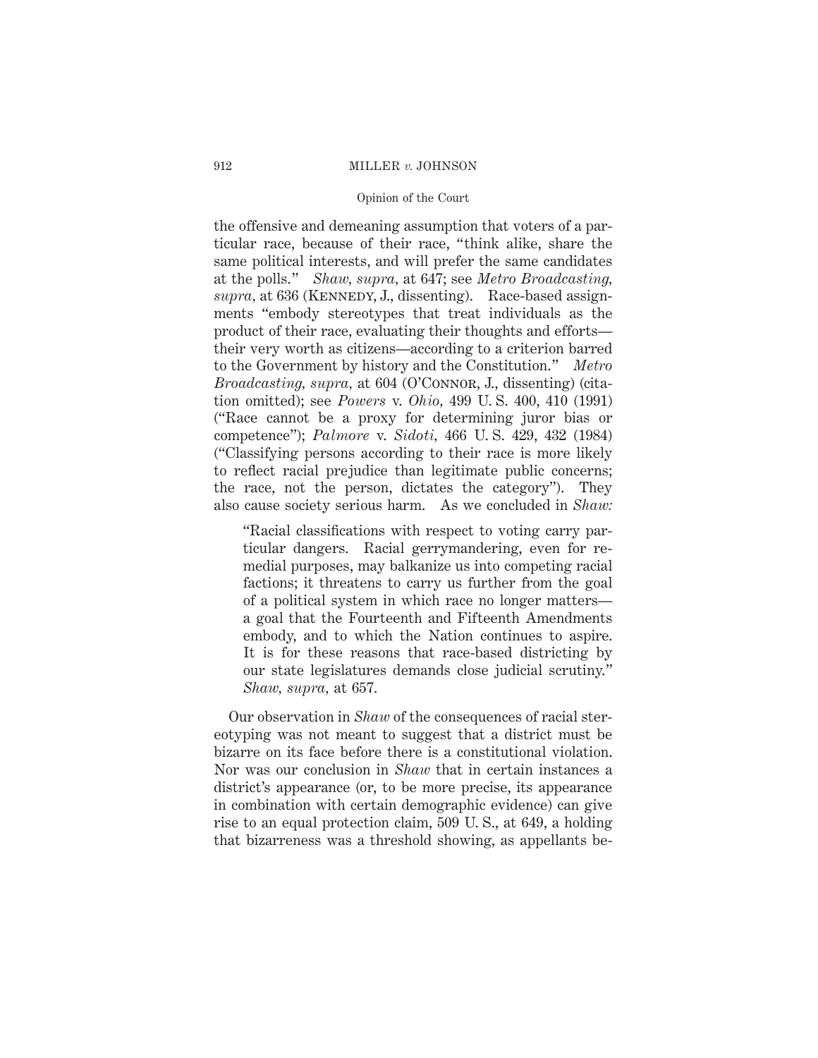the offensive and demeaning assumption that voters of a particular race, because of their race, "think alike, share the same political interests, and will prefer the same candidates at the polls." *Shaw, supra*, at 647; see *Metro Broadcasting, supra*, at 636 (KENNEDY, J., dissenting). Race-based assignments "embody stereotypes that treat individuals as the product of their race, evaluating their thoughts and efforts—their very worth as citizens—according to a criterion barred to the Government by history and the Constitution." *Metro Broadcasting, supra*, at 604 (O'CONNOR, J., dissenting) (citation omitted); see *Powers* v. *Ohio*, 499 U. S. 400, 410 (1991) ("Race cannot be a proxy for determining juror bias or competence"); *Palmore* v. *Sidoti*, 466 U. S. 429, 432 (1984) ("Classifying persons according to their race is more likely to reflect racial prejudice than legitimate public concerns; the race, not the person, dictates the category"). They also cause society serious harm. As we concluded in *Shaw:*

> "Racial classifications with respect to voting carry particular dangers. Racial gerrymandering, even for remedial purposes, may balkanize us into competing racial factions; it threatens to carry us further from the goal of a political system in which race no longer matters—a goal that the Fourteenth and Fifteenth Amendments embody, and to which the Nation continues to aspire. It is for these reasons that race-based districting by our state legislatures demands close judicial scrutiny." *Shaw, supra*, at 657.

Our observation in *Shaw* of the consequences of racial stereotyping was not meant to suggest that a district must be bizarre on its face before there is a constitutional violation. Nor was our conclusion in *Shaw* that in certain instances a district's appearance (or, to be more precise, its appearance in combination with certain demographic evidence) can give rise to an equal protection claim, 509 U. S., at 649, a holding that bizarreness was a threshold showing, as appellants be-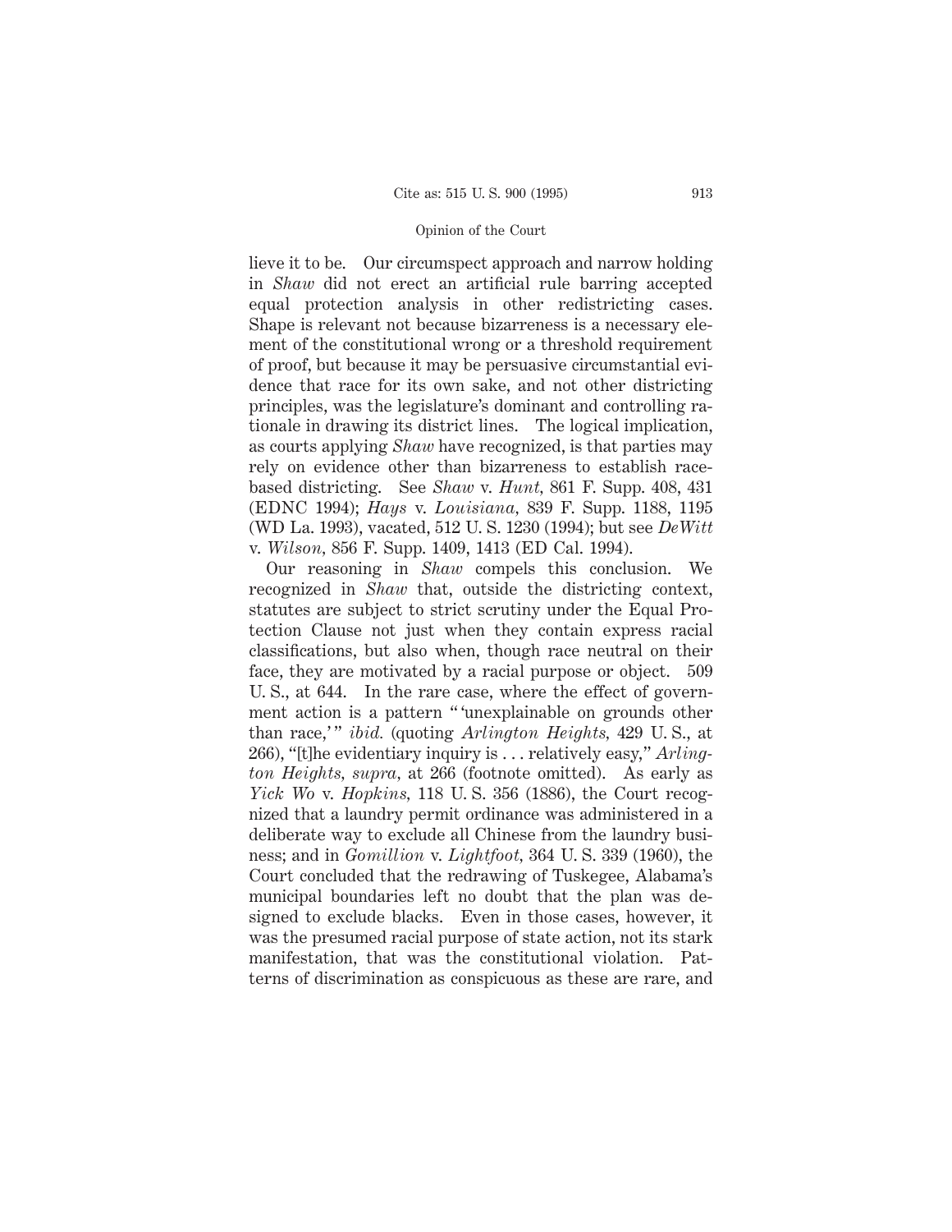lieve it to be. Our circumspect approach and narrow holding in *Shaw* did not erect an artificial rule barring accepted equal protection analysis in other redistricting cases. Shape is relevant not because bizarreness is a necessary element of the constitutional wrong or a threshold requirement of proof, but because it may be persuasive circumstantial evidence that race for its own sake, and not other districting principles, was the legislature's dominant and controlling rationale in drawing its district lines. The logical implication, as courts applying *Shaw* have recognized, is that parties may rely on evidence other than bizarreness to establish race-based districting. See *Shaw* v. *Hunt*, 861 F. Supp. 408, 431 (EDNC 1994); *Hays* v. *Louisiana*, 839 F. Supp. 1188, 1195 (WD La. 1993), vacated, 512 U. S. 1230 (1994); but see *DeWitt* v. *Wilson*, 856 F. Supp. 1409, 1413 (ED Cal. 1994).

Our reasoning in *Shaw* compels this conclusion. We recognized in *Shaw* that, outside the districting context, statutes are subject to strict scrutiny under the Equal Protection Clause not just when they contain express racial classifications, but also when, though race neutral on their face, they are motivated by a racial purpose or object. 509 U. S., at 644. In the rare case, where the effect of government action is a pattern "'unexplainable on grounds other than race,'" *ibid.* (quoting *Arlington Heights*, 429 U. S., at 266), "[t]he evidentiary inquiry is . . . relatively easy," *Arlington Heights*, *supra*, at 266 (footnote omitted). As early as *Yick Wo* v. *Hopkins*, 118 U. S. 356 (1886), the Court recognized that a laundry permit ordinance was administered in a deliberate way to exclude all Chinese from the laundry business; and in *Gomillion* v. *Lightfoot*, 364 U. S. 339 (1960), the Court concluded that the redrawing of Tuskegee, Alabama's municipal boundaries left no doubt that the plan was designed to exclude blacks. Even in those cases, however, it was the presumed racial purpose of state action, not its stark manifestation, that was the constitutional violation. Patterns of discrimination as conspicuous as these are rare, and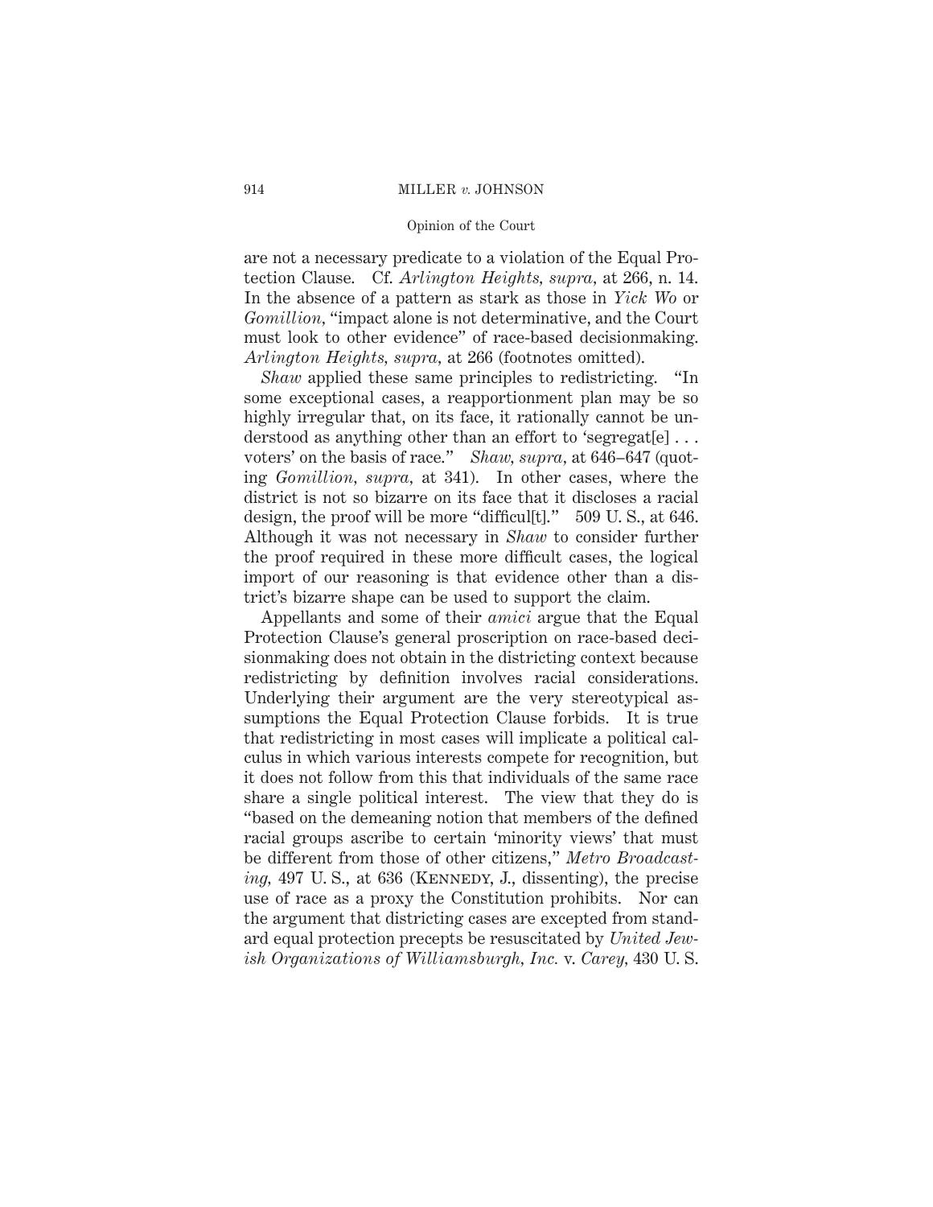are not a necessary predicate to a violation of the Equal Protection Clause. Cf. *Arlington Heights, supra,* at 266, n. 14. In the absence of a pattern as stark as those in *Yick Wo* or *Gomillion,* "impact alone is not determinative, and the Court must look to other evidence" of race-based decisionmaking. *Arlington Heights, supra,* at 266 (footnotes omitted).

*Shaw* applied these same principles to redistricting. "In some exceptional cases, a reapportionment plan may be so highly irregular that, on its face, it rationally cannot be understood as anything other than an effort to 'segregat[e] . . . voters' on the basis of race." *Shaw, supra,* at 646–647 (quoting *Gomillion, supra,* at 341). In other cases, where the district is not so bizarre on its face that it discloses a racial design, the proof will be more "difficul[t]." 509 U. S., at 646. Although it was not necessary in *Shaw* to consider further the proof required in these more difficult cases, the logical import of our reasoning is that evidence other than a district's bizarre shape can be used to support the claim.

Appellants and some of their *amici* argue that the Equal Protection Clause's general proscription on race-based decisionmaking does not obtain in the districting context because redistricting by definition involves racial considerations. Underlying their argument are the very stereotypical assumptions the Equal Protection Clause forbids. It is true that redistricting in most cases will implicate a political calculus in which various interests compete for recognition, but it does not follow from this that individuals of the same race share a single political interest. The view that they do is "based on the demeaning notion that members of the defined racial groups ascribe to certain 'minority views' that must be different from those of other citizens," *Metro Broadcasting,* 497 U. S., at 636 (Kennedy, J., dissenting), the precise use of race as a proxy the Constitution prohibits. Nor can the argument that districting cases are excepted from standard equal protection precepts be resuscitated by *United Jewish Organizations of Williamsburgh, Inc.* v. *Carey,* 430 U. S.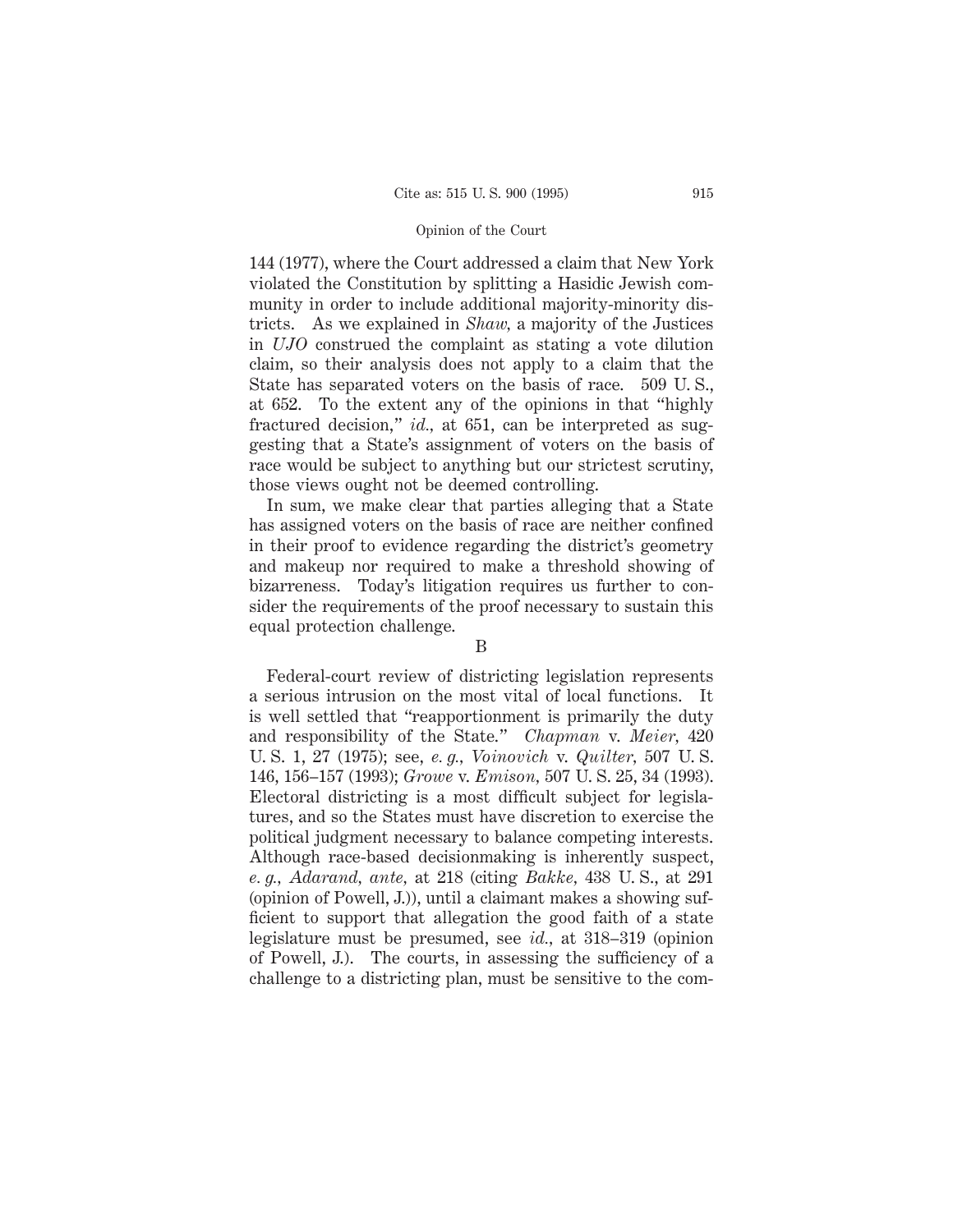144 (1977), where the Court addressed a claim that New York violated the Constitution by splitting a Hasidic Jewish community in order to include additional majority-minority districts. As we explained in *Shaw,* a majority of the Justices in *UJO* construed the complaint as stating a vote dilution claim, so their analysis does not apply to a claim that the State has separated voters on the basis of race. 509 U. S., at 652. To the extent any of the opinions in that "highly fractured decision," *id.,* at 651, can be interpreted as suggesting that a State's assignment of voters on the basis of race would be subject to anything but our strictest scrutiny, those views ought not be deemed controlling.

In sum, we make clear that parties alleging that a State has assigned voters on the basis of race are neither confined in their proof to evidence regarding the district's geometry and makeup nor required to make a threshold showing of bizarreness. Today's litigation requires us further to consider the requirements of the proof necessary to sustain this equal protection challenge.

### B

Federal-court review of districting legislation represents a serious intrusion on the most vital of local functions. It is well settled that "reapportionment is primarily the duty and responsibility of the State." *Chapman* v. *Meier,* 420 U. S. 1, 27 (1975); see, *e. g., Voinovich* v. *Quilter,* 507 U. S. 146, 156–157 (1993); *Growe* v. *Emison,* 507 U. S. 25, 34 (1993). Electoral districting is a most difficult subject for legislatures, and so the States must have discretion to exercise the political judgment necessary to balance competing interests. Although race-based decisionmaking is inherently suspect, *e. g., Adarand, ante,* at 218 (citing *Bakke,* 438 U. S., at 291 (opinion of Powell, J.)), until a claimant makes a showing sufficient to support that allegation the good faith of a state legislature must be presumed, see *id.,* at 318–319 (opinion of Powell, J.). The courts, in assessing the sufficiency of a challenge to a districting plan, must be sensitive to the com-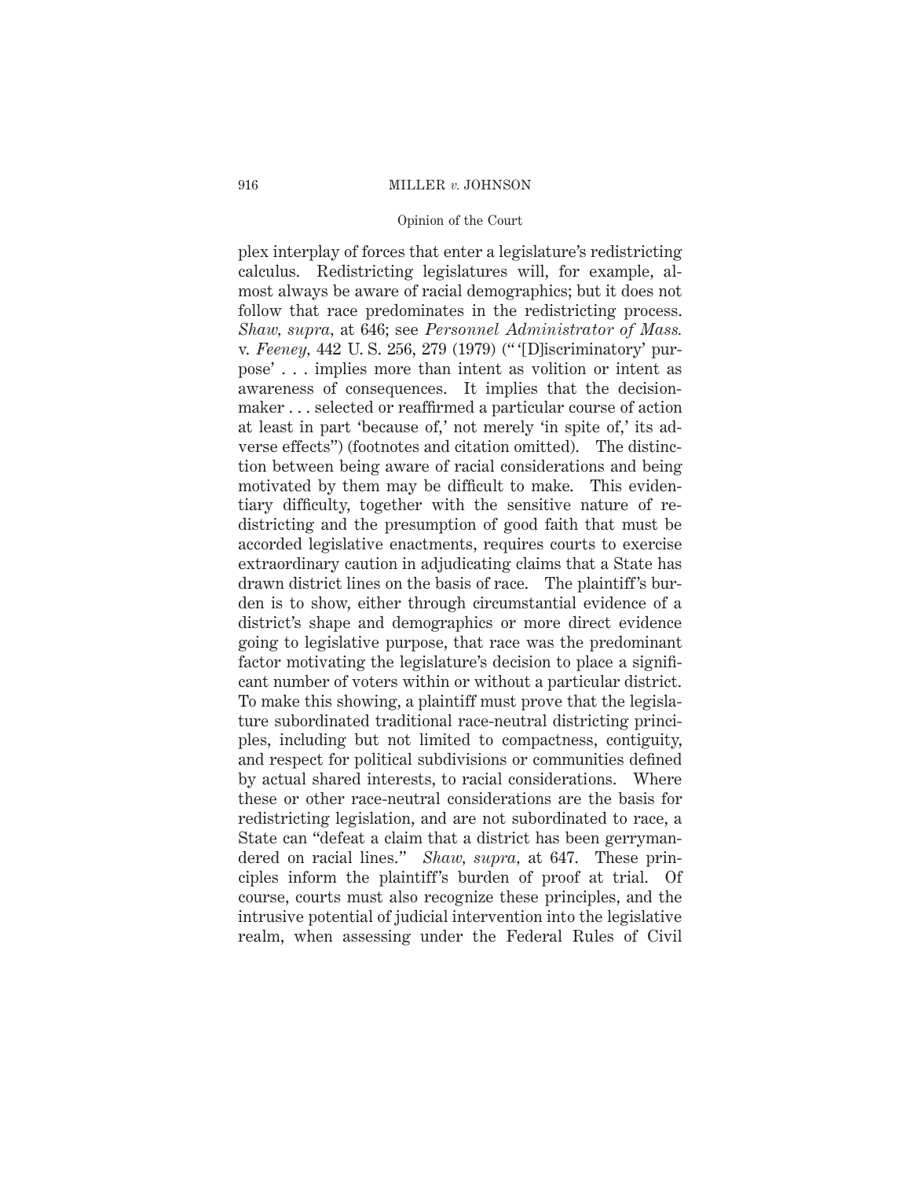plex interplay of forces that enter a legislature's redistricting calculus. Redistricting legislatures will, for example, almost always be aware of racial demographics; but it does not follow that race predominates in the redistricting process. *Shaw, supra,* at 646; see *Personnel Administrator of Mass.* v. *Feeney,* 442 U. S. 256, 279 (1979) ("'[D]iscriminatory' purpose' . . . implies more than intent as volition or intent as awareness of consequences. It implies that the decisionmaker . . . selected or reaffirmed a particular course of action at least in part 'because of,' not merely 'in spite of,' its adverse effects") (footnotes and citation omitted). The distinction between being aware of racial considerations and being motivated by them may be difficult to make. This evidentiary difficulty, together with the sensitive nature of redistricting and the presumption of good faith that must be accorded legislative enactments, requires courts to exercise extraordinary caution in adjudicating claims that a State has drawn district lines on the basis of race. The plaintiff's burden is to show, either through circumstantial evidence of a district's shape and demographics or more direct evidence going to legislative purpose, that race was the predominant factor motivating the legislature's decision to place a significant number of voters within or without a particular district. To make this showing, a plaintiff must prove that the legislature subordinated traditional race-neutral districting principles, including but not limited to compactness, contiguity, and respect for political subdivisions or communities defined by actual shared interests, to racial considerations. Where these or other race-neutral considerations are the basis for redistricting legislation, and are not subordinated to race, a State can "defeat a claim that a district has been gerrymandered on racial lines." *Shaw, supra,* at 647. These principles inform the plaintiff's burden of proof at trial. Of course, courts must also recognize these principles, and the intrusive potential of judicial intervention into the legislative realm, when assessing under the Federal Rules of Civil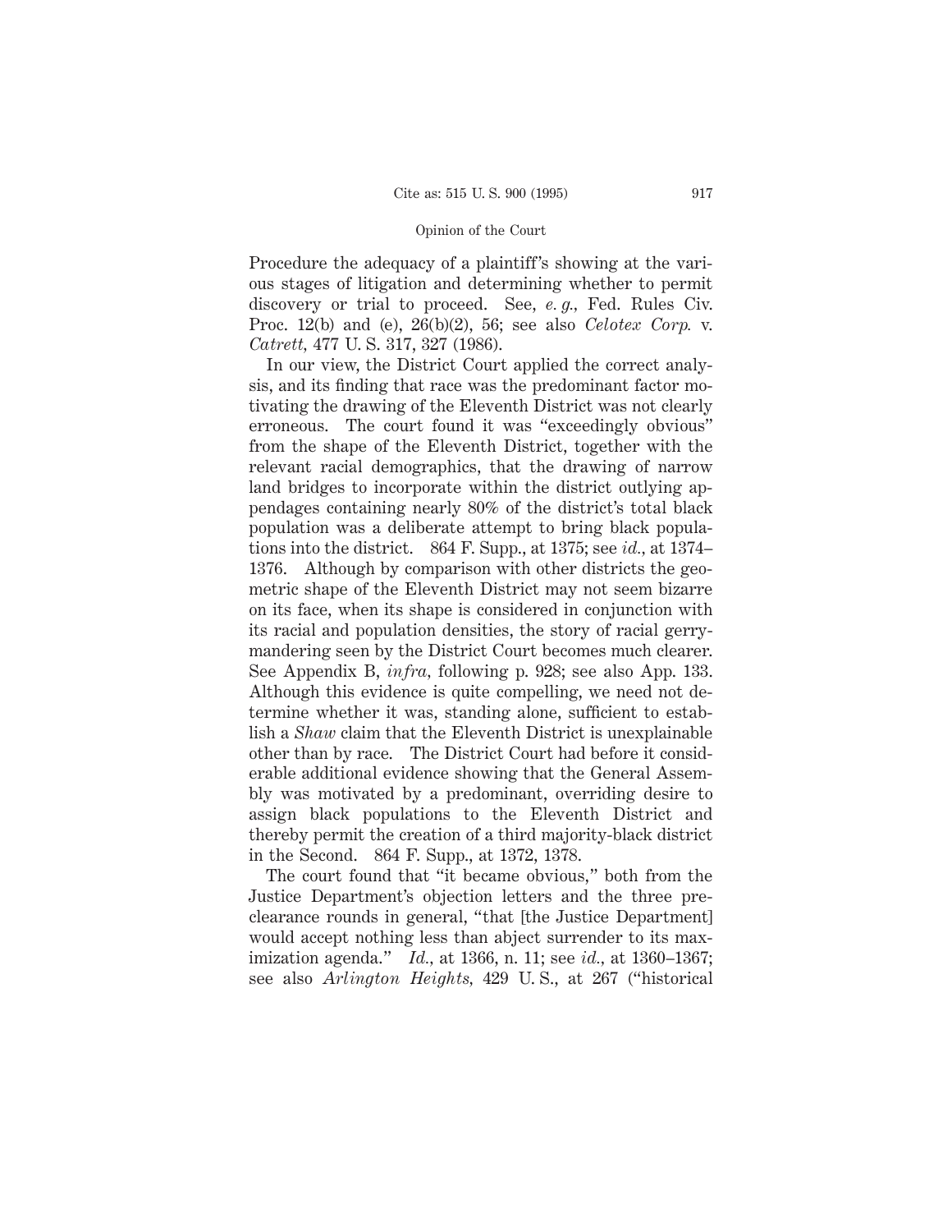Procedure the adequacy of a plaintiff's showing at the various stages of litigation and determining whether to permit discovery or trial to proceed. See, *e. g.,* Fed. Rules Civ. Proc. 12(b) and (e), 26(b)(2), 56; see also *Celotex Corp.* v. *Catrett,* 477 U. S. 317, 327 (1986).

In our view, the District Court applied the correct analysis, and its finding that race was the predominant factor motivating the drawing of the Eleventh District was not clearly erroneous. The court found it was "exceedingly obvious" from the shape of the Eleventh District, together with the relevant racial demographics, that the drawing of narrow land bridges to incorporate within the district outlying appendages containing nearly 80% of the district's total black population was a deliberate attempt to bring black populations into the district. 864 F. Supp., at 1375; see *id.,* at 1374–1376. Although by comparison with other districts the geometric shape of the Eleventh District may not seem bizarre on its face, when its shape is considered in conjunction with its racial and population densities, the story of racial gerrymandering seen by the District Court becomes much clearer. See Appendix B, *infra,* following p. 928; see also App. 133. Although this evidence is quite compelling, we need not determine whether it was, standing alone, sufficient to establish a *Shaw* claim that the Eleventh District is unexplainable other than by race. The District Court had before it considerable additional evidence showing that the General Assembly was motivated by a predominant, overriding desire to assign black populations to the Eleventh District and thereby permit the creation of a third majority-black district in the Second. 864 F. Supp., at 1372, 1378.

The court found that "it became obvious," both from the Justice Department's objection letters and the three preclearance rounds in general, "that [the Justice Department] would accept nothing less than abject surrender to its maximization agenda." *Id.,* at 1366, n. 11; see *id.,* at 1360–1367; see also *Arlington Heights,* 429 U. S., at 267 ("historical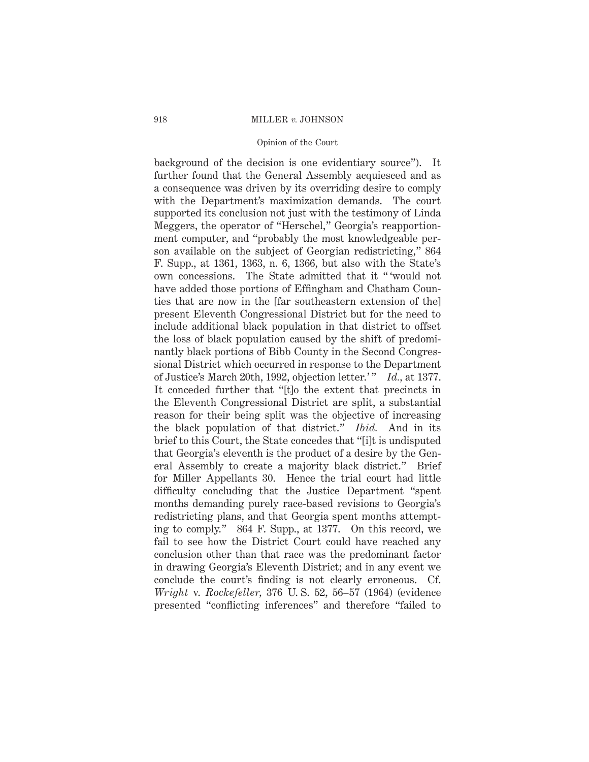background of the decision is one evidentiary source"). It further found that the General Assembly acquiesced and as a consequence was driven by its overriding desire to comply with the Department's maximization demands. The court supported its conclusion not just with the testimony of Linda Meggers, the operator of "Herschel," Georgia's reapportionment computer, and "probably the most knowledgeable person available on the subject of Georgian redistricting," 864 F. Supp., at 1361, 1363, n. 6, 1366, but also with the State's own concessions. The State admitted that it " 'would not have added those portions of Effingham and Chatham Counties that are now in the [far southeastern extension of the] present Eleventh Congressional District but for the need to include additional black population in that district to offset the loss of black population caused by the shift of predominantly black portions of Bibb County in the Second Congressional District which occurred in response to the Department of Justice's March 20th, 1992, objection letter.' " *Id.*, at 1377. It conceded further that "[t]o the extent that precincts in the Eleventh Congressional District are split, a substantial reason for their being split was the objective of increasing the black population of that district." *Ibid.* And in its brief to this Court, the State concedes that "[i]t is undisputed that Georgia's eleventh is the product of a desire by the General Assembly to create a majority black district." Brief for Miller Appellants 30. Hence the trial court had little difficulty concluding that the Justice Department "spent months demanding purely race-based revisions to Georgia's redistricting plans, and that Georgia spent months attempting to comply." 864 F. Supp., at 1377. On this record, we fail to see how the District Court could have reached any conclusion other than that race was the predominant factor in drawing Georgia's Eleventh District; and in any event we conclude the court's finding is not clearly erroneous. Cf. *Wright* v. *Rockefeller,* 376 U. S. 52, 56–57 (1964) (evidence presented "conflicting inferences" and therefore "failed to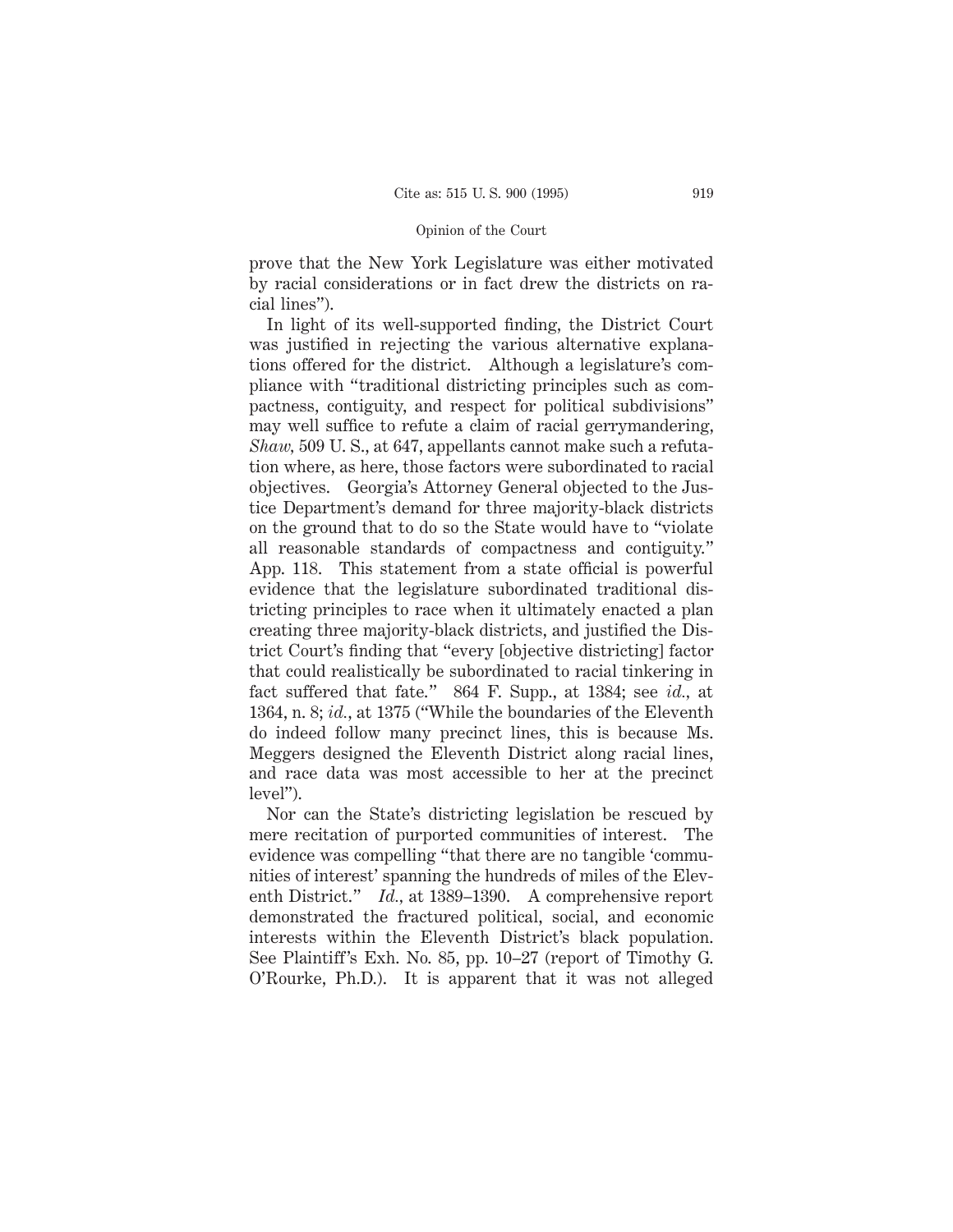prove that the New York Legislature was either motivated by racial considerations or in fact drew the districts on racial lines").

In light of its well-supported finding, the District Court was justified in rejecting the various alternative explanations offered for the district. Although a legislature's compliance with "traditional districting principles such as compactness, contiguity, and respect for political subdivisions" may well suffice to refute a claim of racial gerrymandering, *Shaw*, 509 U. S., at 647, appellants cannot make such a refutation where, as here, those factors were subordinated to racial objectives. Georgia's Attorney General objected to the Justice Department's demand for three majority-black districts on the ground that to do so the State would have to "violate all reasonable standards of compactness and contiguity." App. 118. This statement from a state official is powerful evidence that the legislature subordinated traditional districting principles to race when it ultimately enacted a plan creating three majority-black districts, and justified the District Court's finding that "every [objective districting] factor that could realistically be subordinated to racial tinkering in fact suffered that fate." 864 F. Supp., at 1384; see *id.*, at 1364, n. 8; *id.*, at 1375 ("While the boundaries of the Eleventh do indeed follow many precinct lines, this is because Ms. Meggers designed the Eleventh District along racial lines, and race data was most accessible to her at the precinct level").

Nor can the State's districting legislation be rescued by mere recitation of purported communities of interest. The evidence was compelling "that there are no tangible 'communities of interest' spanning the hundreds of miles of the Eleventh District." *Id.*, at 1389–1390. A comprehensive report demonstrated the fractured political, social, and economic interests within the Eleventh District's black population. See Plaintiff's Exh. No. 85, pp. 10–27 (report of Timothy G. O'Rourke, Ph.D.). It is apparent that it was not alleged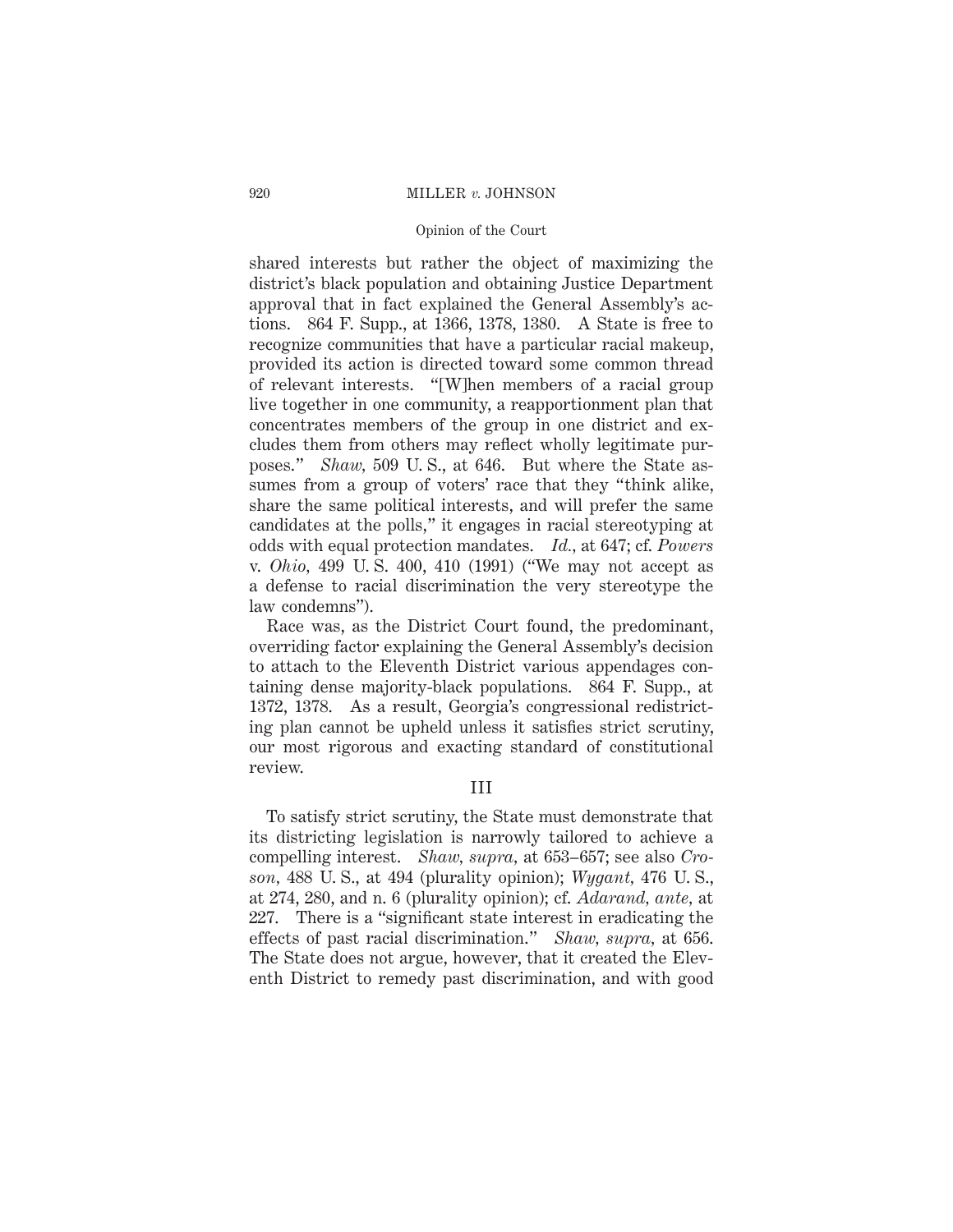shared interests but rather the object of maximizing the district's black population and obtaining Justice Department approval that in fact explained the General Assembly's actions. 864 F. Supp., at 1366, 1378, 1380. A State is free to recognize communities that have a particular racial makeup, provided its action is directed toward some common thread of relevant interests. "[W]hen members of a racial group live together in one community, a reapportionment plan that concentrates members of the group in one district and excludes them from others may reflect wholly legitimate purposes." *Shaw,* 509 U. S., at 646. But where the State assumes from a group of voters' race that they "think alike, share the same political interests, and will prefer the same candidates at the polls," it engages in racial stereotyping at odds with equal protection mandates. *Id.,* at 647; cf. *Powers* v. *Ohio,* 499 U. S. 400, 410 (1991) ("We may not accept as a defense to racial discrimination the very stereotype the law condemns").

Race was, as the District Court found, the predominant, overriding factor explaining the General Assembly's decision to attach to the Eleventh District various appendages containing dense majority-black populations. 864 F. Supp., at 1372, 1378. As a result, Georgia's congressional redistricting plan cannot be upheld unless it satisfies strict scrutiny, our most rigorous and exacting standard of constitutional review.

### III

To satisfy strict scrutiny, the State must demonstrate that its districting legislation is narrowly tailored to achieve a compelling interest. *Shaw, supra,* at 653–657; see also *Croson,* 488 U. S., at 494 (plurality opinion); *Wygant,* 476 U. S., at 274, 280, and n. 6 (plurality opinion); cf. *Adarand, ante,* at 227. There is a "significant state interest in eradicating the effects of past racial discrimination." *Shaw, supra,* at 656. The State does not argue, however, that it created the Eleventh District to remedy past discrimination, and with good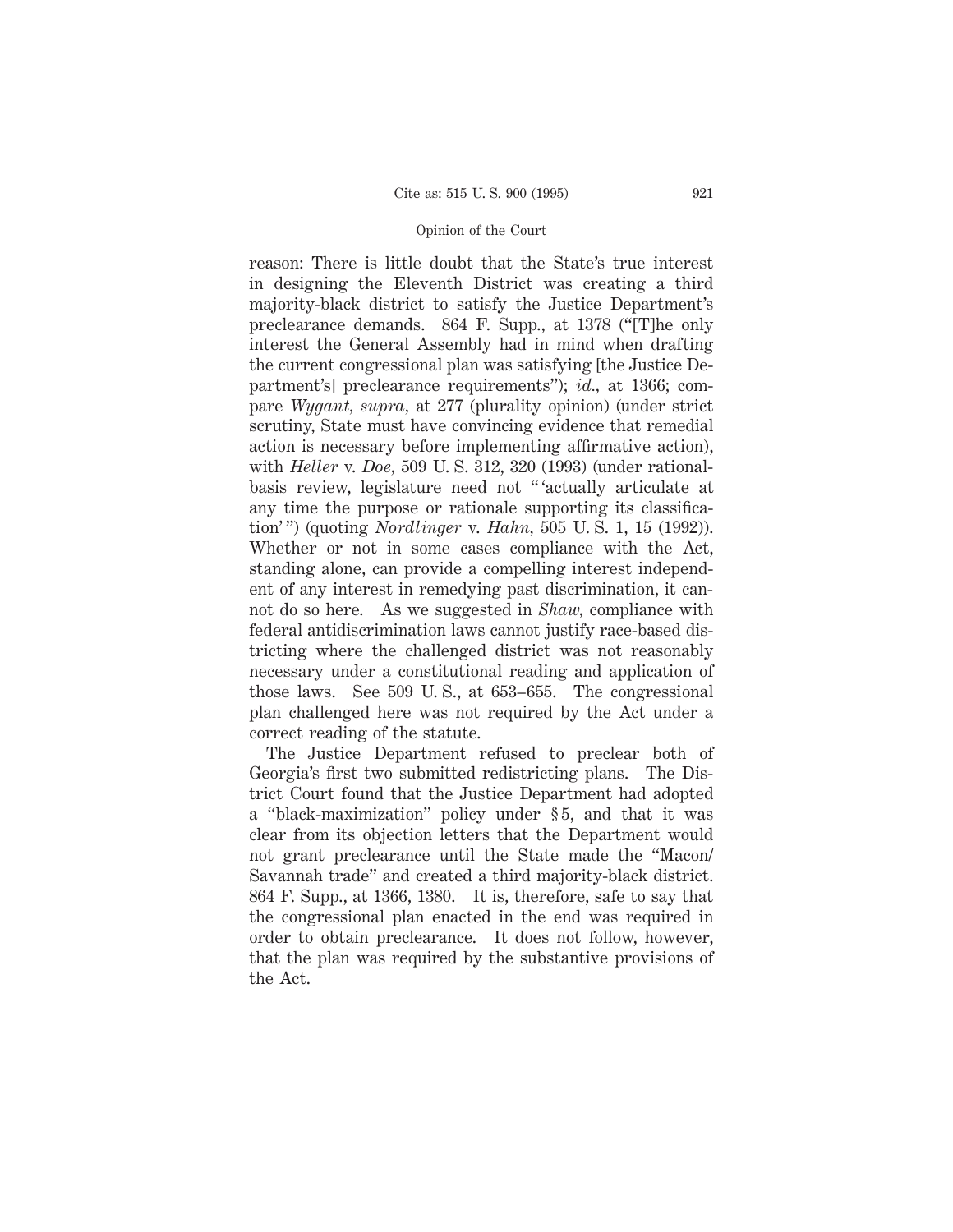reason: There is little doubt that the State's true interest in designing the Eleventh District was creating a third majority-black district to satisfy the Justice Department's preclearance demands. 864 F. Supp., at 1378 ("[T]he only interest the General Assembly had in mind when drafting the current congressional plan was satisfying [the Justice Department's] preclearance requirements"); *id.*, at 1366; compare *Wygant, supra*, at 277 (plurality opinion) (under strict scrutiny, State must have convincing evidence that remedial action is necessary before implementing affirmative action), with *Heller* v. *Doe*, 509 U. S. 312, 320 (1993) (under rational-basis review, legislature need not "'actually articulate at any time the purpose or rationale supporting its classification'") (quoting *Nordlinger* v. *Hahn*, 505 U. S. 1, 15 (1992)). Whether or not in some cases compliance with the Act, standing alone, can provide a compelling interest independent of any interest in remedying past discrimination, it cannot do so here. As we suggested in *Shaw*, compliance with federal antidiscrimination laws cannot justify race-based districting where the challenged district was not reasonably necessary under a constitutional reading and application of those laws. See 509 U. S., at 653–655. The congressional plan challenged here was not required by the Act under a correct reading of the statute.

The Justice Department refused to preclear both of Georgia's first two submitted redistricting plans. The District Court found that the Justice Department had adopted a "black-maximization" policy under § 5, and that it was clear from its objection letters that the Department would not grant preclearance until the State made the "Macon/Savannah trade" and created a third majority-black district. 864 F. Supp., at 1366, 1380. It is, therefore, safe to say that the congressional plan enacted in the end was required in order to obtain preclearance. It does not follow, however, that the plan was required by the substantive provisions of the Act.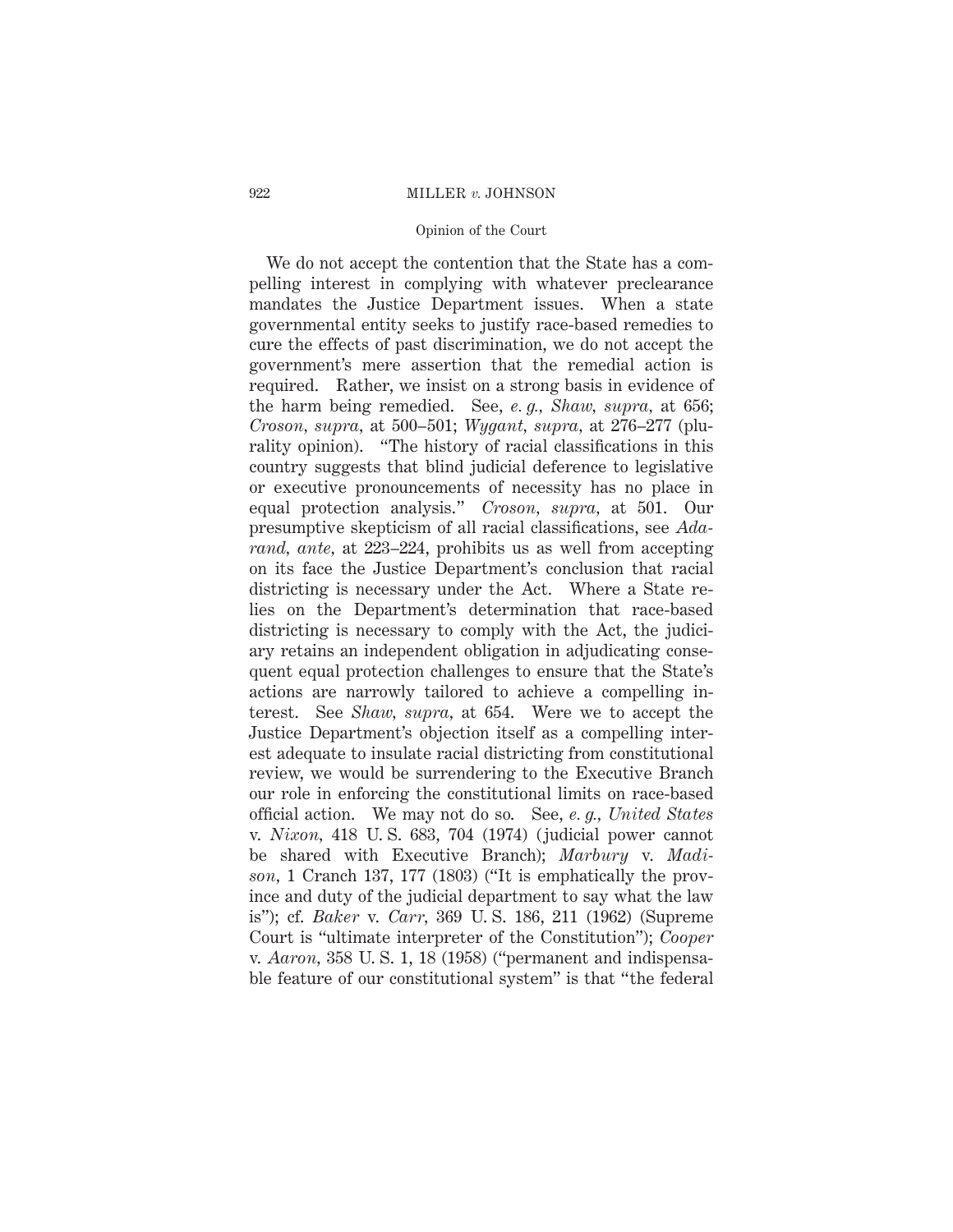We do not accept the contention that the State has a compelling interest in complying with whatever preclearance mandates the Justice Department issues. When a state governmental entity seeks to justify race-based remedies to cure the effects of past discrimination, we do not accept the government's mere assertion that the remedial action is required. Rather, we insist on a strong basis in evidence of the harm being remedied. See, *e. g., Shaw, supra,* at 656; *Croson, supra,* at 500–501; *Wygant, supra,* at 276–277 (plurality opinion). "The history of racial classifications in this country suggests that blind judicial deference to legislative or executive pronouncements of necessity has no place in equal protection analysis." *Croson, supra,* at 501. Our presumptive skepticism of all racial classifications, see *Adarand, ante,* at 223–224, prohibits us as well from accepting on its face the Justice Department's conclusion that racial districting is necessary under the Act. Where a State relies on the Department's determination that race-based districting is necessary to comply with the Act, the judiciary retains an independent obligation in adjudicating consequent equal protection challenges to ensure that the State's actions are narrowly tailored to achieve a compelling interest. See *Shaw, supra,* at 654. Were we to accept the Justice Department's objection itself as a compelling interest adequate to insulate racial districting from constitutional review, we would be surrendering to the Executive Branch our role in enforcing the constitutional limits on race-based official action. We may not do so. See, *e. g., United States* v. *Nixon,* 418 U. S. 683, 704 (1974) (judicial power cannot be shared with Executive Branch); *Marbury* v. *Madison,* 1 Cranch 137, 177 (1803) ("It is emphatically the province and duty of the judicial department to say what the law is"); cf. *Baker* v. *Carr,* 369 U. S. 186, 211 (1962) (Supreme Court is "ultimate interpreter of the Constitution"); *Cooper* v. *Aaron,* 358 U. S. 1, 18 (1958) ("permanent and indispensable feature of our constitutional system" is that "the federal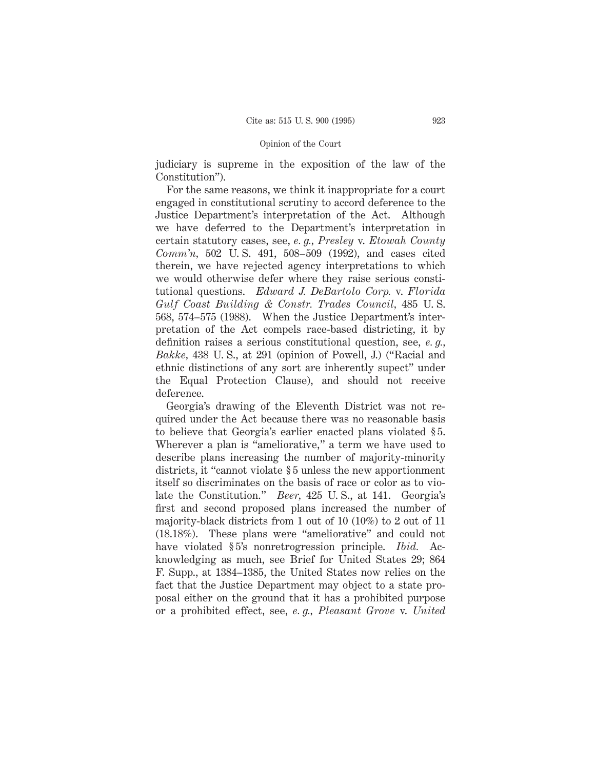judiciary is supreme in the exposition of the law of the Constitution").

For the same reasons, we think it inappropriate for a court engaged in constitutional scrutiny to accord deference to the Justice Department's interpretation of the Act. Although we have deferred to the Department's interpretation in certain statutory cases, see, *e. g., Presley* v. *Etowah County Comm'n,* 502 U. S. 491, 508–509 (1992), and cases cited therein, we have rejected agency interpretations to which we would otherwise defer where they raise serious constitutional questions. *Edward J. DeBartolo Corp.* v. *Florida Gulf Coast Building & Constr. Trades Council,* 485 U. S. 568, 574–575 (1988). When the Justice Department's interpretation of the Act compels race-based districting, it by definition raises a serious constitutional question, see, *e. g., Bakke,* 438 U. S., at 291 (opinion of Powell, J.) ("Racial and ethnic distinctions of any sort are inherently supect" under the Equal Protection Clause), and should not receive deference.

Georgia's drawing of the Eleventh District was not required under the Act because there was no reasonable basis to believe that Georgia's earlier enacted plans violated § 5. Wherever a plan is "ameliorative," a term we have used to describe plans increasing the number of majority-minority districts, it "cannot violate § 5 unless the new apportionment itself so discriminates on the basis of race or color as to violate the Constitution." *Beer,* 425 U. S., at 141. Georgia's first and second proposed plans increased the number of majority-black districts from 1 out of 10 (10%) to 2 out of 11 (18.18%). These plans were "ameliorative" and could not have violated § 5's nonretrogression principle. *Ibid.* Acknowledging as much, see Brief for United States 29; 864 F. Supp., at 1384–1385, the United States now relies on the fact that the Justice Department may object to a state proposal either on the ground that it has a prohibited purpose or a prohibited effect, see, *e. g., Pleasant Grove* v. *United*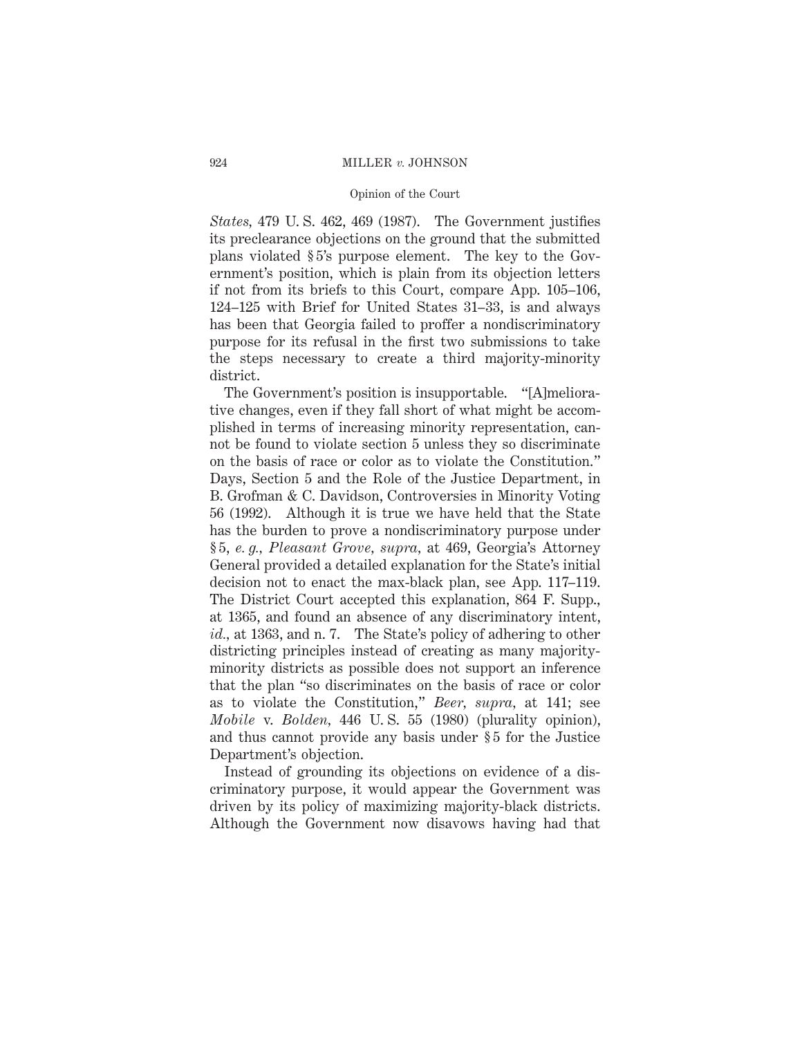*States*, 479 U. S. 462, 469 (1987). The Government justifies its preclearance objections on the ground that the submitted plans violated § 5's purpose element. The key to the Government's position, which is plain from its objection letters if not from its briefs to this Court, compare App. 105–106, 124–125 with Brief for United States 31–33, is and always has been that Georgia failed to proffer a nondiscriminatory purpose for its refusal in the first two submissions to take the steps necessary to create a third majority-minority district.

The Government's position is insupportable. "[A]meliorative changes, even if they fall short of what might be accomplished in terms of increasing minority representation, cannot be found to violate section 5 unless they so discriminate on the basis of race or color as to violate the Constitution." Days, Section 5 and the Role of the Justice Department, in B. Grofman & C. Davidson, Controversies in Minority Voting 56 (1992). Although it is true we have held that the State has the burden to prove a nondiscriminatory purpose under § 5, *e. g., Pleasant Grove, supra,* at 469, Georgia's Attorney General provided a detailed explanation for the State's initial decision not to enact the max-black plan, see App. 117–119. The District Court accepted this explanation, 864 F. Supp., at 1365, and found an absence of any discriminatory intent, *id.,* at 1363, and n. 7. The State's policy of adhering to other districting principles instead of creating as many majority-minority districts as possible does not support an inference that the plan "so discriminates on the basis of race or color as to violate the Constitution," *Beer, supra,* at 141; see *Mobile* v. *Bolden,* 446 U. S. 55 (1980) (plurality opinion), and thus cannot provide any basis under § 5 for the Justice Department's objection.

Instead of grounding its objections on evidence of a discriminatory purpose, it would appear the Government was driven by its policy of maximizing majority-black districts. Although the Government now disavows having had that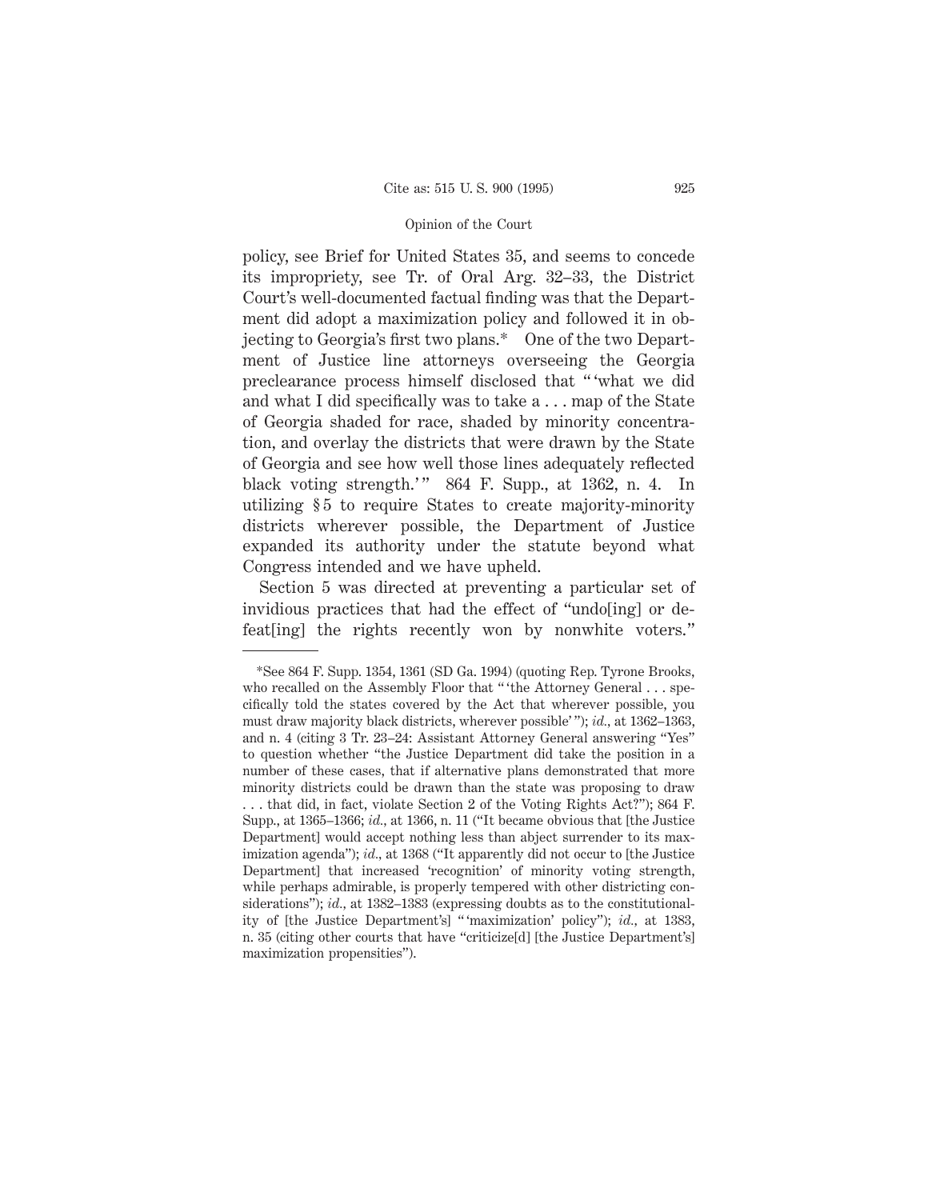policy, see Brief for United States 35, and seems to concede its impropriety, see Tr. of Oral Arg. 32–33, the District Court's well-documented factual finding was that the Department did adopt a maximization policy and followed it in objecting to Georgia's first two plans.* One of the two Department of Justice line attorneys overseeing the Georgia preclearance process himself disclosed that " 'what we did and what I did specifically was to take a . . . map of the State of Georgia shaded for race, shaded by minority concentration, and overlay the districts that were drawn by the State of Georgia and see how well those lines adequately reflected black voting strength.' " 864 F. Supp., at 1362, n. 4. In utilizing § 5 to require States to create majority-minority districts wherever possible, the Department of Justice expanded its authority under the statute beyond what Congress intended and we have upheld.

Section 5 was directed at preventing a particular set of invidious practices that had the effect of "undo[ing] or defeat[ing] the rights recently won by nonwhite voters."

---

*See 864 F. Supp. 1354, 1361 (SD Ga. 1994) (quoting Rep. Tyrone Brooks, who recalled on the Assembly Floor that " 'the Attorney General . . . specifically told the states covered by the Act that wherever possible, you must draw majority black districts, wherever possible' "); *id.*, at 1362–1363, and n. 4 (citing 3 Tr. 23–24: Assistant Attorney General answering "Yes" to question whether "the Justice Department did take the position in a number of these cases, that if alternative plans demonstrated that more minority districts could be drawn than the state was proposing to draw . . . that did, in fact, violate Section 2 of the Voting Rights Act?"); 864 F. Supp., at 1365–1366; *id.*, at 1366, n. 11 ("It became obvious that [the Justice Department] would accept nothing less than abject surrender to its maximization agenda"); *id.*, at 1368 ("It apparently did not occur to [the Justice Department] that increased 'recognition' of minority voting strength, while perhaps admirable, is properly tempered with other districting considerations"); *id.*, at 1382–1383 (expressing doubts as to the constitutionality of [the Justice Department's] " 'maximization' policy"); *id.*, at 1383, n. 35 (citing other courts that have "criticize[d] [the Justice Department's] maximization propensities").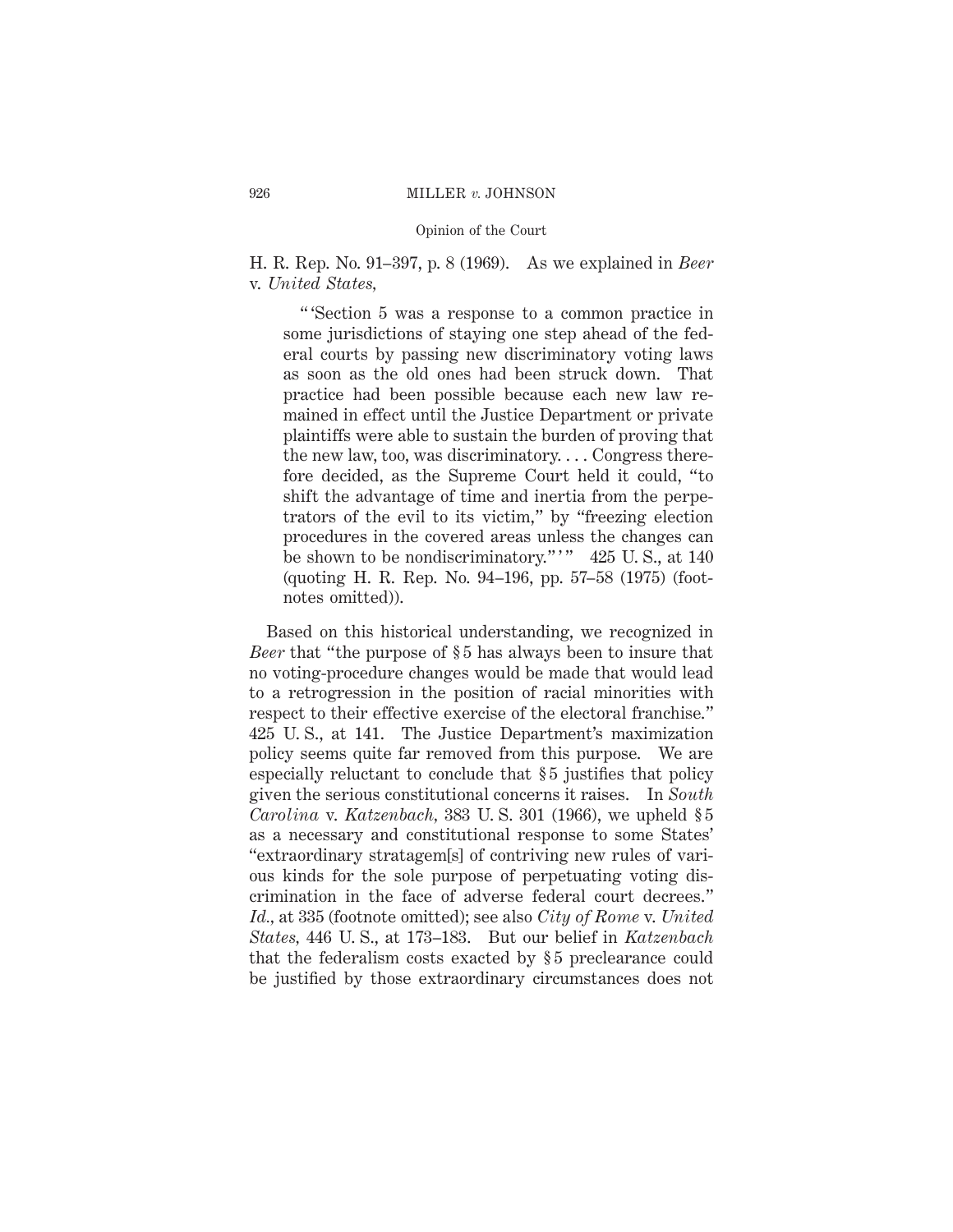H. R. Rep. No. 91–397, p. 8 (1969). As we explained in *Beer* v. *United States,*

> " 'Section 5 was a response to a common practice in some jurisdictions of staying one step ahead of the federal courts by passing new discriminatory voting laws as soon as the old ones had been struck down. That practice had been possible because each new law remained in effect until the Justice Department or private plaintiffs were able to sustain the burden of proving that the new law, too, was discriminatory. . . . Congress therefore decided, as the Supreme Court held it could, "to shift the advantage of time and inertia from the perpetrators of the evil to its victim," by "freezing election procedures in the covered areas unless the changes can be shown to be nondiscriminatory." ' " 425 U. S., at 140 (quoting H. R. Rep. No. 94–196, pp. 57–58 (1975) (footnotes omitted)).

Based on this historical understanding, we recognized in *Beer* that "the purpose of § 5 has always been to insure that no voting-procedure changes would be made that would lead to a retrogression in the position of racial minorities with respect to their effective exercise of the electoral franchise." 425 U. S., at 141. The Justice Department's maximization policy seems quite far removed from this purpose. We are especially reluctant to conclude that § 5 justifies that policy given the serious constitutional concerns it raises. In *South Carolina* v. *Katzenbach,* 383 U. S. 301 (1966), we upheld § 5 as a necessary and constitutional response to some States' "extraordinary stratagem[s] of contriving new rules of various kinds for the sole purpose of perpetuating voting discrimination in the face of adverse federal court decrees." *Id.,* at 335 (footnote omitted); see also *City of Rome* v. *United States,* 446 U. S., at 173–183. But our belief in *Katzenbach* that the federalism costs exacted by § 5 preclearance could be justified by those extraordinary circumstances does not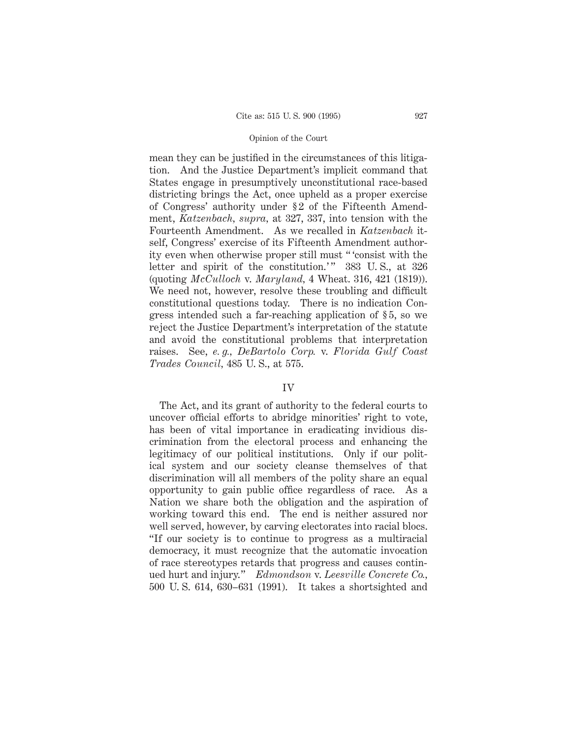mean they can be justified in the circumstances of this litigation. And the Justice Department's implicit command that States engage in presumptively unconstitutional race-based districting brings the Act, once upheld as a proper exercise of Congress' authority under §2 of the Fifteenth Amendment, *Katzenbach, supra,* at 327, 337, into tension with the Fourteenth Amendment. As we recalled in *Katzenbach* itself, Congress' exercise of its Fifteenth Amendment authority even when otherwise proper still must "'consist with the letter and spirit of the constitution.'" 383 U. S., at 326 (quoting *McCulloch* v. *Maryland,* 4 Wheat. 316, 421 (1819)). We need not, however, resolve these troubling and difficult constitutional questions today. There is no indication Congress intended such a far-reaching application of §5, so we reject the Justice Department's interpretation of the statute and avoid the constitutional problems that interpretation raises. See, *e. g., DeBartolo Corp.* v. *Florida Gulf Coast Trades Council,* 485 U. S., at 575.

## IV

The Act, and its grant of authority to the federal courts to uncover official efforts to abridge minorities' right to vote, has been of vital importance in eradicating invidious discrimination from the electoral process and enhancing the legitimacy of our political institutions. Only if our political system and our society cleanse themselves of that discrimination will all members of the polity share an equal opportunity to gain public office regardless of race. As a Nation we share both the obligation and the aspiration of working toward this end. The end is neither assured nor well served, however, by carving electorates into racial blocs. "If our society is to continue to progress as a multiracial democracy, it must recognize that the automatic invocation of race stereotypes retards that progress and causes continued hurt and injury." *Edmondson* v. *Leesville Concrete Co.,* 500 U. S. 614, 630–631 (1991). It takes a shortsighted and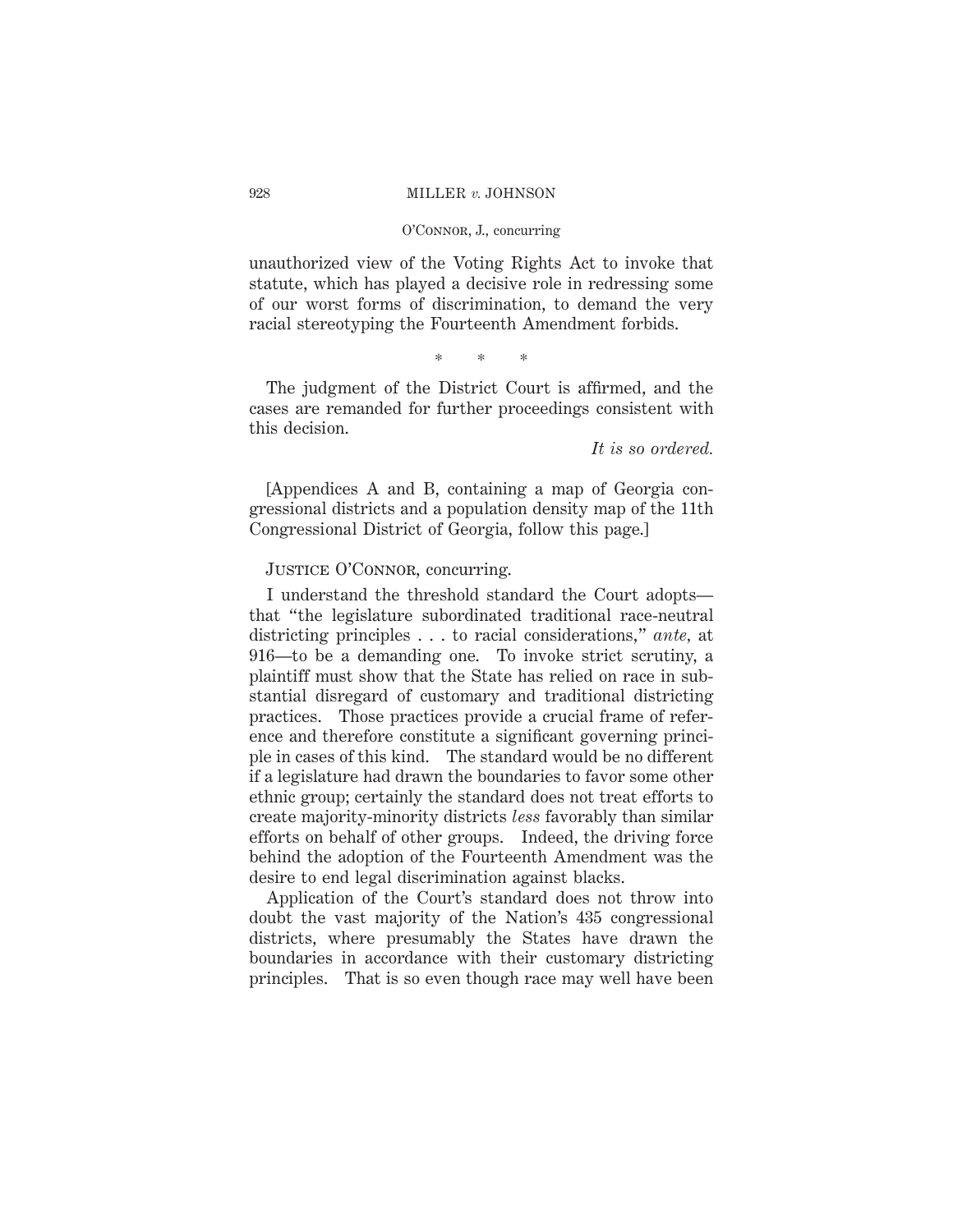unauthorized view of the Voting Rights Act to invoke that statute, which has played a decisive role in redressing some of our worst forms of discrimination, to demand the very racial stereotyping the Fourteenth Amendment forbids.

\* \* \*

The judgment of the District Court is affirmed, and the cases are remanded for further proceedings consistent with this decision.

*It is so ordered.*

[Appendices A and B, containing a map of Georgia congressional districts and a population density map of the 11th Congressional District of Georgia, follow this page.]

Justice O'Connor, concurring.

I understand the threshold standard the Court adopts— that "the legislature subordinated traditional race-neutral districting principles . . . to racial considerations," *ante*, at 916—to be a demanding one. To invoke strict scrutiny, a plaintiff must show that the State has relied on race in substantial disregard of customary and traditional districting practices. Those practices provide a crucial frame of reference and therefore constitute a significant governing principle in cases of this kind. The standard would be no different if a legislature had drawn the boundaries to favor some other ethnic group; certainly the standard does not treat efforts to create majority-minority districts *less* favorably than similar efforts on behalf of other groups. Indeed, the driving force behind the adoption of the Fourteenth Amendment was the desire to end legal discrimination against blacks.

Application of the Court's standard does not throw into doubt the vast majority of the Nation's 435 congressional districts, where presumably the States have drawn the boundaries in accordance with their customary districting principles. That is so even though race may well have been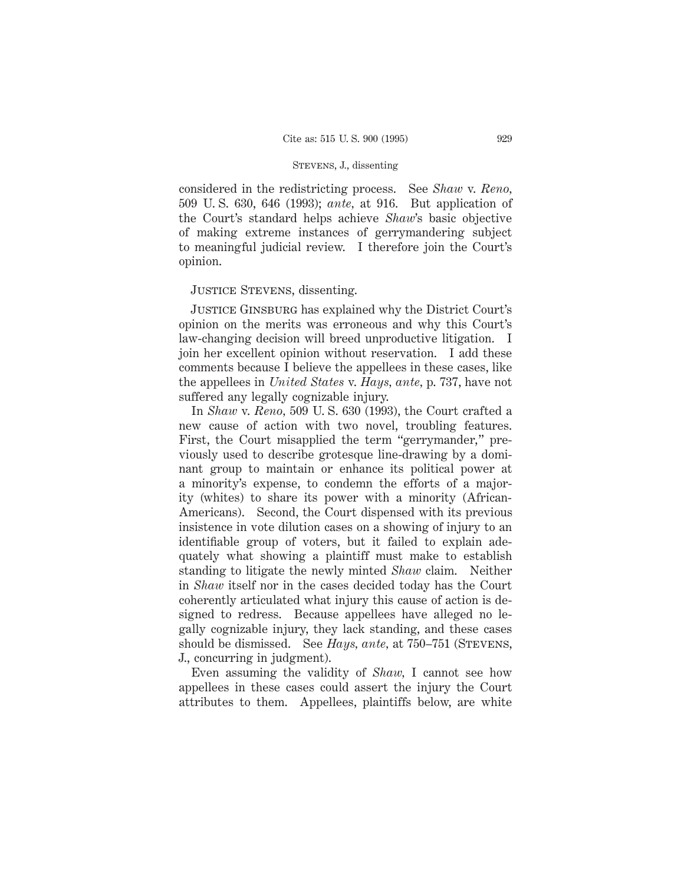considered in the redistricting process. See *Shaw* v. *Reno*, 509 U. S. 630, 646 (1993); *ante*, at 916. But application of the Court's standard helps achieve *Shaw*'s basic objective of making extreme instances of gerrymandering subject to meaningful judicial review. I therefore join the Court's opinion.

Justice Stevens, dissenting.

Justice Ginsburg has explained why the District Court's opinion on the merits was erroneous and why this Court's law-changing decision will breed unproductive litigation. I join her excellent opinion without reservation. I add these comments because I believe the appellees in these cases, like the appellees in *United States* v. *Hays*, *ante*, p. 737, have not suffered any legally cognizable injury.

In *Shaw* v. *Reno*, 509 U. S. 630 (1993), the Court crafted a new cause of action with two novel, troubling features. First, the Court misapplied the term "gerrymander," previously used to describe grotesque line-drawing by a dominant group to maintain or enhance its political power at a minority's expense, to condemn the efforts of a majority (whites) to share its power with a minority (African-Americans). Second, the Court dispensed with its previous insistence in vote dilution cases on a showing of injury to an identifiable group of voters, but it failed to explain adequately what showing a plaintiff must make to establish standing to litigate the newly minted *Shaw* claim. Neither in *Shaw* itself nor in the cases decided today has the Court coherently articulated what injury this cause of action is designed to redress. Because appellees have alleged no legally cognizable injury, they lack standing, and these cases should be dismissed. See *Hays*, *ante*, at 750–751 (Stevens, J., concurring in judgment).

Even assuming the validity of *Shaw*, I cannot see how appellees in these cases could assert the injury the Court attributes to them. Appellees, plaintiffs below, are white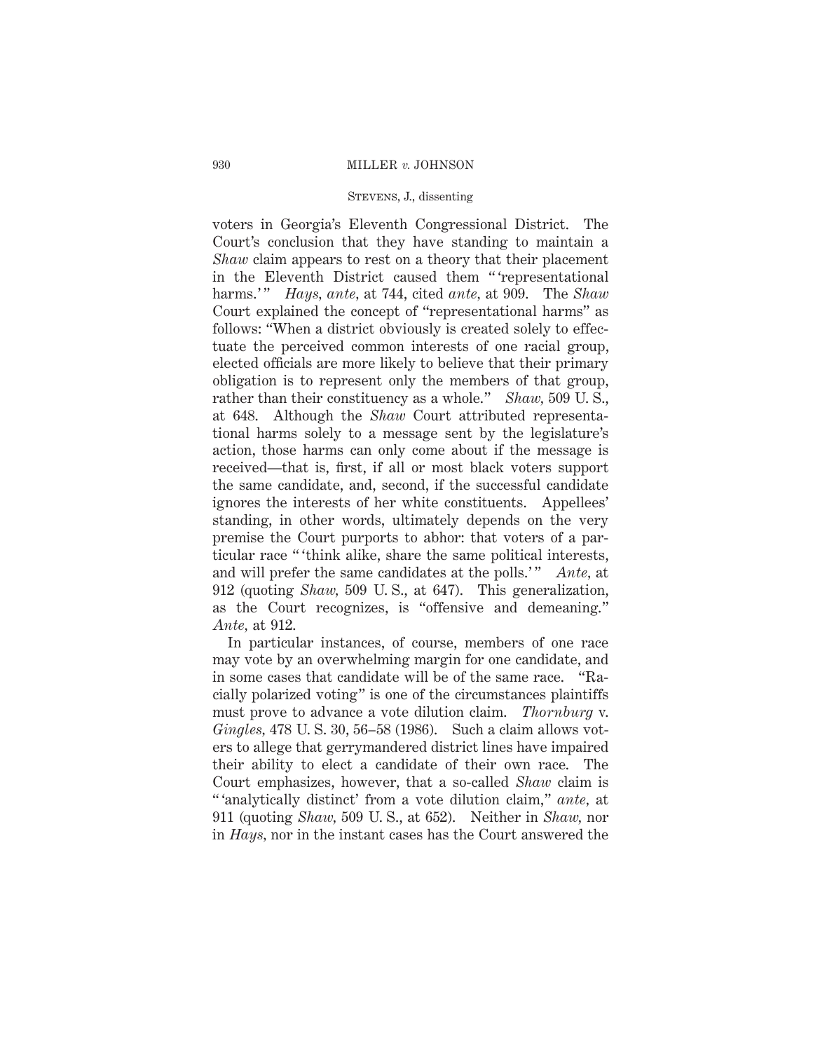voters in Georgia's Eleventh Congressional District. The Court's conclusion that they have standing to maintain a *Shaw* claim appears to rest on a theory that their placement in the Eleventh District caused them " 'representational harms.' " *Hays*, *ante*, at 744, cited *ante*, at 909. The *Shaw* Court explained the concept of "representational harms" as follows: "When a district obviously is created solely to effectuate the perceived common interests of one racial group, elected officials are more likely to believe that their primary obligation is to represent only the members of that group, rather than their constituency as a whole." *Shaw*, 509 U. S., at 648. Although the *Shaw* Court attributed representational harms solely to a message sent by the legislature's action, those harms can only come about if the message is received—that is, first, if all or most black voters support the same candidate, and, second, if the successful candidate ignores the interests of her white constituents. Appellees' standing, in other words, ultimately depends on the very premise the Court purports to abhor: that voters of a particular race " 'think alike, share the same political interests, and will prefer the same candidates at the polls.' " *Ante*, at 912 (quoting *Shaw*, 509 U. S., at 647). This generalization, as the Court recognizes, is "offensive and demeaning." *Ante*, at 912.

In particular instances, of course, members of one race may vote by an overwhelming margin for one candidate, and in some cases that candidate will be of the same race. "Racially polarized voting" is one of the circumstances plaintiffs must prove to advance a vote dilution claim. *Thornburg* v. *Gingles*, 478 U. S. 30, 56–58 (1986). Such a claim allows voters to allege that gerrymandered district lines have impaired their ability to elect a candidate of their own race. The Court emphasizes, however, that a so-called *Shaw* claim is " 'analytically distinct' from a vote dilution claim," *ante*, at 911 (quoting *Shaw*, 509 U. S., at 652). Neither in *Shaw*, nor in *Hays*, nor in the instant cases has the Court answered the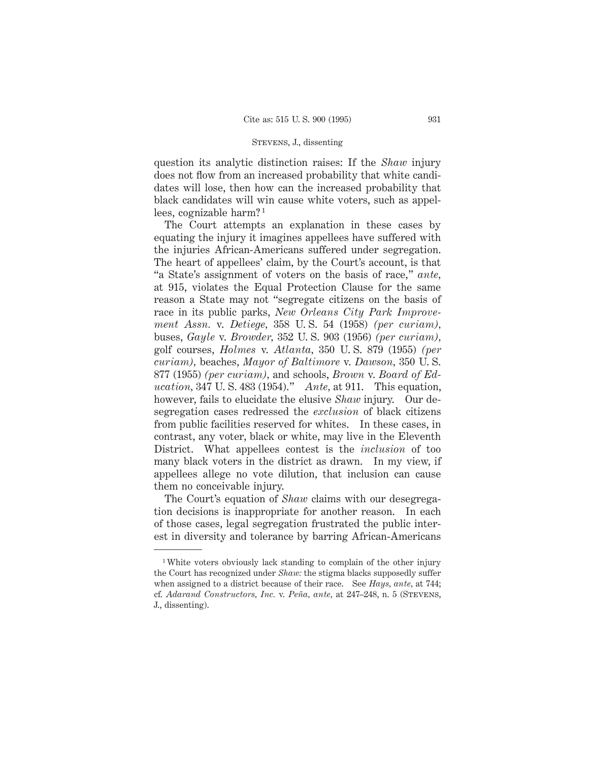question its analytic distinction raises: If the *Shaw* injury does not flow from an increased probability that white candidates will lose, then how can the increased probability that black candidates will win cause white voters, such as appellees, cognizable harm? [1]

The Court attempts an explanation in these cases by equating the injury it imagines appellees have suffered with the injuries African-Americans suffered under segregation. The heart of appellees' claim, by the Court's account, is that "a State's assignment of voters on the basis of race," *ante*, at 915, violates the Equal Protection Clause for the same reason a State may not "segregate citizens on the basis of race in its public parks, *New Orleans City Park Improvement Assn.* v. *Detiege*, 358 U. S. 54 (1958) *(per curiam)*, buses, *Gayle* v. *Browder*, 352 U. S. 903 (1956) *(per curiam)*, golf courses, *Holmes* v. *Atlanta*, 350 U. S. 879 (1955) *(per curiam)*, beaches, *Mayor of Baltimore* v. *Dawson*, 350 U. S. 877 (1955) *(per curiam)*, and schools, *Brown* v. *Board of Education*, 347 U. S. 483 (1954)." *Ante*, at 911. This equation, however, fails to elucidate the elusive *Shaw* injury. Our desegregation cases redressed the *exclusion* of black citizens from public facilities reserved for whites. In these cases, in contrast, any voter, black or white, may live in the Eleventh District. What appellees contest is the *inclusion* of too many black voters in the district as drawn. In my view, if appellees allege no vote dilution, that inclusion can cause them no conceivable injury.

The Court's equation of *Shaw* claims with our desegregation decisions is inappropriate for another reason. In each of those cases, legal segregation frustrated the public interest in diversity and tolerance by barring African-Americans

[1] White voters obviously lack standing to complain of the other injury the Court has recognized under *Shaw:* the stigma blacks supposedly suffer when assigned to a district because of their race. See *Hays*, *ante*, at 744; cf. *Adarand Constructors, Inc.* v. *Peña*, *ante*, at 247–248, n. 5 (Stevens, J., dissenting).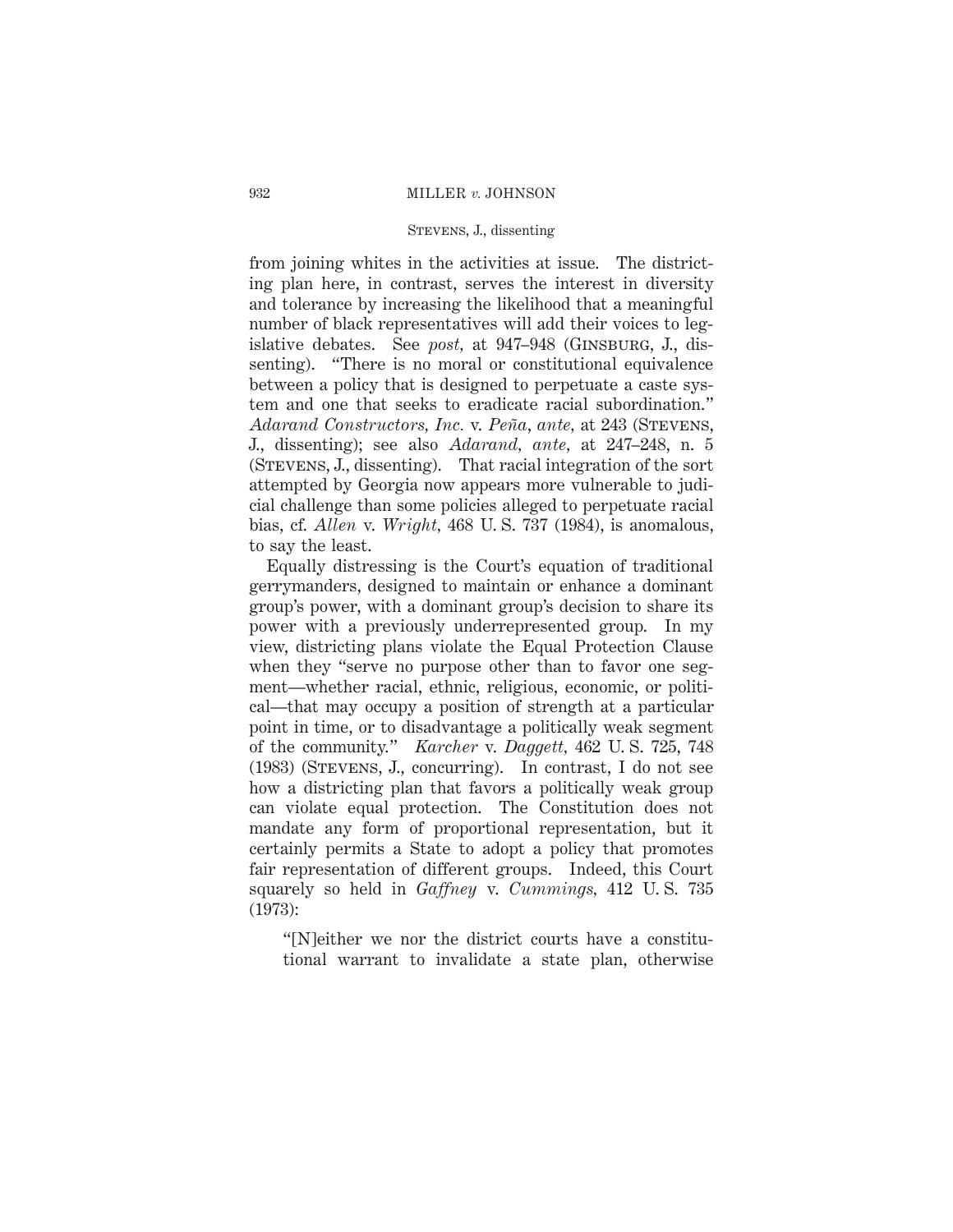from joining whites in the activities at issue. The districting plan here, in contrast, serves the interest in diversity and tolerance by increasing the likelihood that a meaningful number of black representatives will add their voices to legislative debates. See *post,* at 947–948 (Ginsburg, J., dissenting). "There is no moral or constitutional equivalence between a policy that is designed to perpetuate a caste system and one that seeks to eradicate racial subordination." *Adarand Constructors, Inc.* v. *Peña, ante,* at 243 (Stevens, J., dissenting); see also *Adarand, ante,* at 247–248, n. 5 (Stevens, J., dissenting). That racial integration of the sort attempted by Georgia now appears more vulnerable to judicial challenge than some policies alleged to perpetuate racial bias, cf. *Allen* v. *Wright,* 468 U. S. 737 (1984), is anomalous, to say the least.

Equally distressing is the Court's equation of traditional gerrymanders, designed to maintain or enhance a dominant group's power, with a dominant group's decision to share its power with a previously underrepresented group. In my view, districting plans violate the Equal Protection Clause when they "serve no purpose other than to favor one segment—whether racial, ethnic, religious, economic, or political—that may occupy a position of strength at a particular point in time, or to disadvantage a politically weak segment of the community." *Karcher* v. *Daggett,* 462 U. S. 725, 748 (1983) (Stevens, J., concurring). In contrast, I do not see how a districting plan that favors a politically weak group can violate equal protection. The Constitution does not mandate any form of proportional representation, but it certainly permits a State to adopt a policy that promotes fair representation of different groups. Indeed, this Court squarely so held in *Gaffney* v. *Cummings,* 412 U. S. 735 (1973):

> "[N]either we nor the district courts have a constitutional warrant to invalidate a state plan, otherwise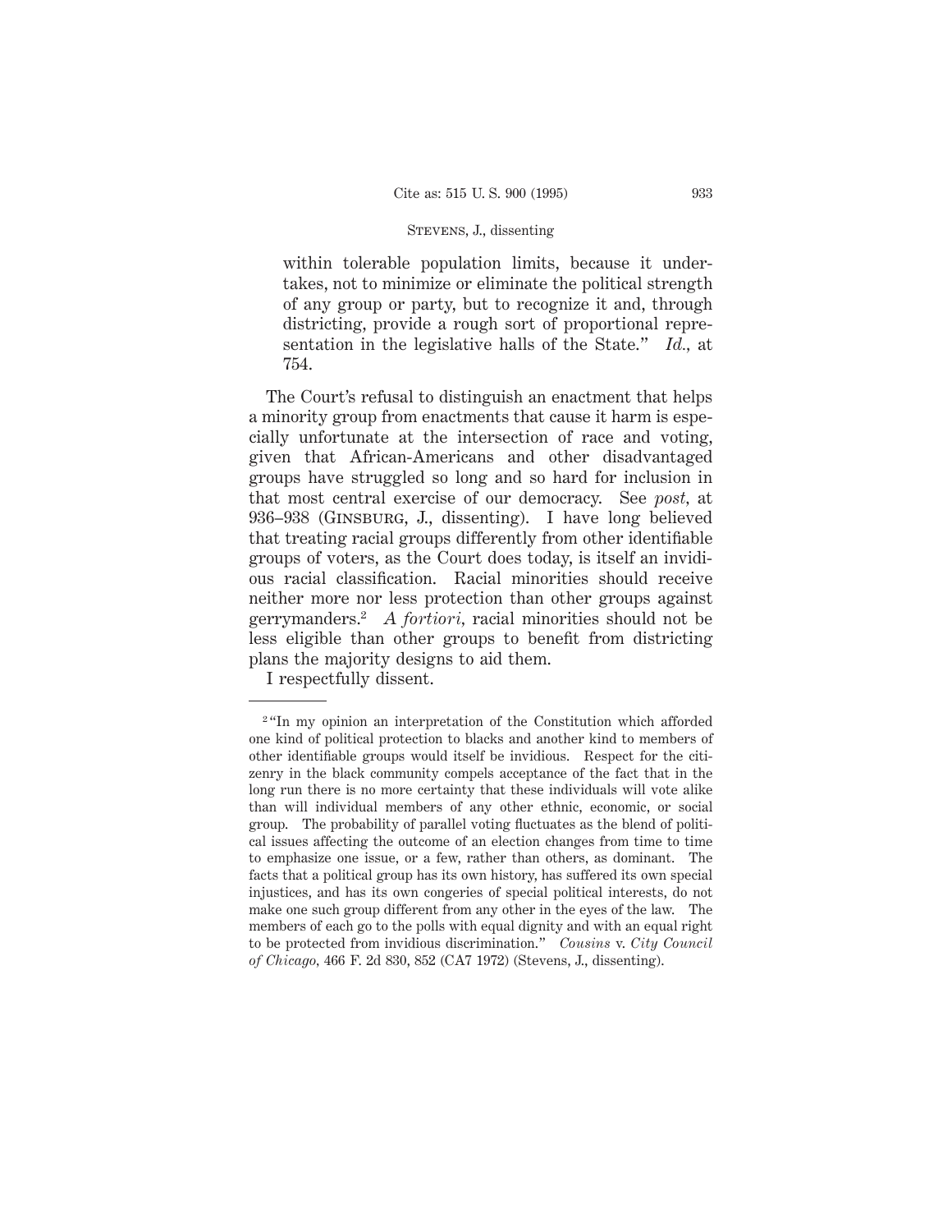> within tolerable population limits, because it undertakes, not to minimize or eliminate the political strength of any group or party, but to recognize it and, through districting, provide a rough sort of proportional representation in the legislative halls of the State." *Id.*, at 754.

The Court's refusal to distinguish an enactment that helps a minority group from enactments that cause it harm is especially unfortunate at the intersection of race and voting, given that African-Americans and other disadvantaged groups have struggled so long and so hard for inclusion in that most central exercise of our democracy. See *post*, at 936–938 (GINSBURG, J., dissenting). I have long believed that treating racial groups differently from other identifiable groups of voters, as the Court does today, is itself an invidious racial classification. Racial minorities should receive neither more nor less protection than other groups against gerrymanders.[2] *A fortiori*, racial minorities should not be less eligible than other groups to benefit from districting plans the majority designs to aid them.

I respectfully dissent.

---

[2] "In my opinion an interpretation of the Constitution which afforded one kind of political protection to blacks and another kind to members of other identifiable groups would itself be invidious. Respect for the citizenry in the black community compels acceptance of the fact that in the long run there is no more certainty that these individuals will vote alike than will individual members of any other ethnic, economic, or social group. The probability of parallel voting fluctuates as the blend of political issues affecting the outcome of an election changes from time to time to emphasize one issue, or a few, rather than others, as dominant. The facts that a political group has its own history, has suffered its own special injustices, and has its own congeries of special political interests, do not make one such group different from any other in the eyes of the law. The members of each go to the polls with equal dignity and with an equal right to be protected from invidious discrimination." *Cousins* v. *City Council of Chicago*, 466 F. 2d 830, 852 (CA7 1972) (Stevens, J., dissenting).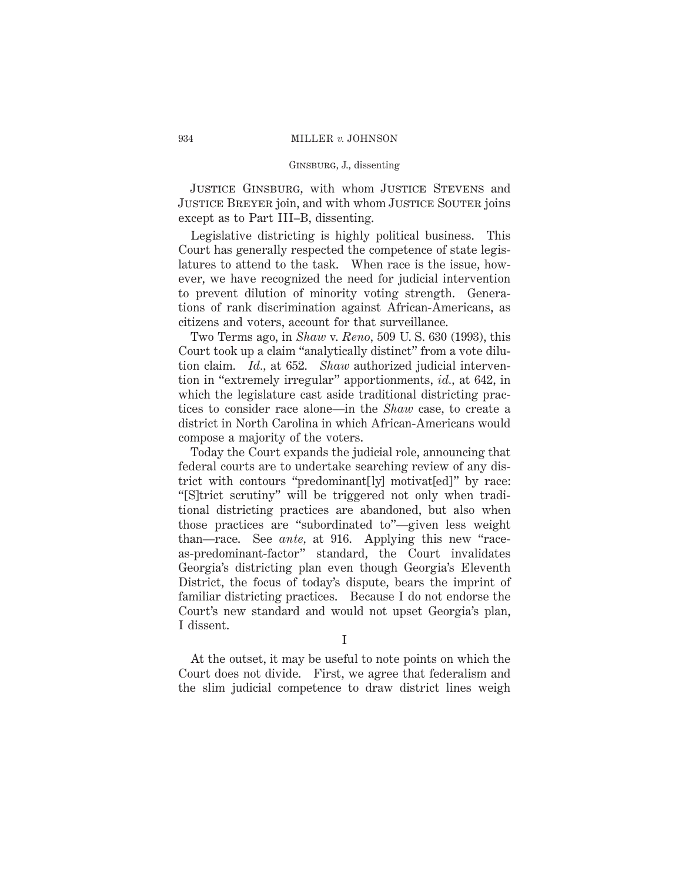Justice Ginsburg, with whom Justice Stevens and Justice Breyer join, and with whom Justice Souter joins except as to Part III–B, dissenting.

Legislative districting is highly political business. This Court has generally respected the competence of state legislatures to attend to the task. When race is the issue, however, we have recognized the need for judicial intervention to prevent dilution of minority voting strength. Generations of rank discrimination against African-Americans, as citizens and voters, account for that surveillance.

Two Terms ago, in *Shaw* v. *Reno*, 509 U. S. 630 (1993), this Court took up a claim "analytically distinct" from a vote dilution claim. *Id.*, at 652. *Shaw* authorized judicial intervention in "extremely irregular" apportionments, *id.*, at 642, in which the legislature cast aside traditional districting practices to consider race alone—in the *Shaw* case, to create a district in North Carolina in which African-Americans would compose a majority of the voters.

Today the Court expands the judicial role, announcing that federal courts are to undertake searching review of any district with contours "predominant[ly] motivat[ed]" by race: "[S]trict scrutiny" will be triggered not only when traditional districting practices are abandoned, but also when those practices are "subordinated to"—given less weight than—race. See *ante*, at 916. Applying this new "race-as-predominant-factor" standard, the Court invalidates Georgia's districting plan even though Georgia's Eleventh District, the focus of today's dispute, bears the imprint of familiar districting practices. Because I do not endorse the Court's new standard and would not upset Georgia's plan, I dissent.

## I

At the outset, it may be useful to note points on which the Court does not divide. First, we agree that federalism and the slim judicial competence to draw district lines weigh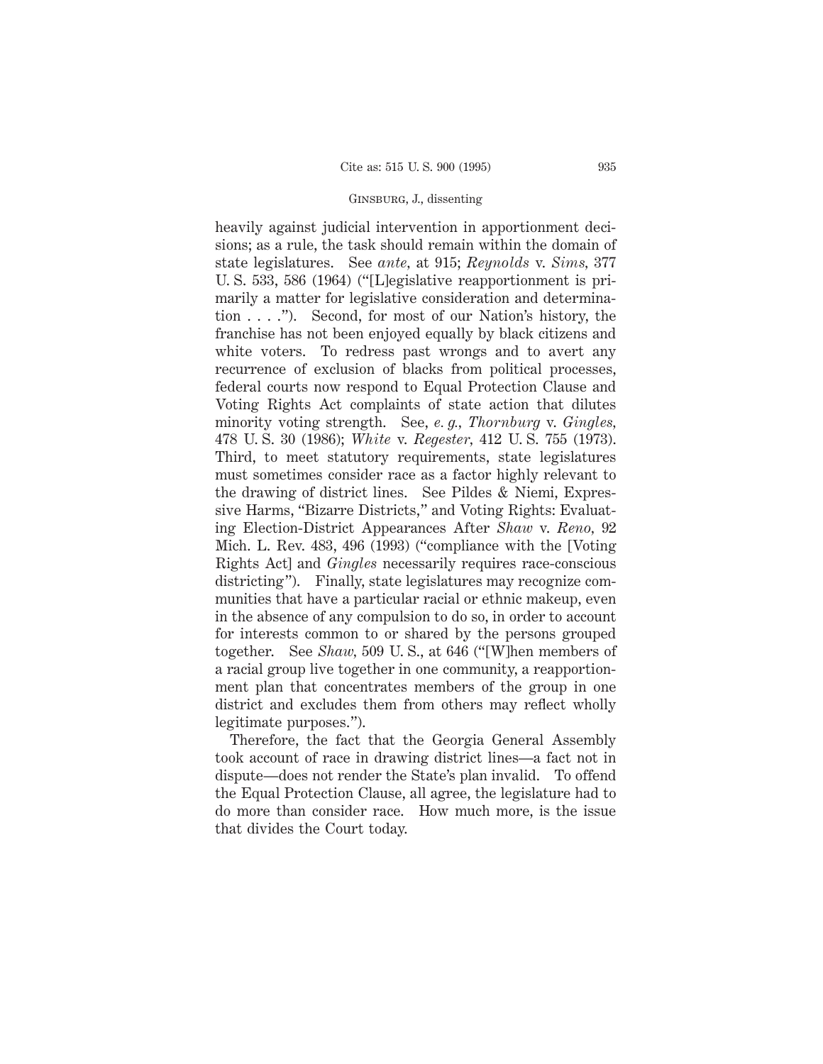heavily against judicial intervention in apportionment decisions; as a rule, the task should remain within the domain of state legislatures. See *ante,* at 915; *Reynolds* v. *Sims,* 377 U. S. 533, 586 (1964) ("[L]egislative reapportionment is primarily a matter for legislative consideration and determination . . . ."). Second, for most of our Nation's history, the franchise has not been enjoyed equally by black citizens and white voters. To redress past wrongs and to avert any recurrence of exclusion of blacks from political processes, federal courts now respond to Equal Protection Clause and Voting Rights Act complaints of state action that dilutes minority voting strength. See, *e. g., Thornburg* v. *Gingles,* 478 U. S. 30 (1986); *White* v. *Regester,* 412 U. S. 755 (1973). Third, to meet statutory requirements, state legislatures must sometimes consider race as a factor highly relevant to the drawing of district lines. See Pildes & Niemi, Expressive Harms, "Bizarre Districts," and Voting Rights: Evaluating Election-District Appearances After *Shaw* v. *Reno,* 92 Mich. L. Rev. 483, 496 (1993) ("compliance with the [Voting Rights Act] and *Gingles* necessarily requires race-conscious districting"). Finally, state legislatures may recognize communities that have a particular racial or ethnic makeup, even in the absence of any compulsion to do so, in order to account for interests common to or shared by the persons grouped together. See *Shaw,* 509 U. S., at 646 ("[W]hen members of a racial group live together in one community, a reapportionment plan that concentrates members of the group in one district and excludes them from others may reflect wholly legitimate purposes.").

Therefore, the fact that the Georgia General Assembly took account of race in drawing district lines—a fact not in dispute—does not render the State's plan invalid. To offend the Equal Protection Clause, all agree, the legislature had to do more than consider race. How much more, is the issue that divides the Court today.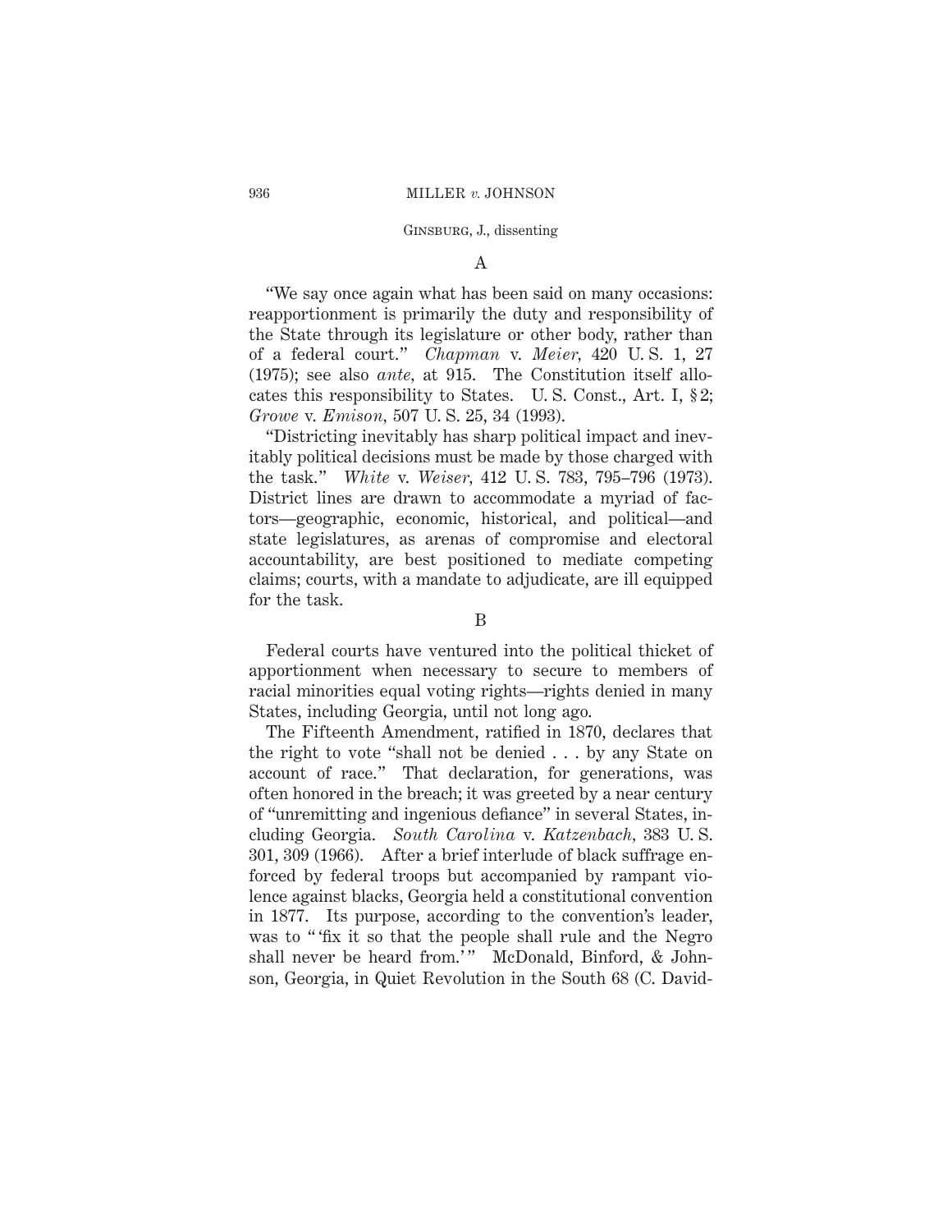### A

"We say once again what has been said on many occasions: reapportionment is primarily the duty and responsibility of the State through its legislature or other body, rather than of a federal court." *Chapman* v. *Meier*, 420 U. S. 1, 27 (1975); see also *ante*, at 915. The Constitution itself allocates this responsibility to States. U. S. Const., Art. I, § 2; *Growe* v. *Emison*, 507 U. S. 25, 34 (1993).

"Districting inevitably has sharp political impact and inevitably political decisions must be made by those charged with the task." *White* v. *Weiser*, 412 U. S. 783, 795–796 (1973). District lines are drawn to accommodate a myriad of factors—geographic, economic, historical, and political—and state legislatures, as arenas of compromise and electoral accountability, are best positioned to mediate competing claims; courts, with a mandate to adjudicate, are ill equipped for the task.

### B

Federal courts have ventured into the political thicket of apportionment when necessary to secure to members of racial minorities equal voting rights—rights denied in many States, including Georgia, until not long ago.

The Fifteenth Amendment, ratified in 1870, declares that the right to vote "shall not be denied . . . by any State on account of race." That declaration, for generations, was often honored in the breach; it was greeted by a near century of "unremitting and ingenious defiance" in several States, including Georgia. *South Carolina* v. *Katzenbach*, 383 U. S. 301, 309 (1966). After a brief interlude of black suffrage enforced by federal troops but accompanied by rampant violence against blacks, Georgia held a constitutional convention in 1877. Its purpose, according to the convention's leader, was to " 'fix it so that the people shall rule and the Negro shall never be heard from.' " McDonald, Binford, & Johnson, Georgia, in Quiet Revolution in the South 68 (C. David-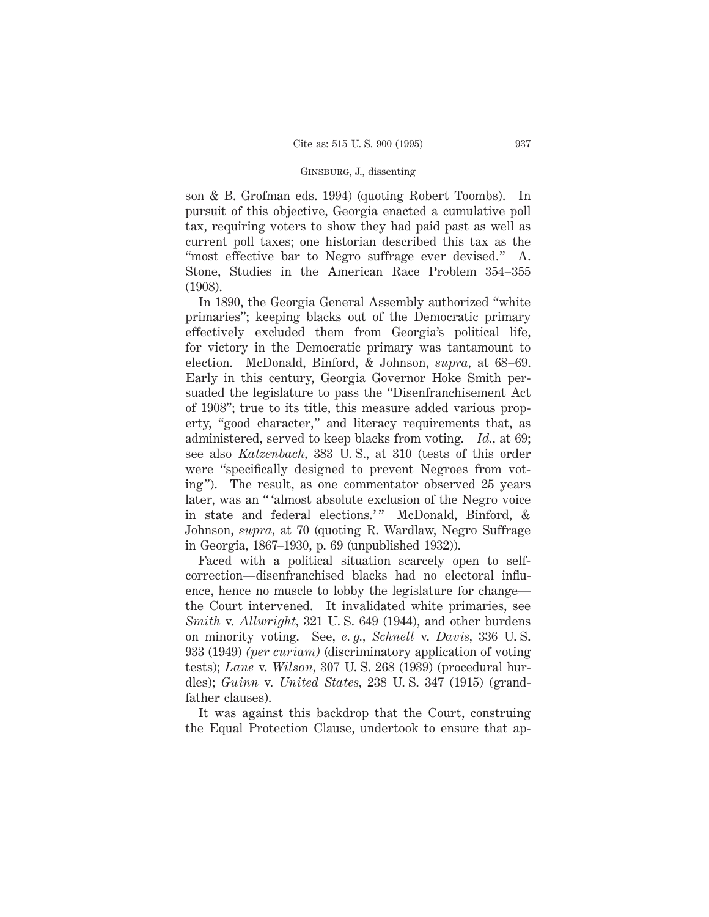son & B. Grofman eds. 1994) (quoting Robert Toombs). In pursuit of this objective, Georgia enacted a cumulative poll tax, requiring voters to show they had paid past as well as current poll taxes; one historian described this tax as the "most effective bar to Negro suffrage ever devised." A. Stone, Studies in the American Race Problem 354–355 (1908).

In 1890, the Georgia General Assembly authorized "white primaries"; keeping blacks out of the Democratic primary effectively excluded them from Georgia's political life, for victory in the Democratic primary was tantamount to election. McDonald, Binford, & Johnson, *supra*, at 68–69. Early in this century, Georgia Governor Hoke Smith persuaded the legislature to pass the "Disenfranchisement Act of 1908"; true to its title, this measure added various property, "good character," and literacy requirements that, as administered, served to keep blacks from voting. *Id.*, at 69; see also *Katzenbach*, 383 U. S., at 310 (tests of this order were "specifically designed to prevent Negroes from voting"). The result, as one commentator observed 25 years later, was an " 'almost absolute exclusion of the Negro voice in state and federal elections.' " McDonald, Binford, & Johnson, *supra*, at 70 (quoting R. Wardlaw, Negro Suffrage in Georgia, 1867–1930, p. 69 (unpublished 1932)).

Faced with a political situation scarcely open to self-correction—disenfranchised blacks had no electoral influence, hence no muscle to lobby the legislature for change—the Court intervened. It invalidated white primaries, see *Smith* v. *Allwright*, 321 U. S. 649 (1944), and other burdens on minority voting. See, *e. g., Schnell* v. *Davis*, 336 U. S. 933 (1949) *(per curiam)* (discriminatory application of voting tests); *Lane* v. *Wilson*, 307 U. S. 268 (1939) (procedural hurdles); *Guinn* v. *United States*, 238 U. S. 347 (1915) (grandfather clauses).

It was against this backdrop that the Court, construing the Equal Protection Clause, undertook to ensure that ap-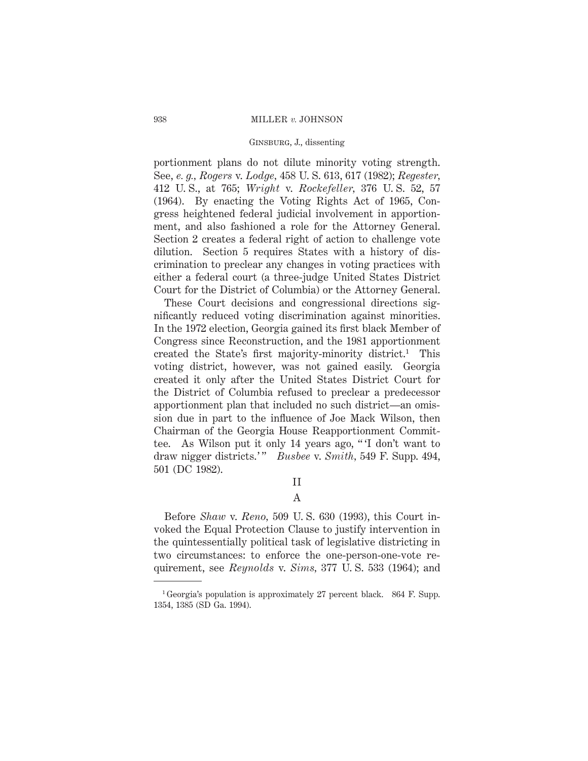portionment plans do not dilute minority voting strength. See, *e. g., Rogers* v. *Lodge*, 458 U. S. 613, 617 (1982); *Regester*, 412 U. S., at 765; *Wright* v. *Rockefeller*, 376 U. S. 52, 57 (1964). By enacting the Voting Rights Act of 1965, Congress heightened federal judicial involvement in apportionment, and also fashioned a role for the Attorney General. Section 2 creates a federal right of action to challenge vote dilution. Section 5 requires States with a history of discrimination to preclear any changes in voting practices with either a federal court (a three-judge United States District Court for the District of Columbia) or the Attorney General.

These Court decisions and congressional directions significantly reduced voting discrimination against minorities. In the 1972 election, Georgia gained its first black Member of Congress since Reconstruction, and the 1981 apportionment created the State's first majority-minority district.[1] This voting district, however, was not gained easily. Georgia created it only after the United States District Court for the District of Columbia refused to preclear a predecessor apportionment plan that included no such district—an omission due in part to the influence of Joe Mack Wilson, then Chairman of the Georgia House Reapportionment Committee. As Wilson put it only 14 years ago, " 'I don't want to draw nigger districts.' " *Busbee* v. *Smith*, 549 F. Supp. 494, 501 (DC 1982).

## II

### A

Before *Shaw* v. *Reno*, 509 U. S. 630 (1993), this Court invoked the Equal Protection Clause to justify intervention in the quintessentially political task of legislative districting in two circumstances: to enforce the one-person-one-vote requirement, see *Reynolds* v. *Sims*, 377 U. S. 533 (1964); and

[1] Georgia's population is approximately 27 percent black. 864 F. Supp. 1354, 1385 (SD Ga. 1994).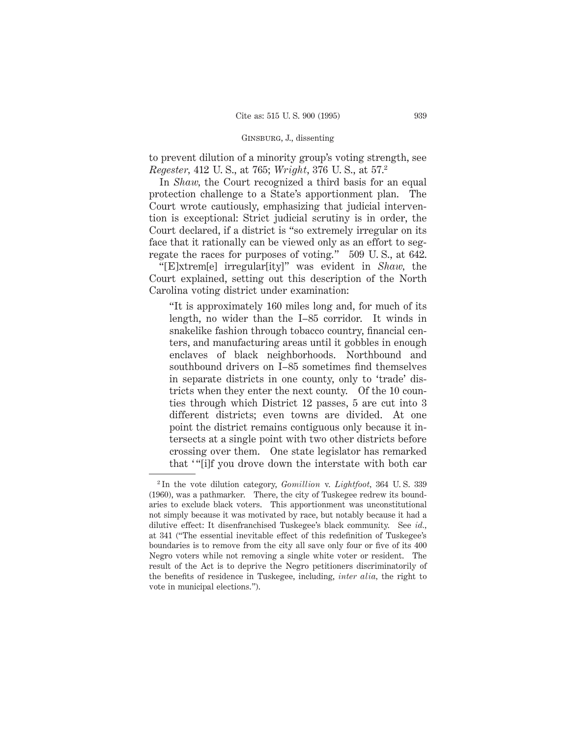to prevent dilution of a minority group's voting strength, see *Regester*, 412 U. S., at 765; *Wright*, 376 U. S., at 57.[2]

In *Shaw*, the Court recognized a third basis for an equal protection challenge to a State's apportionment plan. The Court wrote cautiously, emphasizing that judicial intervention is exceptional: Strict judicial scrutiny is in order, the Court declared, if a district is "so extremely irregular on its face that it rationally can be viewed only as an effort to segregate the races for purposes of voting." 509 U. S., at 642.

"[E]xtrem[e] irregular[ity]" was evident in *Shaw*, the Court explained, setting out this description of the North Carolina voting district under examination:

> "It is approximately 160 miles long and, for much of its length, no wider than the I–85 corridor. It winds in snakelike fashion through tobacco country, financial centers, and manufacturing areas until it gobbles in enough enclaves of black neighborhoods. Northbound and southbound drivers on I–85 sometimes find themselves in separate districts in one county, only to 'trade' districts when they enter the next county. Of the 10 counties through which District 12 passes, 5 are cut into 3 different districts; even towns are divided. At one point the district remains contiguous only because it intersects at a single point with two other districts before crossing over them. One state legislator has remarked that '"[i]f you drove down the interstate with both car

---

[2] In the vote dilution category, *Gomillion* v. *Lightfoot*, 364 U. S. 339 (1960), was a pathmarker. There, the city of Tuskegee redrew its boundaries to exclude black voters. This apportionment was unconstitutional not simply because it was motivated by race, but notably because it had a dilutive effect: It disenfranchised Tuskegee's black community. See *id.*, at 341 ("The essential inevitable effect of this redefinition of Tuskegee's boundaries is to remove from the city all save only four or five of its 400 Negro voters while not removing a single white voter or resident. The result of the Act is to deprive the Negro petitioners discriminatorily of the benefits of residence in Tuskegee, including, *inter alia*, the right to vote in municipal elections.").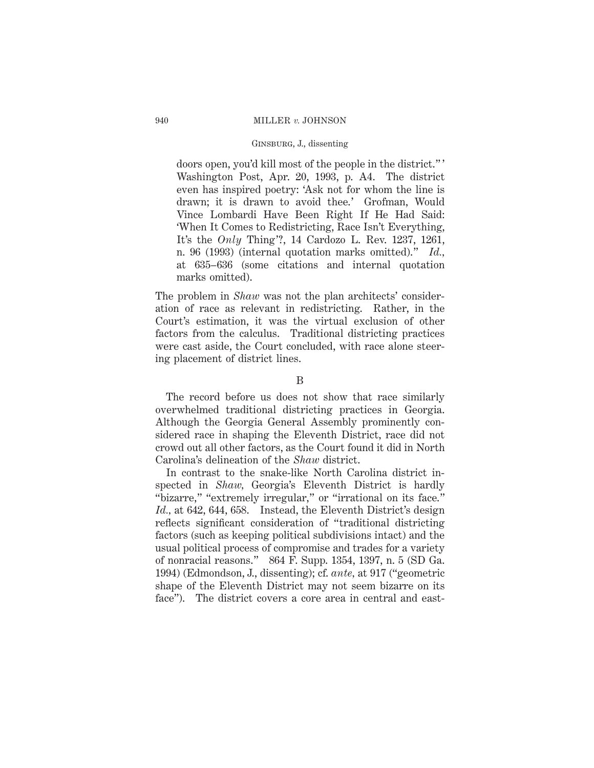doors open, you'd kill most of the people in the district." ' Washington Post, Apr. 20, 1993, p. A4. The district even has inspired poetry: 'Ask not for whom the line is drawn; it is drawn to avoid thee.' Grofman, Would Vince Lombardi Have Been Right If He Had Said: 'When It Comes to Redistricting, Race Isn't Everything, It's the *Only* Thing'?, 14 Cardozo L. Rev. 1237, 1261, n. 96 (1993) (internal quotation marks omitted)." *Id.*, at 635–636 (some citations and internal quotation marks omitted).

The problem in *Shaw* was not the plan architects' consideration of race as relevant in redistricting. Rather, in the Court's estimation, it was the virtual exclusion of other factors from the calculus. Traditional districting practices were cast aside, the Court concluded, with race alone steering placement of district lines.

B

The record before us does not show that race similarly overwhelmed traditional districting practices in Georgia. Although the Georgia General Assembly prominently considered race in shaping the Eleventh District, race did not crowd out all other factors, as the Court found it did in North Carolina's delineation of the *Shaw* district.

In contrast to the snake-like North Carolina district inspected in *Shaw*, Georgia's Eleventh District is hardly "bizarre," "extremely irregular," or "irrational on its face." *Id.*, at 642, 644, 658. Instead, the Eleventh District's design reflects significant consideration of "traditional districting factors (such as keeping political subdivisions intact) and the usual political process of compromise and trades for a variety of nonracial reasons." 864 F. Supp. 1354, 1397, n. 5 (SD Ga. 1994) (Edmondson, J., dissenting); cf. *ante*, at 917 ("geometric shape of the Eleventh District may not seem bizarre on its face"). The district covers a core area in central and east-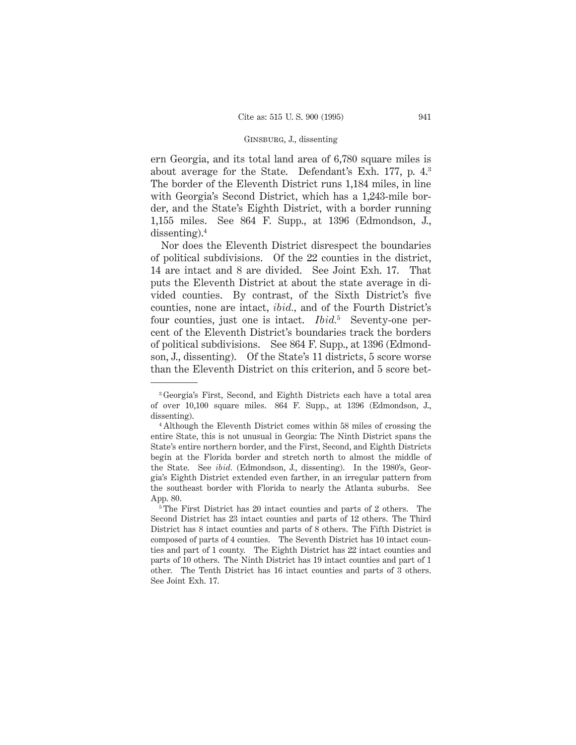ern Georgia, and its total land area of 6,780 square miles is about average for the State. Defendant's Exh. 177, p. 4.[3] The border of the Eleventh District runs 1,184 miles, in line with Georgia's Second District, which has a 1,243-mile border, and the State's Eighth District, with a border running 1,155 miles. See 864 F. Supp., at 1396 (Edmondson, J., dissenting).[4]

Nor does the Eleventh District disrespect the boundaries of political subdivisions. Of the 22 counties in the district, 14 are intact and 8 are divided. See Joint Exh. 17. That puts the Eleventh District at about the state average in divided counties. By contrast, of the Sixth District's five counties, none are intact, *ibid.*, and of the Fourth District's four counties, just one is intact. *Ibid.*[5] Seventy-one percent of the Eleventh District's boundaries track the borders of political subdivisions. See 864 F. Supp., at 1396 (Edmondson, J., dissenting). Of the State's 11 districts, 5 score worse than the Eleventh District on this criterion, and 5 score bet-

---

[3] Georgia's First, Second, and Eighth Districts each have a total area of over 10,100 square miles. 864 F. Supp., at 1396 (Edmondson, J., dissenting).

[4] Although the Eleventh District comes within 58 miles of crossing the entire State, this is not unusual in Georgia: The Ninth District spans the State's entire northern border, and the First, Second, and Eighth Districts begin at the Florida border and stretch north to almost the middle of the State. See *ibid.* (Edmondson, J., dissenting). In the 1980's, Georgia's Eighth District extended even farther, in an irregular pattern from the southeast border with Florida to nearly the Atlanta suburbs. See App. 80.

[5] The First District has 20 intact counties and parts of 2 others. The Second District has 23 intact counties and parts of 12 others. The Third District has 8 intact counties and parts of 8 others. The Fifth District is composed of parts of 4 counties. The Seventh District has 10 intact counties and part of 1 county. The Eighth District has 22 intact counties and parts of 10 others. The Ninth District has 19 intact counties and part of 1 other. The Tenth District has 16 intact counties and parts of 3 others. See Joint Exh. 17.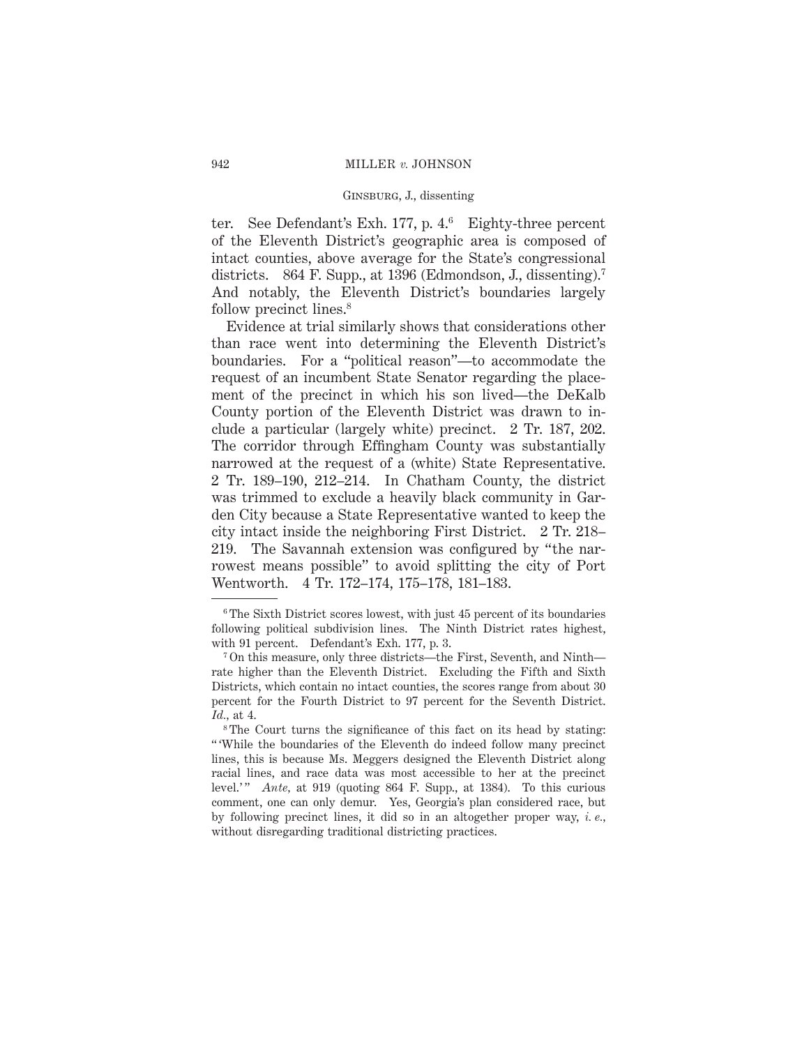ter. See Defendant's Exh. 177, p. 4.[6] Eighty-three percent of the Eleventh District's geographic area is composed of intact counties, above average for the State's congressional districts. 864 F. Supp., at 1396 (Edmondson, J., dissenting).[7] And notably, the Eleventh District's boundaries largely follow precinct lines.[8]

Evidence at trial similarly shows that considerations other than race went into determining the Eleventh District's boundaries. For a "political reason"—to accommodate the request of an incumbent State Senator regarding the placement of the precinct in which his son lived—the DeKalb County portion of the Eleventh District was drawn to include a particular (largely white) precinct. 2 Tr. 187, 202. The corridor through Effingham County was substantially narrowed at the request of a (white) State Representative. 2 Tr. 189–190, 212–214. In Chatham County, the district was trimmed to exclude a heavily black community in Garden City because a State Representative wanted to keep the city intact inside the neighboring First District. 2 Tr. 218–219. The Savannah extension was configured by "the narrowest means possible" to avoid splitting the city of Port Wentworth. 4 Tr. 172–174, 175–178, 181–183.

---

[6] The Sixth District scores lowest, with just 45 percent of its boundaries following political subdivision lines. The Ninth District rates highest, with 91 percent. Defendant's Exh. 177, p. 3.

[7] On this measure, only three districts—the First, Seventh, and Ninth—rate higher than the Eleventh District. Excluding the Fifth and Sixth Districts, which contain no intact counties, the scores range from about 30 percent for the Fourth District to 97 percent for the Seventh District. *Id.*, at 4.

[8] The Court turns the significance of this fact on its head by stating: "'While the boundaries of the Eleventh do indeed follow many precinct lines, this is because Ms. Meggers designed the Eleventh District along racial lines, and race data was most accessible to her at the precinct level.'" *Ante*, at 919 (quoting 864 F. Supp., at 1384). To this curious comment, one can only demur. Yes, Georgia's plan considered race, but by following precinct lines, it did so in an altogether proper way, *i. e.*, without disregarding traditional districting practices.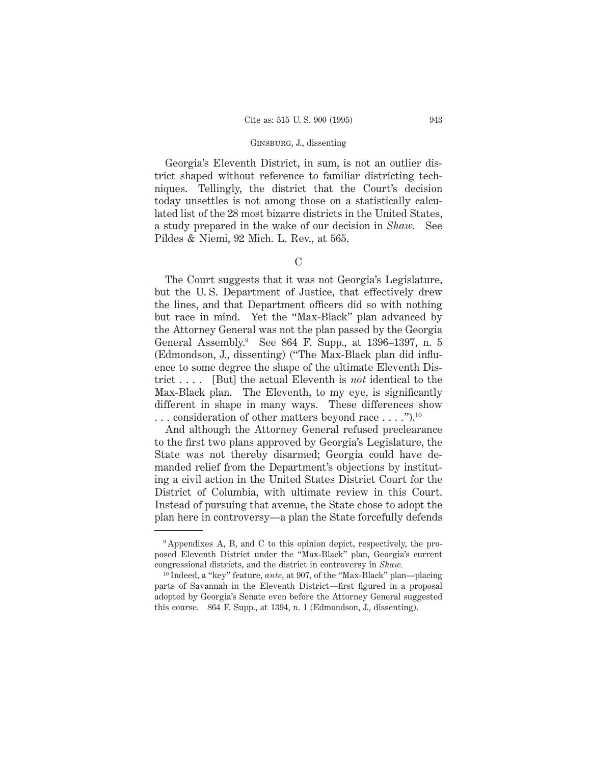Georgia's Eleventh District, in sum, is not an outlier district shaped without reference to familiar districting techniques. Tellingly, the district that the Court's decision today unsettles is not among those on a statistically calculated list of the 28 most bizarre districts in the United States, a study prepared in the wake of our decision in *Shaw.* See Pildes & Niemi, 92 Mich. L. Rev., at 565.

### C

The Court suggests that it was not Georgia's Legislature, but the U. S. Department of Justice, that effectively drew the lines, and that Department officers did so with nothing but race in mind. Yet the "Max-Black" plan advanced by the Attorney General was not the plan passed by the Georgia General Assembly.[9] See 864 F. Supp., at 1396–1397, n. 5 (Edmondson, J., dissenting) ("The Max-Black plan did influence to some degree the shape of the ultimate Eleventh District . . . . [But] the actual Eleventh is *not* identical to the Max-Black plan. The Eleventh, to my eye, is significantly different in shape in many ways. These differences show . . . consideration of other matters beyond race . . . .").[10]

And although the Attorney General refused preclearance to the first two plans approved by Georgia's Legislature, the State was not thereby disarmed; Georgia could have demanded relief from the Department's objections by instituting a civil action in the United States District Court for the District of Columbia, with ultimate review in this Court. Instead of pursuing that avenue, the State chose to adopt the plan here in controversy—a plan the State forcefully defends

---

[9] Appendixes A, B, and C to this opinion depict, respectively, the proposed Eleventh District under the "Max-Black" plan, Georgia's current congressional districts, and the district in controversy in *Shaw.*

[10] Indeed, a "key" feature, *ante,* at 907, of the "Max-Black" plan—placing parts of Savannah in the Eleventh District—first figured in a proposal adopted by Georgia's Senate even before the Attorney General suggested this course. 864 F. Supp., at 1394, n. 1 (Edmondson, J., dissenting).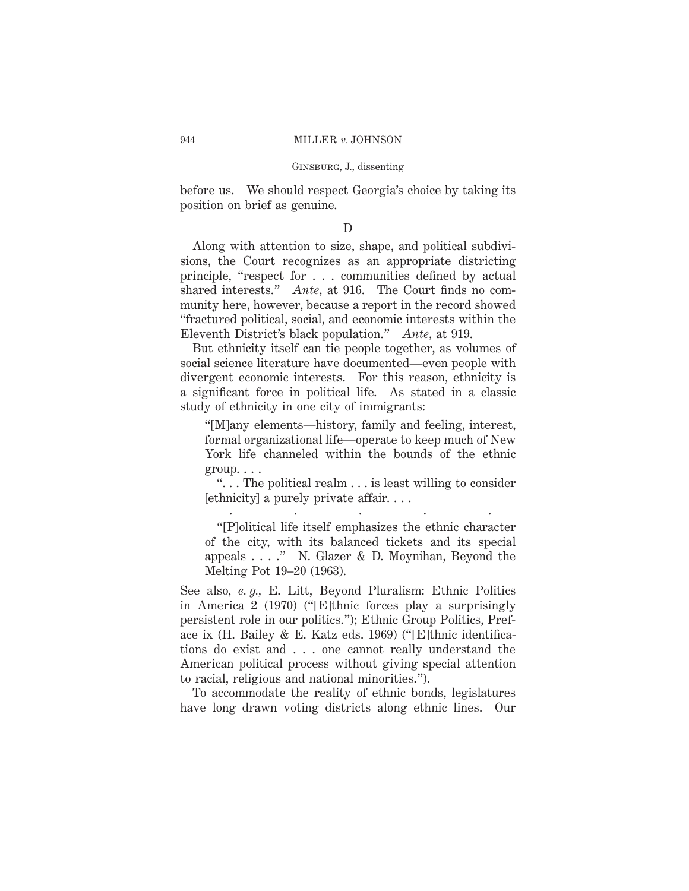before us. We should respect Georgia's choice by taking its position on brief as genuine.

D

Along with attention to size, shape, and political subdivisions, the Court recognizes as an appropriate districting principle, "respect for . . . communities defined by actual shared interests." *Ante,* at 916. The Court finds no community here, however, because a report in the record showed "fractured political, social, and economic interests within the Eleventh District's black population." *Ante,* at 919.

But ethnicity itself can tie people together, as volumes of social science literature have documented—even people with divergent economic interests. For this reason, ethnicity is a significant force in political life. As stated in a classic study of ethnicity in one city of immigrants:

> "[M]any elements—history, family and feeling, interest, formal organizational life—operate to keep much of New York life channeled within the bounds of the ethnic group. . . .
>
> ". . . The political realm . . . is least willing to consider [ethnicity] a purely private affair. . . .
>
> . . . . .
>
> "[P]olitical life itself emphasizes the ethnic character of the city, with its balanced tickets and its special appeals . . . ." N. Glazer & D. Moynihan, Beyond the Melting Pot 19–20 (1963).

See also, *e. g.,* E. Litt, Beyond Pluralism: Ethnic Politics in America 2 (1970) ("[E]thnic forces play a surprisingly persistent role in our politics."); Ethnic Group Politics, Preface ix (H. Bailey & E. Katz eds. 1969) ("[E]thnic identifications do exist and . . . one cannot really understand the American political process without giving special attention to racial, religious and national minorities.").

To accommodate the reality of ethnic bonds, legislatures have long drawn voting districts along ethnic lines. Our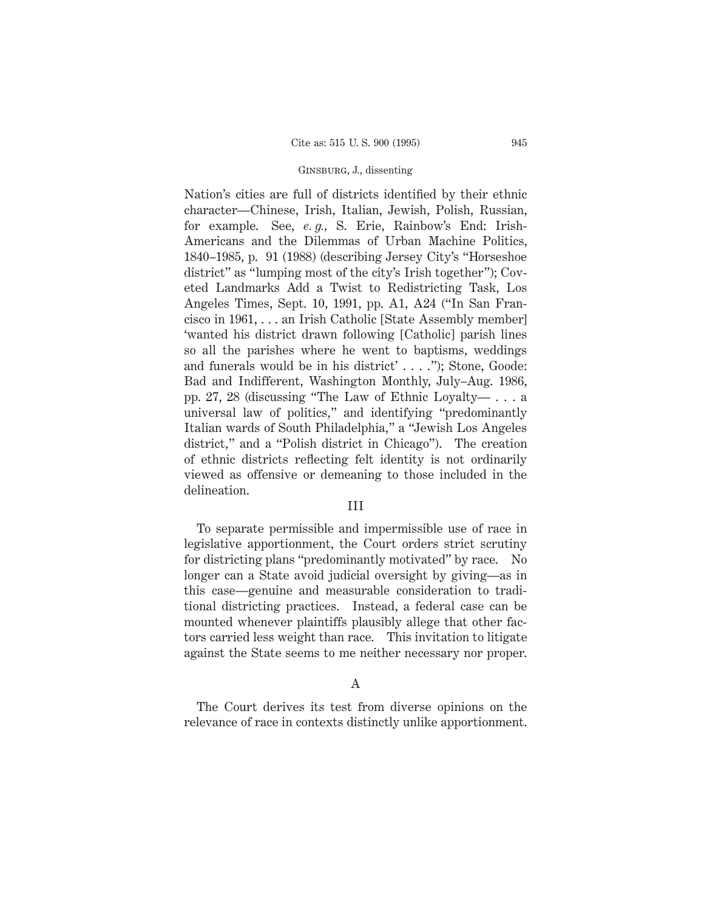Nation's cities are full of districts identified by their ethnic character—Chinese, Irish, Italian, Jewish, Polish, Russian, for example. See, *e. g.*, S. Erie, Rainbow's End: Irish-Americans and the Dilemmas of Urban Machine Politics, 1840–1985, p. 91 (1988) (describing Jersey City's "Horseshoe district" as "lumping most of the city's Irish together"); Coveted Landmarks Add a Twist to Redistricting Task, Los Angeles Times, Sept. 10, 1991, pp. A1, A24 ("In San Francisco in 1961, . . . an Irish Catholic [State Assembly member] 'wanted his district drawn following [Catholic] parish lines so all the parishes where he went to baptisms, weddings and funerals would be in his district' . . . ."); Stone, Goode: Bad and Indifferent, Washington Monthly, July–Aug. 1986, pp. 27, 28 (discussing "The Law of Ethnic Loyalty— . . . a universal law of politics," and identifying "predominantly Italian wards of South Philadelphia," a "Jewish Los Angeles district," and a "Polish district in Chicago"). The creation of ethnic districts reflecting felt identity is not ordinarily viewed as offensive or demeaning to those included in the delineation.

## III

To separate permissible and impermissible use of race in legislative apportionment, the Court orders strict scrutiny for districting plans "predominantly motivated" by race. No longer can a State avoid judicial oversight by giving—as in this case—genuine and measurable consideration to traditional districting practices. Instead, a federal case can be mounted whenever plaintiffs plausibly allege that other factors carried less weight than race. This invitation to litigate against the State seems to me neither necessary nor proper.

### A

The Court derives its test from diverse opinions on the relevance of race in contexts distinctly unlike apportionment.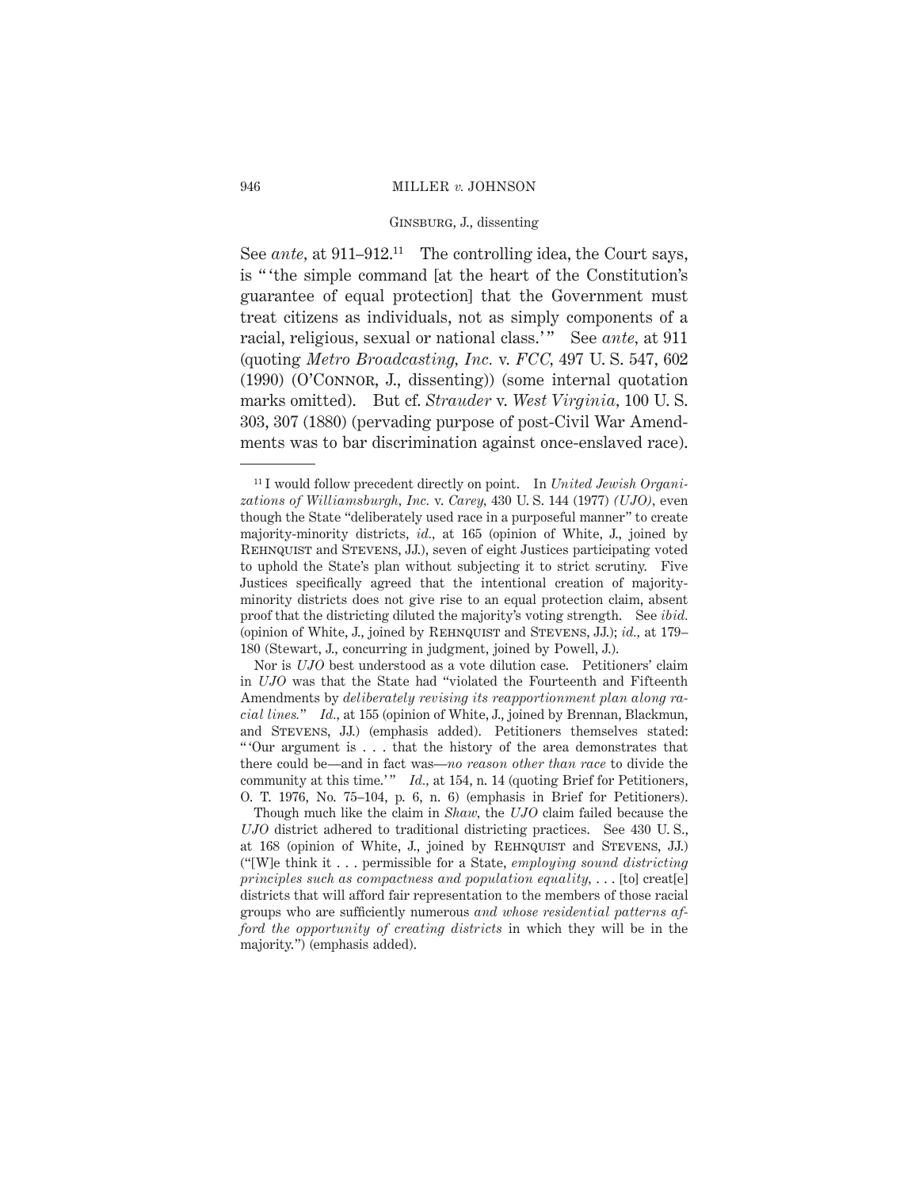See *ante*, at 911–912.[11] The controlling idea, the Court says, is " 'the simple command [at the heart of the Constitution's guarantee of equal protection] that the Government must treat citizens as individuals, not as simply components of a racial, religious, sexual or national class.' " See *ante*, at 911 (quoting *Metro Broadcasting, Inc.* v. *FCC*, 497 U. S. 547, 602 (1990) (O'Connor, J., dissenting)) (some internal quotation marks omitted). But cf. *Strauder* v. *West Virginia*, 100 U. S. 303, 307 (1880) (pervading purpose of post-Civil War Amendments was to bar discrimination against once-enslaved race).

---

[11] I would follow precedent directly on point. In *United Jewish Organizations of Williamsburgh, Inc.* v. *Carey*, 430 U. S. 144 (1977) *(UJO)*, even though the State "deliberately used race in a purposeful manner" to create majority-minority districts, *id.*, at 165 (opinion of White, J., joined by Rehnquist and Stevens, JJ.), seven of eight Justices participating voted to uphold the State's plan without subjecting it to strict scrutiny. Five Justices specifically agreed that the intentional creation of majority-minority districts does not give rise to an equal protection claim, absent proof that the districting diluted the majority's voting strength. See *ibid.* (opinion of White, J., joined by Rehnquist and Stevens, JJ.); *id.*, at 179–180 (Stewart, J., concurring in judgment, joined by Powell, J.).

Nor is *UJO* best understood as a vote dilution case. Petitioners' claim in *UJO* was that the State had "violated the Fourteenth and Fifteenth Amendments by *deliberately revising its reapportionment plan along racial lines*." *Id.*, at 155 (opinion of White, J., joined by Brennan, Blackmun, and Stevens, JJ.) (emphasis added). Petitioners themselves stated: " 'Our argument is . . . that the history of the area demonstrates that there could be—and in fact was—*no reason other than race* to divide the community at this time.' " *Id.*, at 154, n. 14 (quoting Brief for Petitioners, O. T. 1976, No. 75–104, p. 6, n. 6) (emphasis in Brief for Petitioners).

Though much like the claim in *Shaw*, the *UJO* claim failed because the *UJO* district adhered to traditional districting practices. See 430 U. S., at 168 (opinion of White, J., joined by Rehnquist and Stevens, JJ.) ("[W]e think it . . . permissible for a State, *employing sound districting principles such as compactness and population equality*, . . . [to] creat[e] districts that will afford fair representation to the members of those racial groups who are sufficiently numerous *and whose residential patterns afford the opportunity of creating districts* in which they will be in the majority.") (emphasis added).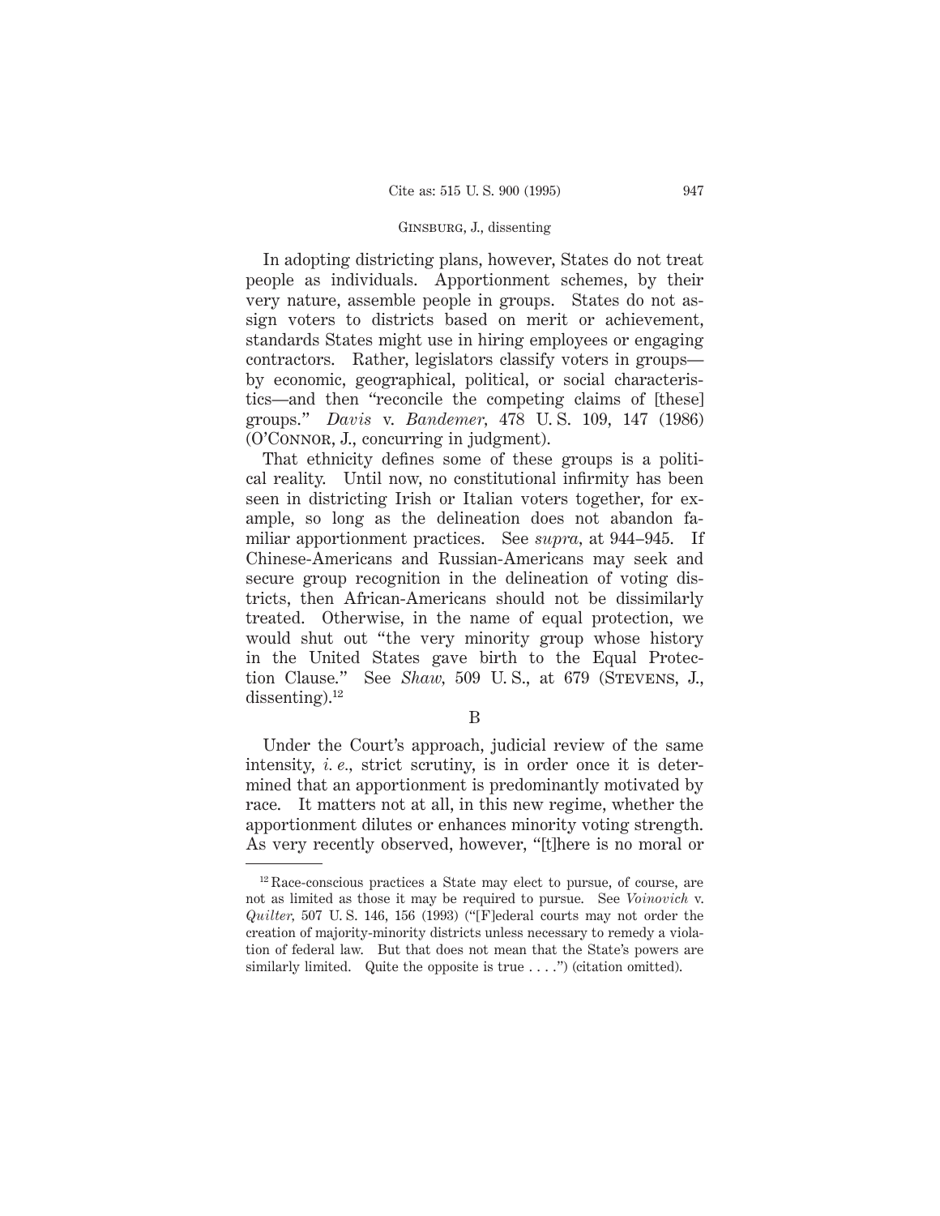In adopting districting plans, however, States do not treat people as individuals. Apportionment schemes, by their very nature, assemble people in groups. States do not assign voters to districts based on merit or achievement, standards States might use in hiring employees or engaging contractors. Rather, legislators classify voters in groups—by economic, geographical, political, or social characteristics—and then "reconcile the competing claims of [these] groups." *Davis* v. *Bandemer*, 478 U. S. 109, 147 (1986) (O'Connor, J., concurring in judgment).

That ethnicity defines some of these groups is a political reality. Until now, no constitutional infirmity has been seen in districting Irish or Italian voters together, for example, so long as the delineation does not abandon familiar apportionment practices. See *supra*, at 944–945. If Chinese-Americans and Russian-Americans may seek and secure group recognition in the delineation of voting districts, then African-Americans should not be dissimilarly treated. Otherwise, in the name of equal protection, we would shut out "the very minority group whose history in the United States gave birth to the Equal Protection Clause." See *Shaw*, 509 U. S., at 679 (Stevens, J., dissenting).[12]

## B

Under the Court's approach, judicial review of the same intensity, *i. e.*, strict scrutiny, is in order once it is determined that an apportionment is predominantly motivated by race. It matters not at all, in this new regime, whether the apportionment dilutes or enhances minority voting strength. As very recently observed, however, "[t]here is no moral or

---

[12] Race-conscious practices a State may elect to pursue, of course, are not as limited as those it may be required to pursue. See *Voinovich* v. *Quilter*, 507 U. S. 146, 156 (1993) ("[F]ederal courts may not order the creation of majority-minority districts unless necessary to remedy a violation of federal law. But that does not mean that the State's powers are similarly limited. Quite the opposite is true . . . .") (citation omitted).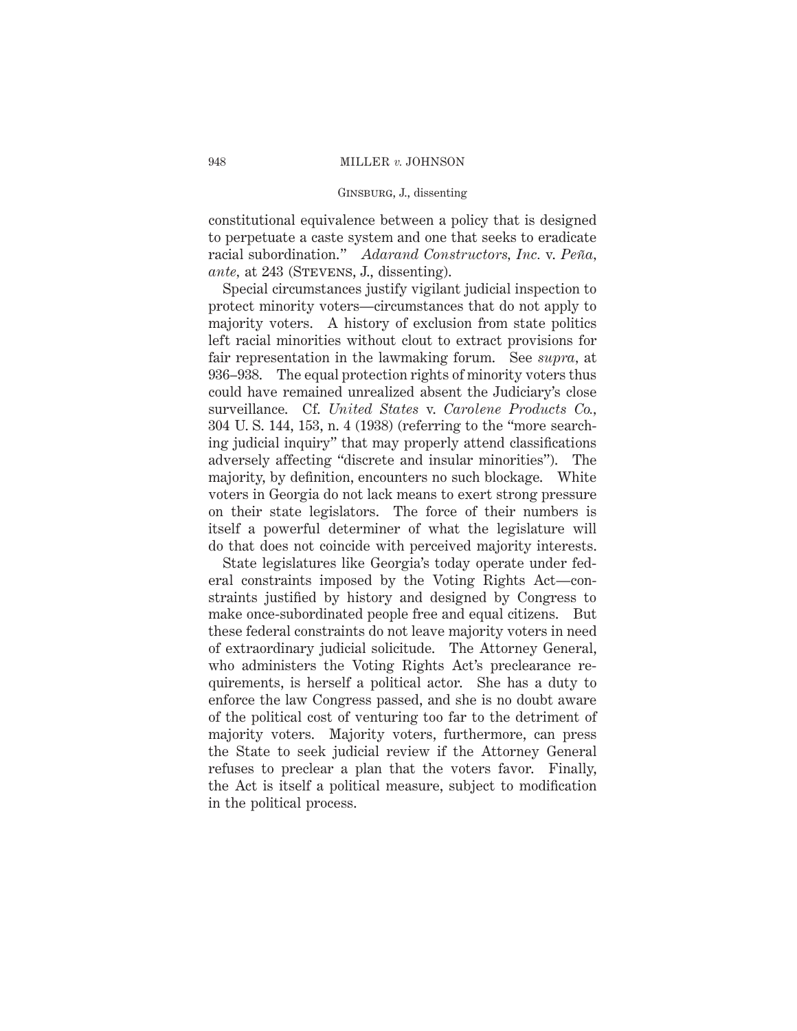constitutional equivalence between a policy that is designed to perpetuate a caste system and one that seeks to eradicate racial subordination." *Adarand Constructors, Inc.* v. *Peña, ante,* at 243 (Stevens, J., dissenting).

Special circumstances justify vigilant judicial inspection to protect minority voters—circumstances that do not apply to majority voters. A history of exclusion from state politics left racial minorities without clout to extract provisions for fair representation in the lawmaking forum. See *supra,* at 936–938. The equal protection rights of minority voters thus could have remained unrealized absent the Judiciary's close surveillance. Cf. *United States* v. *Carolene Products Co.,* 304 U. S. 144, 153, n. 4 (1938) (referring to the "more searching judicial inquiry" that may properly attend classifications adversely affecting "discrete and insular minorities"). The majority, by definition, encounters no such blockage. White voters in Georgia do not lack means to exert strong pressure on their state legislators. The force of their numbers is itself a powerful determiner of what the legislature will do that does not coincide with perceived majority interests.

State legislatures like Georgia's today operate under federal constraints imposed by the Voting Rights Act—constraints justified by history and designed by Congress to make once-subordinated people free and equal citizens. But these federal constraints do not leave majority voters in need of extraordinary judicial solicitude. The Attorney General, who administers the Voting Rights Act's preclearance requirements, is herself a political actor. She has a duty to enforce the law Congress passed, and she is no doubt aware of the political cost of venturing too far to the detriment of majority voters. Majority voters, furthermore, can press the State to seek judicial review if the Attorney General refuses to preclear a plan that the voters favor. Finally, the Act is itself a political measure, subject to modification in the political process.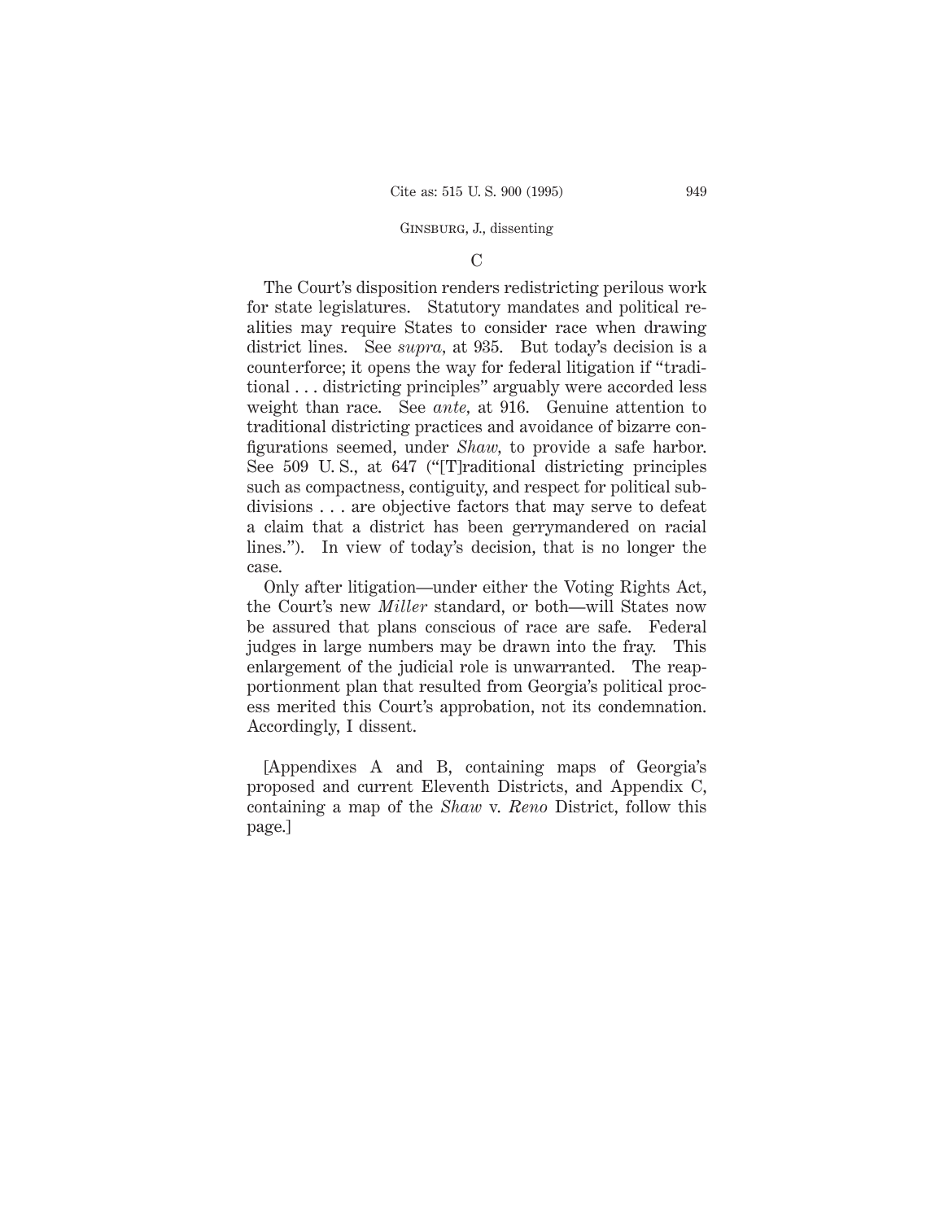C

The Court's disposition renders redistricting perilous work for state legislatures. Statutory mandates and political realities may require States to consider race when drawing district lines. See *supra*, at 935. But today's decision is a counterforce; it opens the way for federal litigation if "traditional . . . districting principles" arguably were accorded less weight than race. See *ante*, at 916. Genuine attention to traditional districting practices and avoidance of bizarre configurations seemed, under *Shaw*, to provide a safe harbor. See 509 U. S., at 647 ("[T]raditional districting principles such as compactness, contiguity, and respect for political subdivisions . . . are objective factors that may serve to defeat a claim that a district has been gerrymandered on racial lines."). In view of today's decision, that is no longer the case.

Only after litigation—under either the Voting Rights Act, the Court's new *Miller* standard, or both—will States now be assured that plans conscious of race are safe. Federal judges in large numbers may be drawn into the fray. This enlargement of the judicial role is unwarranted. The reapportionment plan that resulted from Georgia's political process merited this Court's approbation, not its condemnation. Accordingly, I dissent.

[Appendixes A and B, containing maps of Georgia's proposed and current Eleventh Districts, and Appendix C, containing a map of the *Shaw* v. *Reno* District, follow this page.]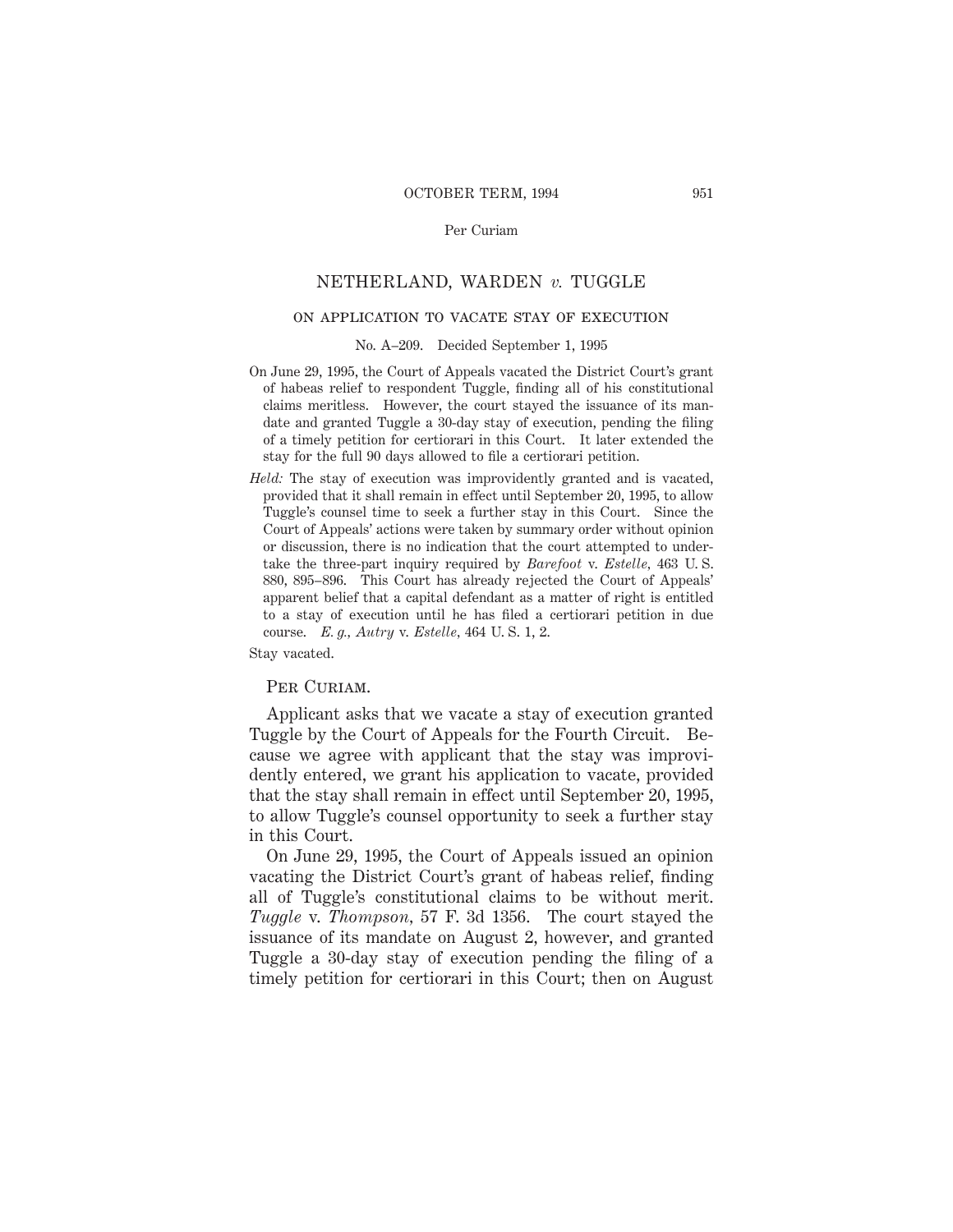# NETHERLAND, WARDEN *v.* TUGGLE

## ON APPLICATION TO VACATE STAY OF EXECUTION

No. A–209. Decided September 1, 1995

On June 29, 1995, the Court of Appeals vacated the District Court's grant of habeas relief to respondent Tuggle, finding all of his constitutional claims meritless. However, the court stayed the issuance of its mandate and granted Tuggle a 30-day stay of execution, pending the filing of a timely petition for certiorari in this Court. It later extended the stay for the full 90 days allowed to file a certiorari petition.

*Held:* The stay of execution was improvidently granted and is vacated, provided that it shall remain in effect until September 20, 1995, to allow Tuggle's counsel time to seek a further stay in this Court. Since the Court of Appeals' actions were taken by summary order without opinion or discussion, there is no indication that the court attempted to undertake the three-part inquiry required by *Barefoot* v. *Estelle*, 463 U. S. 880, 895–896. This Court has already rejected the Court of Appeals' apparent belief that a capital defendant as a matter of right is entitled to a stay of execution until he has filed a certiorari petition in due course. *E. g., Autry* v. *Estelle*, 464 U. S. 1, 2.

Stay vacated.

PER CURIAM.

Applicant asks that we vacate a stay of execution granted Tuggle by the Court of Appeals for the Fourth Circuit. Because we agree with applicant that the stay was improvidently entered, we grant his application to vacate, provided that the stay shall remain in effect until September 20, 1995, to allow Tuggle's counsel opportunity to seek a further stay in this Court.

On June 29, 1995, the Court of Appeals issued an opinion vacating the District Court's grant of habeas relief, finding all of Tuggle's constitutional claims to be without merit. *Tuggle* v. *Thompson*, 57 F. 3d 1356. The court stayed the issuance of its mandate on August 2, however, and granted Tuggle a 30-day stay of execution pending the filing of a timely petition for certiorari in this Court; then on August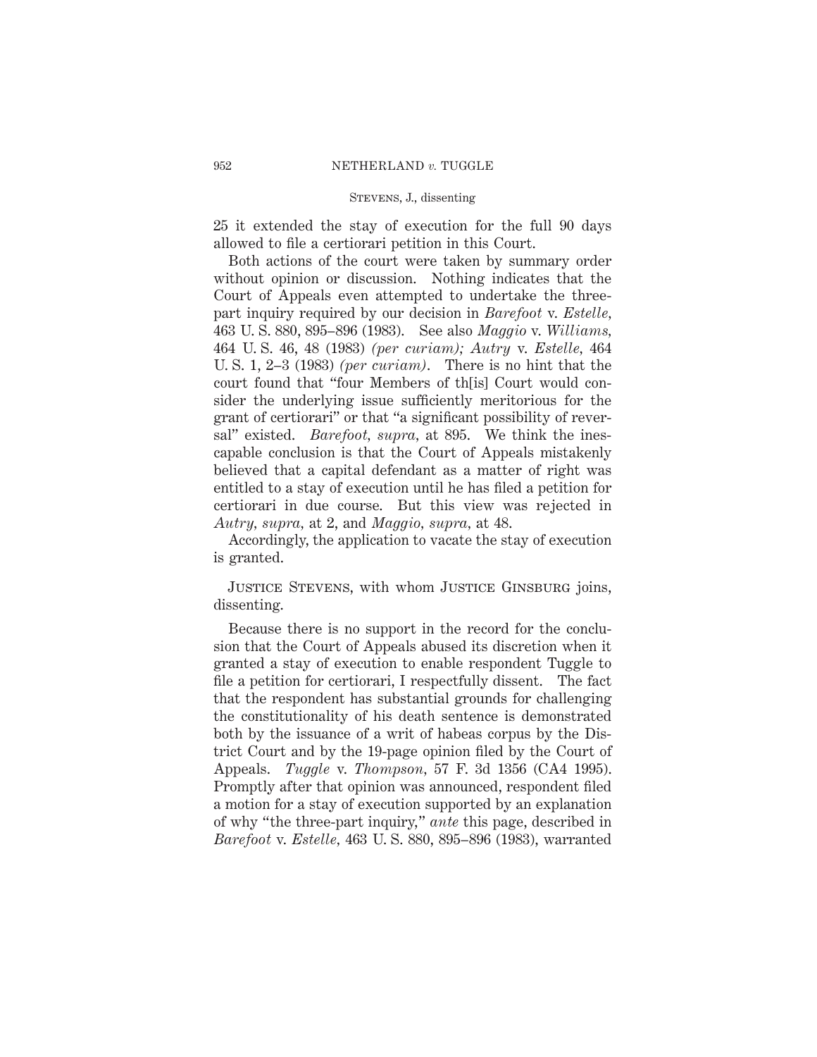25 it extended the stay of execution for the full 90 days allowed to file a certiorari petition in this Court.

Both actions of the court were taken by summary order without opinion or discussion. Nothing indicates that the Court of Appeals even attempted to undertake the three-part inquiry required by our decision in *Barefoot* v. *Estelle*, 463 U. S. 880, 895–896 (1983). See also *Maggio* v. *Williams*, 464 U. S. 46, 48 (1983) *(per curiam); Autry* v. *Estelle*, 464 U. S. 1, 2–3 (1983) *(per curiam)*. There is no hint that the court found that "four Members of th[is] Court would consider the underlying issue sufficiently meritorious for the grant of certiorari" or that "a significant possibility of reversal" existed. *Barefoot, supra*, at 895. We think the inescapable conclusion is that the Court of Appeals mistakenly believed that a capital defendant as a matter of right was entitled to a stay of execution until he has filed a petition for certiorari in due course. But this view was rejected in *Autry, supra*, at 2, and *Maggio, supra*, at 48.

Accordingly, the application to vacate the stay of execution is granted.

Justice Stevens, with whom Justice Ginsburg joins, dissenting.

Because there is no support in the record for the conclusion that the Court of Appeals abused its discretion when it granted a stay of execution to enable respondent Tuggle to file a petition for certiorari, I respectfully dissent. The fact that the respondent has substantial grounds for challenging the constitutionality of his death sentence is demonstrated both by the issuance of a writ of habeas corpus by the District Court and by the 19-page opinion filed by the Court of Appeals. *Tuggle* v. *Thompson*, 57 F. 3d 1356 (CA4 1995). Promptly after that opinion was announced, respondent filed a motion for a stay of execution supported by an explanation of why "the three-part inquiry," *ante* this page, described in *Barefoot* v. *Estelle*, 463 U. S. 880, 895–896 (1983), warranted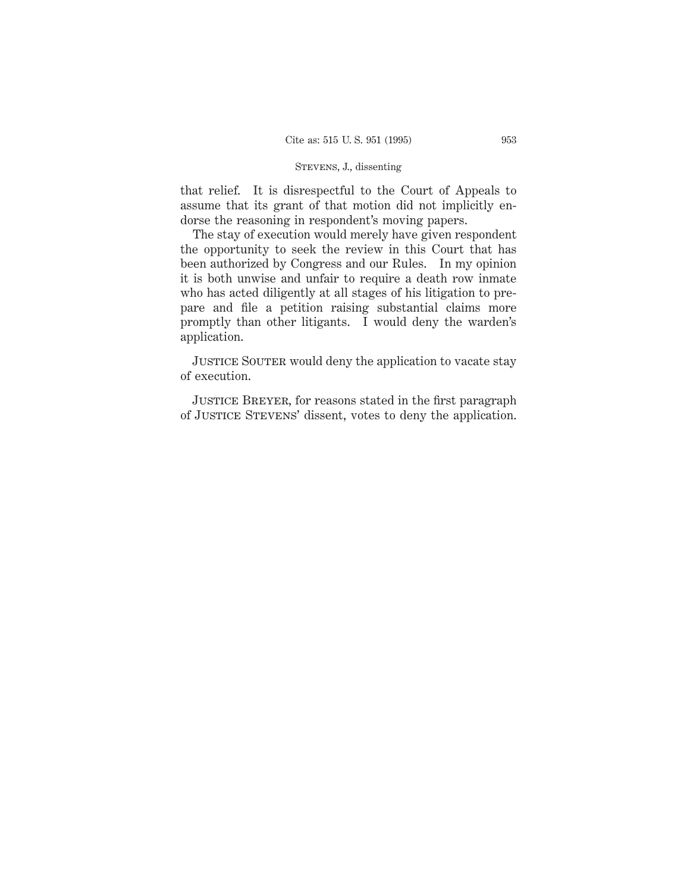that relief. It is disrespectful to the Court of Appeals to assume that its grant of that motion did not implicitly endorse the reasoning in respondent's moving papers.

The stay of execution would merely have given respondent the opportunity to seek the review in this Court that has been authorized by Congress and our Rules. In my opinion it is both unwise and unfair to require a death row inmate who has acted diligently at all stages of his litigation to prepare and file a petition raising substantial claims more promptly than other litigants. I would deny the warden's application.

Justice Souter would deny the application to vacate stay of execution.

Justice Breyer, for reasons stated in the first paragraph of Justice Stevens' dissent, votes to deny the application.